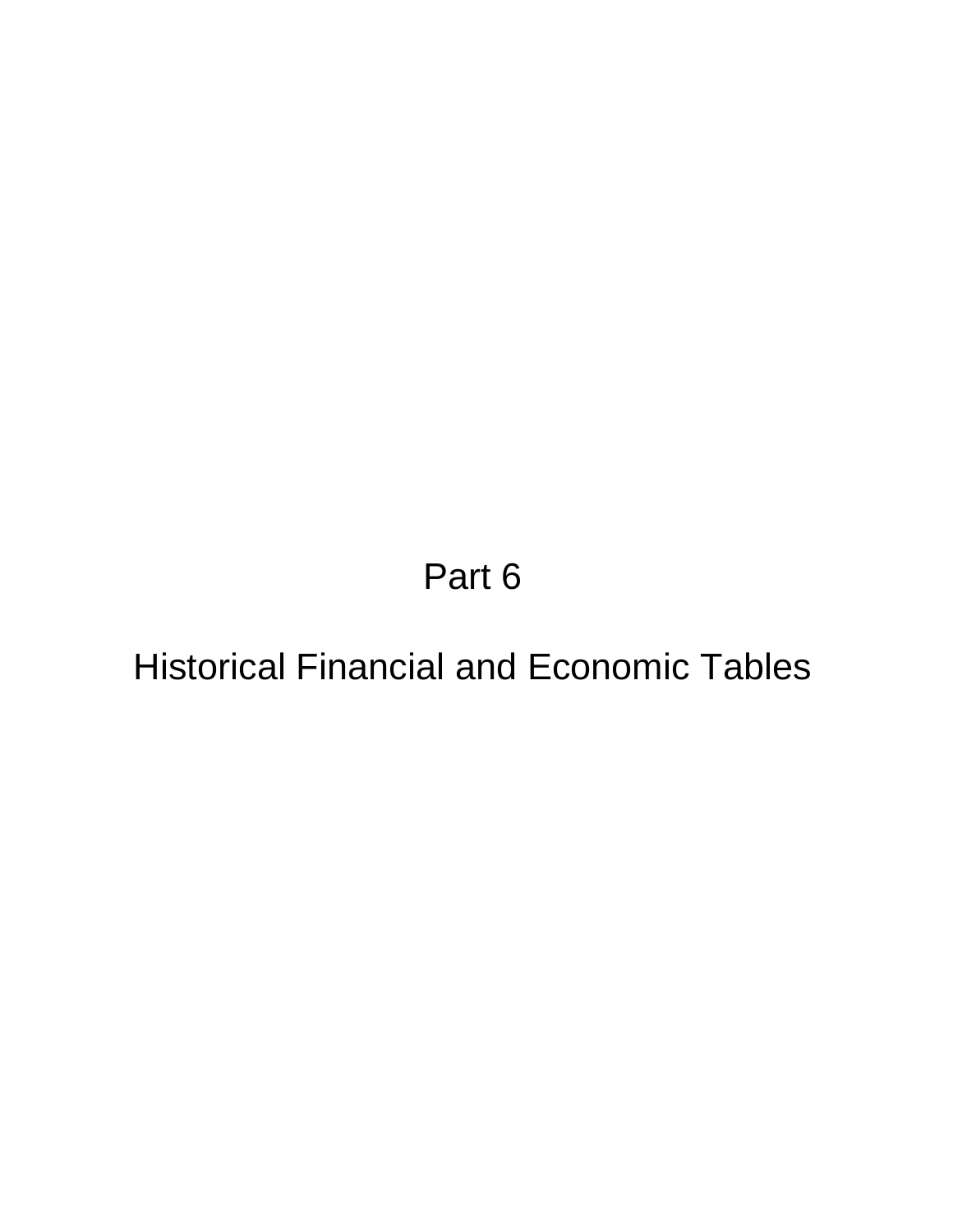# Part 6

# Historical Financial and Economic Tables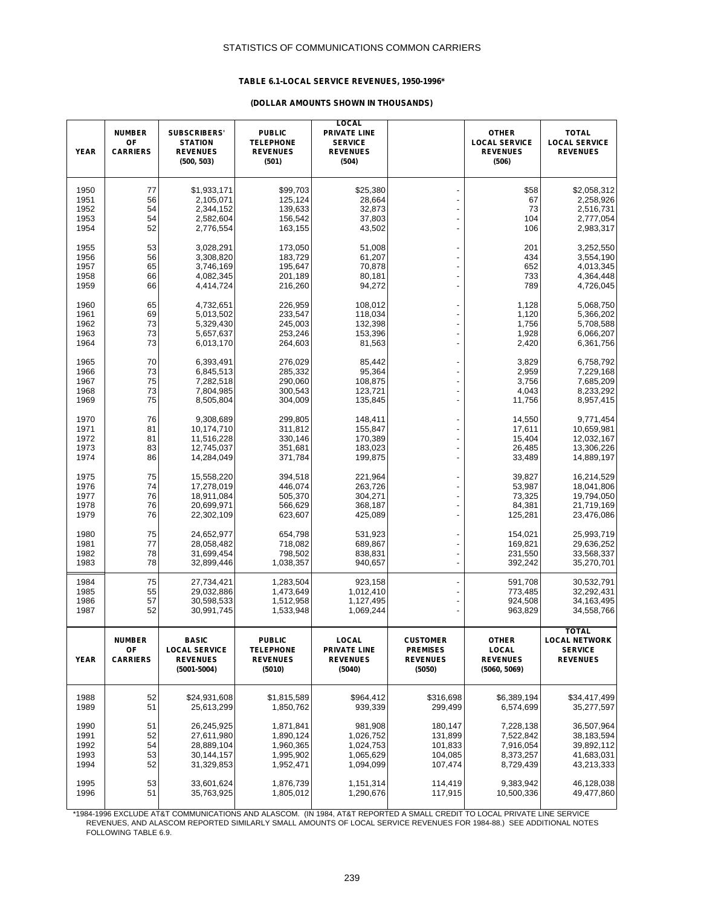## TABLE 6.1-LOCAL SERVICE REVENUES, 1950-1996*

**(DOLLAR AMOUNTS SHOWN IN THOUSANDS)**

| YEAR | NUMBER OF CARRIERS | SUBSCRIBERS' STATION REVENUES (500, 503) | PUBLIC TELEPHONE REVENUES (501) | LOCAL PRIVATE LINE SERVICE REVENUES (504) | | OTHER LOCAL SERVICE REVENUES (506) | TOTAL LOCAL SERVICE REVENUES |
|---|---|---|---|---|---|---|---|
| 1950 | 77 | $1,933,171 | $99,703 | $25,380 | - | $58 | $2,058,312 |
| 1951 | 56 | 2,105,071 | 125,124 | 28,664 | - | 67 | 2,258,926 |
| 1952 | 54 | 2,344,152 | 139,633 | 32,873 | - | 73 | 2,516,731 |
| 1953 | 54 | 2,582,604 | 156,542 | 37,803 | - | 104 | 2,777,054 |
| 1954 | 52 | 2,776,554 | 163,155 | 43,502 | - | 106 | 2,983,317 |
| 1955 | 53 | 3,028,291 | 173,050 | 51,008 | - | 201 | 3,252,550 |
| 1956 | 56 | 3,308,820 | 183,729 | 61,207 | - | 434 | 3,554,190 |
| 1957 | 65 | 3,746,169 | 195,647 | 70,878 | - | 652 | 4,013,345 |
| 1958 | 66 | 4,082,345 | 201,189 | 80,181 | - | 733 | 4,364,448 |
| 1959 | 66 | 4,414,724 | 216,260 | 94,272 | - | 789 | 4,726,045 |
| 1960 | 65 | 4,732,651 | 226,959 | 108,012 | - | 1,128 | 5,068,750 |
| 1961 | 69 | 5,013,502 | 233,547 | 118,034 | - | 1,120 | 5,366,202 |
| 1962 | 73 | 5,329,430 | 245,003 | 132,398 | - | 1,756 | 5,708,588 |
| 1963 | 73 | 5,657,637 | 253,246 | 153,396 | - | 1,928 | 6,066,207 |
| 1964 | 73 | 6,013,170 | 264,603 | 81,563 | - | 2,420 | 6,361,756 |
| 1965 | 70 | 6,393,491 | 276,029 | 85,442 | - | 3,829 | 6,758,792 |
| 1966 | 73 | 6,845,513 | 285,332 | 95,364 | - | 2,959 | 7,229,168 |
| 1967 | 75 | 7,282,518 | 290,060 | 108,875 | - | 3,756 | 7,685,209 |
| 1968 | 73 | 7,804,985 | 300,543 | 123,721 | - | 4,043 | 8,233,292 |
| 1969 | 75 | 8,505,804 | 304,009 | 135,845 | - | 11,756 | 8,957,415 |
| 1970 | 76 | 9,308,689 | 299,805 | 148,411 | - | 14,550 | 9,771,454 |
| 1971 | 81 | 10,174,710 | 311,812 | 155,847 | - | 17,611 | 10,659,981 |
| 1972 | 81 | 11,516,228 | 330,146 | 170,389 | - | 15,404 | 12,032,167 |
| 1973 | 83 | 12,745,037 | 351,681 | 183,023 | - | 26,485 | 13,306,226 |
| 1974 | 86 | 14,284,049 | 371,784 | 199,875 | - | 33,489 | 14,889,197 |
| 1975 | 75 | 15,558,220 | 394,518 | 221,964 | - | 39,827 | 16,214,529 |
| 1976 | 74 | 17,278,019 | 446,074 | 263,726 | - | 53,987 | 18,041,806 |
| 1977 | 76 | 18,911,084 | 505,370 | 304,271 | - | 73,325 | 19,794,050 |
| 1978 | 76 | 20,699,971 | 566,629 | 368,187 | - | 84,381 | 21,719,169 |
| 1979 | 76 | 22,302,109 | 623,607 | 425,089 | - | 125,281 | 23,476,086 |
| 1980 | 75 | 24,652,977 | 654,798 | 531,923 | - | 154,021 | 25,993,719 |
| 1981 | 77 | 28,058,482 | 718,082 | 689,867 | - | 169,821 | 29,636,252 |
| 1982 | 78 | 31,699,454 | 798,502 | 838,831 | - | 231,550 | 33,568,337 |
| 1983 | 78 | 32,899,446 | 1,038,357 | 940,657 | - | 392,242 | 35,270,701 |
| 1984 | 75 | 27,734,421 | 1,283,504 | 923,158 | - | 591,708 | 30,532,791 |
| 1985 | 55 | 29,032,886 | 1,473,649 | 1,012,410 | - | 773,485 | 32,292,431 |
| 1986 | 57 | 30,598,533 | 1,512,958 | 1,127,495 | - | 924,508 | 34,163,495 |
| 1987 | 52 | 30,991,745 | 1,533,948 | 1,069,244 | - | 963,829 | 34,558,766 |

| YEAR | NUMBER OF CARRIERS | BASIC LOCAL SERVICE REVENUES (5001-5004) | PUBLIC TELEPHONE REVENUES (5010) | LOCAL PRIVATE LINE REVENUES (5040) | CUSTOMER PREMISES REVENUES (5050) | OTHER LOCAL REVENUES (5060, 5069) | TOTAL LOCAL NETWORK SERVICE REVENUES |
|---|---|---|---|---|---|---|---|
| 1988 | 52 | $24,931,608 | $1,815,589 | $964,412 | $316,698 | $6,389,194 | $34,417,499 |
| 1989 | 51 | 25,613,299 | 1,850,762 | 939,339 | 299,499 | 6,574,699 | 35,277,597 |
| 1990 | 51 | 26,245,925 | 1,871,841 | 981,908 | 180,147 | 7,228,138 | 36,507,964 |
| 1991 | 52 | 27,611,980 | 1,890,124 | 1,026,752 | 131,899 | 7,522,842 | 38,183,594 |
| 1992 | 54 | 28,889,104 | 1,960,365 | 1,024,753 | 101,833 | 7,916,054 | 39,892,112 |
| 1993 | 53 | 30,144,157 | 1,995,902 | 1,065,629 | 104,085 | 8,373,257 | 41,683,031 |
| 1994 | 52 | 31,329,853 | 1,952,471 | 1,094,099 | 107,474 | 8,729,439 | 43,213,333 |
| 1995 | 53 | 33,601,624 | 1,876,739 | 1,151,314 | 114,419 | 9,383,942 | 46,128,038 |
| 1996 | 51 | 35,763,925 | 1,805,012 | 1,290,676 | 117,915 | 10,500,336 | 49,477,860 |

*1984-1996 EXCLUDE AT&T COMMUNICATIONS AND ALASCOM. (IN 1984, AT&T REPORTED A SMALL CREDIT TO LOCAL PRIVATE LINE SERVICE REVENUES, AND ALASCOM REPORTED SIMILARLY SMALL AMOUNTS OF LOCAL SERVICE REVENUES FOR 1984-88.) SEE ADDITIONAL NOTES FOLLOWING TABLE 6.9.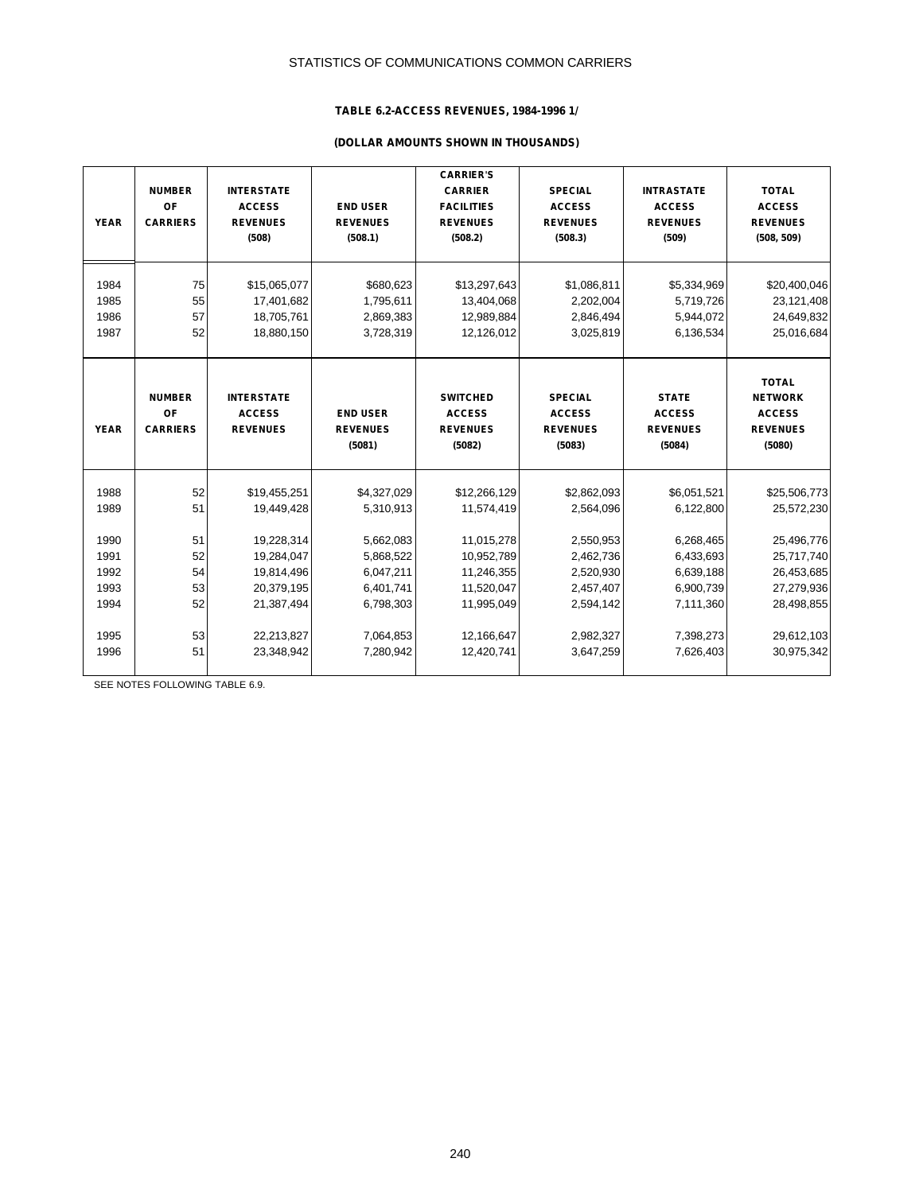STATISTICS OF COMMUNICATIONS COMMON CARRIERS

**TABLE 6.2-ACCESS REVENUES, 1984-1996 1/**

**(DOLLAR AMOUNTS SHOWN IN THOUSANDS)**

| YEAR | NUMBER OF CARRIERS | INTERSTATE ACCESS REVENUES (508) | END USER REVENUES (508.1) | CARRIER'S CARRIER FACILITIES REVENUES (508.2) | SPECIAL ACCESS REVENUES (508.3) | INTRASTATE ACCESS REVENUES (509) | TOTAL ACCESS REVENUES (508, 509) |
|---|---|---|---|---|---|---|---|
| 1984 | 75 | $15,065,077 | $680,623 | $13,297,643 | $1,086,811 | $5,334,969 | $20,400,046 |
| 1985 | 55 | 17,401,682 | 1,795,611 | 13,404,068 | 2,202,004 | 5,719,726 | 23,121,408 |
| 1986 | 57 | 18,705,761 | 2,869,383 | 12,989,884 | 2,846,494 | 5,944,072 | 24,649,832 |
| 1987 | 52 | 18,880,150 | 3,728,319 | 12,126,012 | 3,025,819 | 6,136,534 | 25,016,684 |
| **YEAR** | **NUMBER OF CARRIERS** | **INTERSTATE ACCESS REVENUES** | **END USER REVENUES (5081)** | **SWITCHED ACCESS REVENUES (5082)** | **SPECIAL ACCESS REVENUES (5083)** | **STATE ACCESS REVENUES (5084)** | **TOTAL NETWORK ACCESS REVENUES (5080)** |
| 1988 | 52 | $19,455,251 | $4,327,029 | $12,266,129 | $2,862,093 | $6,051,521 | $25,506,773 |
| 1989 | 51 | 19,449,428 | 5,310,913 | 11,574,419 | 2,564,096 | 6,122,800 | 25,572,230 |
| 1990 | 51 | 19,228,314 | 5,662,083 | 11,015,278 | 2,550,953 | 6,268,465 | 25,496,776 |
| 1991 | 52 | 19,284,047 | 5,868,522 | 10,952,789 | 2,462,736 | 6,433,693 | 25,717,740 |
| 1992 | 54 | 19,814,496 | 6,047,211 | 11,246,355 | 2,520,930 | 6,639,188 | 26,453,685 |
| 1993 | 53 | 20,379,195 | 6,401,741 | 11,520,047 | 2,457,407 | 6,900,739 | 27,279,936 |
| 1994 | 52 | 21,387,494 | 6,798,303 | 11,995,049 | 2,594,142 | 7,111,360 | 28,498,855 |
| 1995 | 53 | 22,213,827 | 7,064,853 | 12,166,647 | 2,982,327 | 7,398,273 | 29,612,103 |
| 1996 | 51 | 23,348,942 | 7,280,942 | 12,420,741 | 3,647,259 | 7,626,403 | 30,975,342 |

SEE NOTES FOLLOWING TABLE 6.9.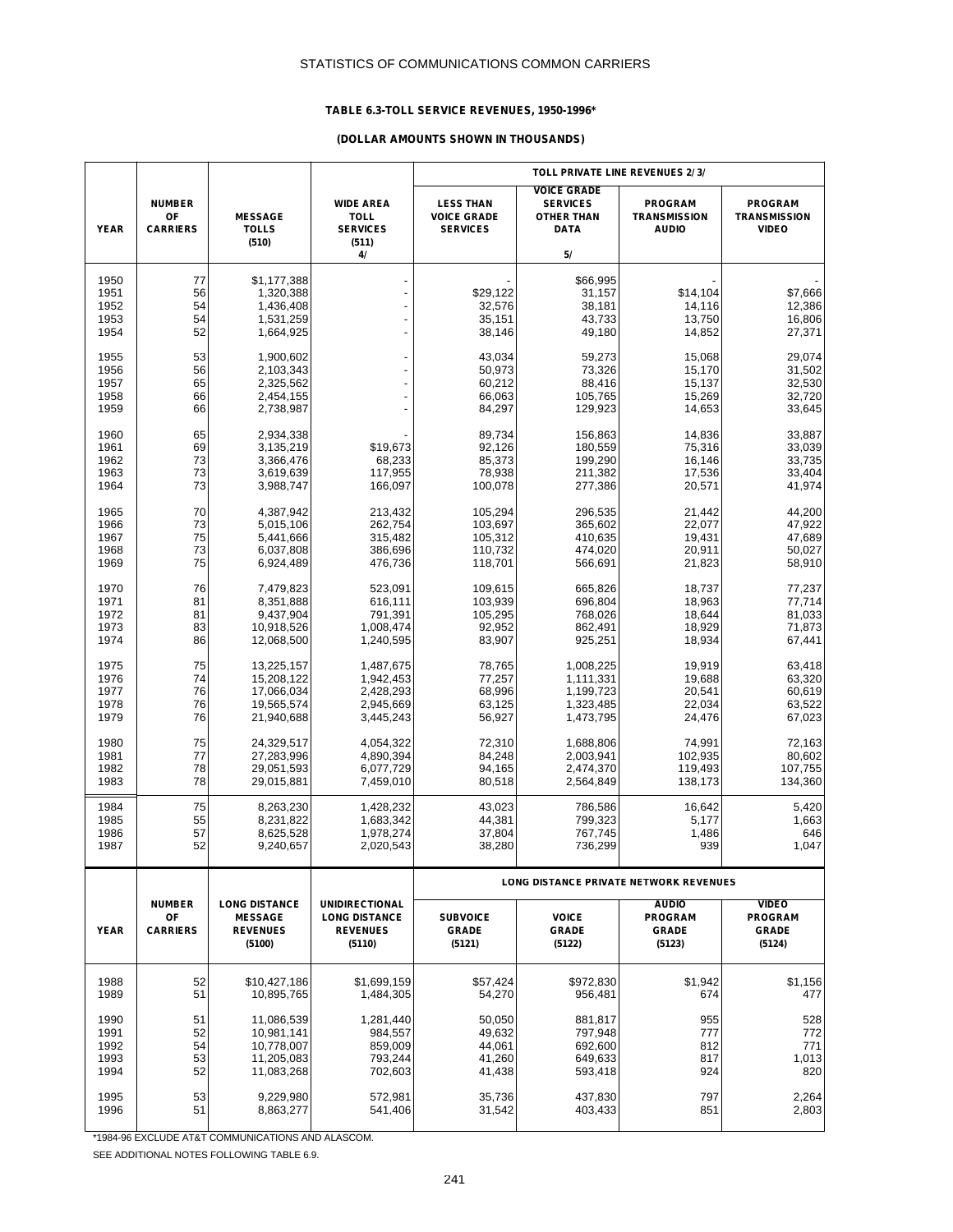**TABLE 6.3-TOLL SERVICE REVENUES, 1950-1996***

**(DOLLAR AMOUNTS SHOWN IN THOUSANDS)**

| YEAR | NUMBER OF CARRIERS | MESSAGE TOLLS (510) | WIDE AREA TOLL SERVICES (511) 4/ | TOLL PRIVATE LINE REVENUES 2/ 3/ | | | |
|---|---|---|---|---|---|---|---|
| | | | | LESS THAN VOICE GRADE SERVICES | VOICE GRADE SERVICES OTHER THAN DATA 5/ | PROGRAM TRANSMISSION AUDIO | PROGRAM TRANSMISSION VIDEO |
| 1950 | 77 | $1,177,388 | - | - | $66,995 | - | - |
| 1951 | 56 | 1,320,388 | - | $29,122 | 31,157 | $14,104 | $7,666 |
| 1952 | 54 | 1,436,408 | - | 32,576 | 38,181 | 14,116 | 12,386 |
| 1953 | 54 | 1,531,259 | - | 35,151 | 43,733 | 13,750 | 16,806 |
| 1954 | 52 | 1,664,925 | - | 38,146 | 49,180 | 14,852 | 27,371 |
| 1955 | 53 | 1,900,602 | - | 43,034 | 59,273 | 15,068 | 29,074 |
| 1956 | 56 | 2,103,343 | - | 50,973 | 73,326 | 15,170 | 31,502 |
| 1957 | 65 | 2,325,562 | - | 60,212 | 88,416 | 15,137 | 32,530 |
| 1958 | 66 | 2,454,155 | - | 66,063 | 105,765 | 15,269 | 32,720 |
| 1959 | 66 | 2,738,987 | - | 84,297 | 129,923 | 14,653 | 33,645 |
| 1960 | 65 | 2,934,338 | - | 89,734 | 156,863 | 14,836 | 33,887 |
| 1961 | 69 | 3,135,219 | $19,673 | 92,126 | 180,559 | 75,316 | 33,039 |
| 1962 | 73 | 3,366,476 | 68,233 | 85,373 | 199,290 | 16,146 | 33,735 |
| 1963 | 73 | 3,619,639 | 117,955 | 78,938 | 211,382 | 17,536 | 33,404 |
| 1964 | 73 | 3,988,747 | 166,097 | 100,078 | 277,386 | 20,571 | 41,974 |
| 1965 | 70 | 4,387,942 | 213,432 | 105,294 | 296,535 | 21,442 | 44,200 |
| 1966 | 73 | 5,015,106 | 262,754 | 103,697 | 365,602 | 22,077 | 47,922 |
| 1967 | 75 | 5,441,666 | 315,482 | 105,312 | 410,635 | 19,431 | 47,689 |
| 1968 | 73 | 6,037,808 | 386,696 | 110,732 | 474,020 | 20,911 | 50,027 |
| 1969 | 75 | 6,924,489 | 476,736 | 118,701 | 566,691 | 21,823 | 58,910 |
| 1970 | 76 | 7,479,823 | 523,091 | 109,615 | 665,826 | 18,737 | 77,237 |
| 1971 | 81 | 8,351,888 | 616,111 | 103,939 | 696,804 | 18,963 | 77,714 |
| 1972 | 81 | 9,437,904 | 791,391 | 105,295 | 768,026 | 18,644 | 81,033 |
| 1973 | 83 | 10,918,526 | 1,008,474 | 92,952 | 862,491 | 18,929 | 71,873 |
| 1974 | 86 | 12,068,500 | 1,240,595 | 83,907 | 925,251 | 18,934 | 67,441 |
| 1975 | 75 | 13,225,157 | 1,487,675 | 78,765 | 1,008,225 | 19,919 | 63,418 |
| 1976 | 74 | 15,208,122 | 1,942,453 | 77,257 | 1,111,331 | 19,688 | 63,320 |
| 1977 | 76 | 17,066,034 | 2,428,293 | 68,996 | 1,199,723 | 20,541 | 60,619 |
| 1978 | 76 | 19,565,574 | 2,945,669 | 63,125 | 1,323,485 | 22,034 | 63,522 |
| 1979 | 76 | 21,940,688 | 3,445,243 | 56,927 | 1,473,795 | 24,476 | 67,023 |
| 1980 | 75 | 24,329,517 | 4,054,322 | 72,310 | 1,688,806 | 74,991 | 72,163 |
| 1981 | 77 | 27,283,996 | 4,890,394 | 84,248 | 2,003,941 | 102,935 | 80,602 |
| 1982 | 78 | 29,051,593 | 6,077,729 | 94,165 | 2,474,370 | 119,493 | 107,755 |
| 1983 | 78 | 29,015,881 | 7,459,010 | 80,518 | 2,564,849 | 138,173 | 134,360 |
| 1984 | 75 | 8,263,230 | 1,428,232 | 43,023 | 786,586 | 16,642 | 5,420 |
| 1985 | 55 | 8,231,822 | 1,683,342 | 44,381 | 799,323 | 5,177 | 1,663 |
| 1986 | 57 | 8,625,528 | 1,978,274 | 37,804 | 767,745 | 1,486 | 646 |
| 1987 | 52 | 9,240,657 | 2,020,543 | 38,280 | 736,299 | 939 | 1,047 |

| YEAR | NUMBER OF CARRIERS | LONG DISTANCE MESSAGE REVENUES (5100) | UNIDIRECTIONAL LONG DISTANCE REVENUES (5110) | LONG DISTANCE PRIVATE NETWORK REVENUES | | | |
|---|---|---|---|---|---|---|---|
| | | | | SUBVOICE GRADE (5121) | VOICE GRADE (5122) | AUDIO PROGRAM GRADE (5123) | VIDEO PROGRAM GRADE (5124) |
| 1988 | 52 | $10,427,186 | $1,699,159 | $57,424 | $972,830 | $1,942 | $1,156 |
| 1989 | 51 | 10,895,765 | 1,484,305 | 54,270 | 956,481 | 674 | 477 |
| 1990 | 51 | 11,086,539 | 1,281,440 | 50,050 | 881,817 | 955 | 528 |
| 1991 | 52 | 10,981,141 | 984,557 | 49,632 | 797,948 | 777 | 772 |
| 1992 | 54 | 10,778,007 | 859,009 | 44,061 | 692,600 | 812 | 771 |
| 1993 | 53 | 11,205,083 | 793,244 | 41,260 | 649,633 | 817 | 1,013 |
| 1994 | 52 | 11,083,268 | 702,603 | 41,438 | 593,418 | 924 | 820 |
| 1995 | 53 | 9,229,980 | 572,981 | 35,736 | 437,830 | 797 | 2,264 |
| 1996 | 51 | 8,863,277 | 541,406 | 31,542 | 403,433 | 851 | 2,803 |

*1984-96 EXCLUDE AT&T COMMUNICATIONS AND ALASCOM.

SEE ADDITIONAL NOTES FOLLOWING TABLE 6.9.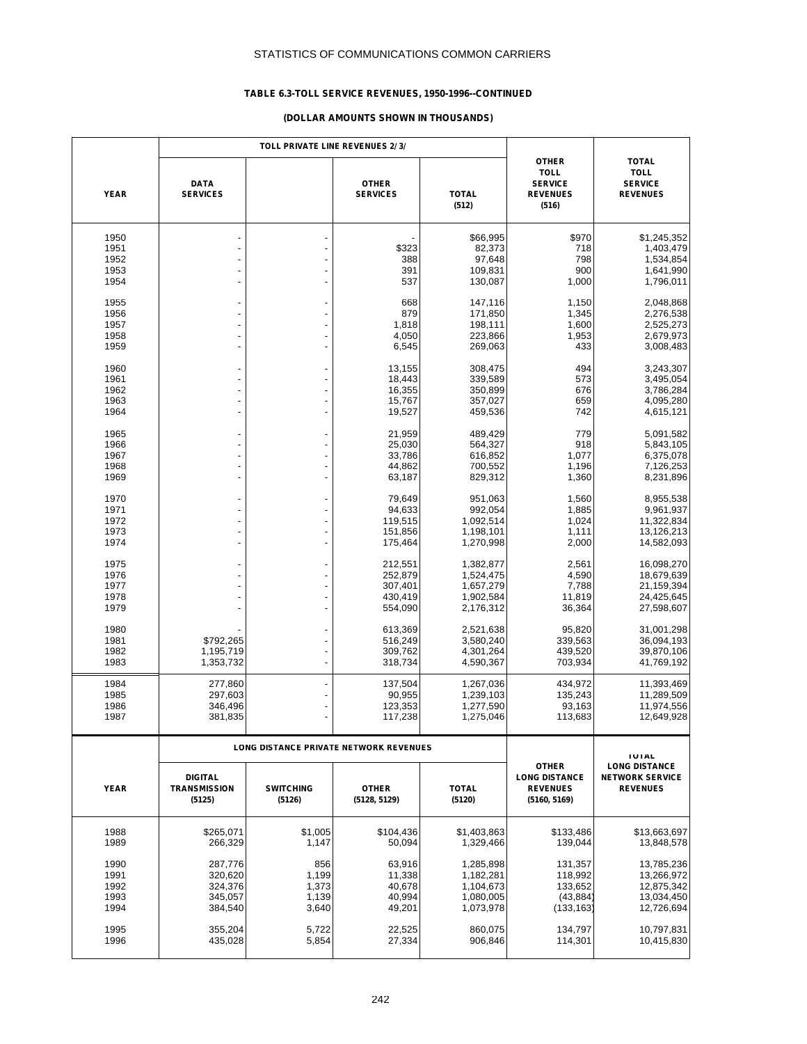STATISTICS OF COMMUNICATIONS COMMON CARRIERS

**TABLE 6.3-TOLL SERVICE REVENUES, 1950-1996--CONTINUED**

**(DOLLAR AMOUNTS SHOWN IN THOUSANDS)**

| YEAR | TOLL PRIVATE LINE REVENUES 2/ 3/ | | | | OTHER TOLL SERVICE REVENUES (516) | TOTAL TOLL SERVICE REVENUES |
|---|---|---|---|---|---|---|
| | DATA SERVICES | | OTHER SERVICES | TOTAL (512) | | |
| 1950 | - | - | - | $66,995 | $970 | $1,245,352 |
| 1951 | - | - | $323 | 82,373 | 718 | 1,403,479 |
| 1952 | - | - | 388 | 97,648 | 798 | 1,534,854 |
| 1953 | - | - | 391 | 109,831 | 900 | 1,641,990 |
| 1954 | - | - | 537 | 130,087 | 1,000 | 1,796,011 |
| 1955 | - | - | 668 | 147,116 | 1,150 | 2,048,868 |
| 1956 | - | - | 879 | 171,850 | 1,345 | 2,276,538 |
| 1957 | - | - | 1,818 | 198,111 | 1,600 | 2,525,273 |
| 1958 | - | - | 4,050 | 223,866 | 1,953 | 2,679,973 |
| 1959 | - | - | 6,545 | 269,063 | 433 | 3,008,483 |
| 1960 | - | - | 13,155 | 308,475 | 494 | 3,243,307 |
| 1961 | - | - | 18,443 | 339,589 | 573 | 3,495,054 |
| 1962 | - | - | 16,355 | 350,899 | 676 | 3,786,284 |
| 1963 | - | - | 15,767 | 357,027 | 659 | 4,095,280 |
| 1964 | - | - | 19,527 | 459,536 | 742 | 4,615,121 |
| 1965 | - | - | 21,959 | 489,429 | 779 | 5,091,582 |
| 1966 | - | - | 25,030 | 564,327 | 918 | 5,843,105 |
| 1967 | - | - | 33,786 | 616,852 | 1,077 | 6,375,078 |
| 1968 | - | - | 44,862 | 700,552 | 1,196 | 7,126,253 |
| 1969 | - | - | 63,187 | 829,312 | 1,360 | 8,231,896 |
| 1970 | - | - | 79,649 | 951,063 | 1,560 | 8,955,538 |
| 1971 | - | - | 94,633 | 992,054 | 1,885 | 9,961,937 |
| 1972 | - | - | 119,515 | 1,092,514 | 1,024 | 11,322,834 |
| 1973 | - | - | 151,856 | 1,198,101 | 1,111 | 13,126,213 |
| 1974 | - | - | 175,464 | 1,270,998 | 2,000 | 14,582,093 |
| 1975 | - | - | 212,551 | 1,382,877 | 2,561 | 16,098,270 |
| 1976 | - | - | 252,879 | 1,524,475 | 4,590 | 18,679,639 |
| 1977 | - | - | 307,401 | 1,657,279 | 7,788 | 21,159,394 |
| 1978 | - | - | 430,419 | 1,902,584 | 11,819 | 24,425,645 |
| 1979 | - | - | 554,090 | 2,176,312 | 36,364 | 27,598,607 |
| 1980 | - | - | 613,369 | 2,521,638 | 95,820 | 31,001,298 |
| 1981 | $792,265 | - | 516,249 | 3,580,240 | 339,563 | 36,094,193 |
| 1982 | 1,195,719 | - | 309,762 | 4,301,264 | 439,520 | 39,870,106 |
| 1983 | 1,353,732 | - | 318,734 | 4,590,367 | 703,934 | 41,769,192 |
| 1984 | 277,860 | - | 137,504 | 1,267,036 | 434,972 | 11,393,469 |
| 1985 | 297,603 | - | 90,955 | 1,239,103 | 135,243 | 11,289,509 |
| 1986 | 346,496 | - | 123,353 | 1,277,590 | 93,163 | 11,974,556 |
| 1987 | 381,835 | - | 117,238 | 1,275,046 | 113,683 | 12,649,928 |

| YEAR | LONG DISTANCE PRIVATE NETWORK REVENUES | | | | OTHER LONG DISTANCE REVENUES (5160, 5169) | TOTAL LONG DISTANCE NETWORK SERVICE REVENUES |
|---|---|---|---|---|---|---|
| | DIGITAL TRANSMISSION (5125) | SWITCHING (5126) | OTHER (5128, 5129) | TOTAL (5120) | | |
| 1988 | $265,071 | $1,005 | $104,436 | $1,403,863 | $133,486 | $13,663,697 |
| 1989 | 266,329 | 1,147 | 50,094 | 1,329,466 | 139,044 | 13,848,578 |
| 1990 | 287,776 | 856 | 63,916 | 1,285,898 | 131,357 | 13,785,236 |
| 1991 | 320,620 | 1,199 | 11,338 | 1,182,281 | 118,992 | 13,266,972 |
| 1992 | 324,376 | 1,373 | 40,678 | 1,104,673 | 133,652 | 12,875,342 |
| 1993 | 345,057 | 1,139 | 40,994 | 1,080,005 | (43,884) | 13,034,450 |
| 1994 | 384,540 | 3,640 | 49,201 | 1,073,978 | (133,163) | 12,726,694 |
| 1995 | 355,204 | 5,722 | 22,525 | 860,075 | 134,797 | 10,797,831 |
| 1996 | 435,028 | 5,854 | 27,334 | 906,846 | 114,301 | 10,415,830 |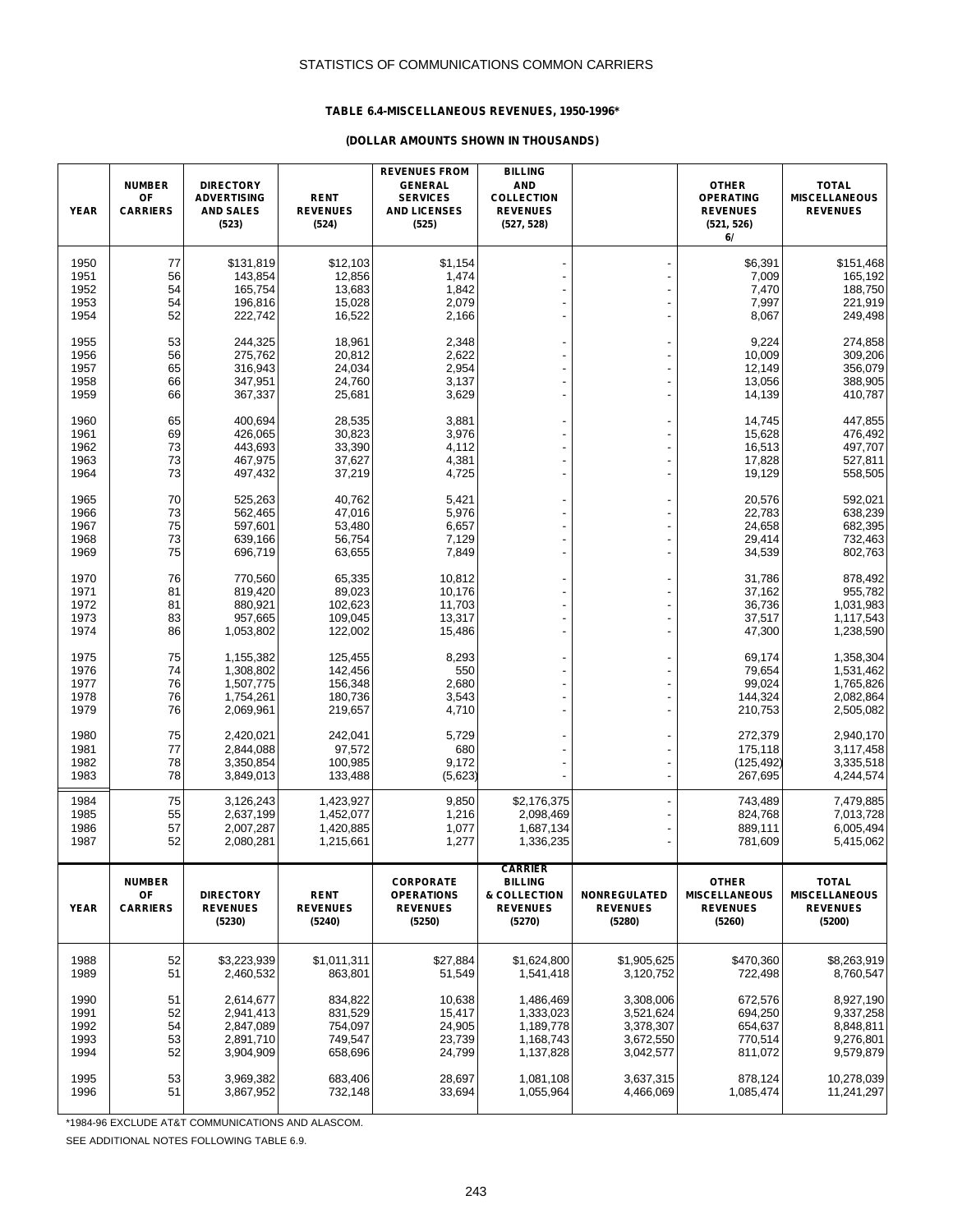STATISTICS OF COMMUNICATIONS COMMON CARRIERS

### TABLE 6.4-MISCELLANEOUS REVENUES, 1950-1996*

**(DOLLAR AMOUNTS SHOWN IN THOUSANDS)**

| YEAR | NUMBER OF CARRIERS | DIRECTORY ADVERTISING AND SALES (523) | RENT REVENUES (524) | REVENUES FROM GENERAL SERVICES AND LICENSES (525) | BILLING AND COLLECTION REVENUES (527, 528) | | OTHER OPERATING REVENUES (521, 526) 6/ | TOTAL MISCELLANEOUS REVENUES |
|---|---|---|---|---|---|---|---|---|
| 1950 | 77 | $131,819 | $12,103 | $1,154 | - | - | $6,391 | $151,468 |
| 1951 | 56 | 143,854 | 12,856 | 1,474 | - | - | 7,009 | 165,192 |
| 1952 | 54 | 165,754 | 13,683 | 1,842 | - | - | 7,470 | 188,750 |
| 1953 | 54 | 196,816 | 15,028 | 2,079 | - | - | 7,997 | 221,919 |
| 1954 | 52 | 222,742 | 16,522 | 2,166 | - | - | 8,067 | 249,498 |
| 1955 | 53 | 244,325 | 18,961 | 2,348 | - | - | 9,224 | 274,858 |
| 1956 | 56 | 275,762 | 20,812 | 2,622 | - | - | 10,009 | 309,206 |
| 1957 | 65 | 316,943 | 24,034 | 2,954 | - | - | 12,149 | 356,079 |
| 1958 | 66 | 347,951 | 24,760 | 3,137 | - | - | 13,056 | 388,905 |
| 1959 | 66 | 367,337 | 25,681 | 3,629 | - | - | 14,139 | 410,787 |
| 1960 | 65 | 400,694 | 28,535 | 3,881 | - | - | 14,745 | 447,855 |
| 1961 | 69 | 426,065 | 30,823 | 3,976 | - | - | 15,628 | 476,492 |
| 1962 | 73 | 443,693 | 33,390 | 4,112 | - | - | 16,513 | 497,707 |
| 1963 | 73 | 467,975 | 37,627 | 4,381 | - | - | 17,828 | 527,811 |
| 1964 | 73 | 497,432 | 37,219 | 4,725 | - | - | 19,129 | 558,505 |
| 1965 | 70 | 525,263 | 40,762 | 5,421 | - | - | 20,576 | 592,021 |
| 1966 | 73 | 562,465 | 47,016 | 5,976 | - | - | 22,783 | 638,239 |
| 1967 | 75 | 597,601 | 53,480 | 6,657 | - | - | 24,658 | 682,395 |
| 1968 | 73 | 639,166 | 56,754 | 7,129 | - | - | 29,414 | 732,463 |
| 1969 | 75 | 696,719 | 63,655 | 7,849 | - | - | 34,539 | 802,763 |
| 1970 | 76 | 770,560 | 65,335 | 10,812 | - | - | 31,786 | 878,492 |
| 1971 | 81 | 819,420 | 89,023 | 10,176 | - | - | 37,162 | 955,782 |
| 1972 | 81 | 880,921 | 102,623 | 11,703 | - | - | 36,736 | 1,031,983 |
| 1973 | 83 | 957,665 | 109,045 | 13,317 | - | - | 37,517 | 1,117,543 |
| 1974 | 86 | 1,053,802 | 122,002 | 15,486 | - | - | 47,300 | 1,238,590 |
| 1975 | 75 | 1,155,382 | 125,455 | 8,293 | - | - | 69,174 | 1,358,304 |
| 1976 | 74 | 1,308,802 | 142,456 | 550 | - | - | 79,654 | 1,531,462 |
| 1977 | 76 | 1,507,775 | 156,348 | 2,680 | - | - | 99,024 | 1,765,826 |
| 1978 | 76 | 1,754,261 | 180,736 | 3,543 | - | - | 144,324 | 2,082,864 |
| 1979 | 76 | 2,069,961 | 219,657 | 4,710 | - | - | 210,753 | 2,505,082 |
| 1980 | 75 | 2,420,021 | 242,041 | 5,729 | - | - | 272,379 | 2,940,170 |
| 1981 | 77 | 2,844,088 | 97,572 | 680 | - | - | 175,118 | 3,117,458 |
| 1982 | 78 | 3,350,854 | 100,985 | 9,172 | - | - | (125,492) | 3,335,518 |
| 1983 | 78 | 3,849,013 | 133,488 | (5,623) | - | - | 267,695 | 4,244,574 |
| 1984 | 75 | 3,126,243 | 1,423,927 | 9,850 | $2,176,375 | - | 743,489 | 7,479,885 |
| 1985 | 55 | 2,637,199 | 1,452,077 | 1,216 | 2,098,469 | - | 824,768 | 7,013,728 |
| 1986 | 57 | 2,007,287 | 1,420,885 | 1,077 | 1,687,134 | - | 889,111 | 6,005,494 |
| 1987 | 52 | 2,080,281 | 1,215,661 | 1,277 | 1,336,235 | - | 781,609 | 5,415,062 |
| **YEAR** | **NUMBER OF CARRIERS** | **DIRECTORY REVENUES (5230)** | **RENT REVENUES (5240)** | **CORPORATE OPERATIONS REVENUES (5250)** | **CARRIER BILLING & COLLECTION REVENUES (5270)** | **NONREGULATED REVENUES (5280)** | **OTHER MISCELLANEOUS REVENUES (5260)** | **TOTAL MISCELLANEOUS REVENUES (5200)** |
| 1988 | 52 | $3,223,939 | $1,011,311 | $27,884 | $1,624,800 | $1,905,625 | $470,360 | $8,263,919 |
| 1989 | 51 | 2,460,532 | 863,801 | 51,549 | 1,541,418 | 3,120,752 | 722,498 | 8,760,547 |
| 1990 | 51 | 2,614,677 | 834,822 | 10,638 | 1,486,469 | 3,308,006 | 672,576 | 8,927,190 |
| 1991 | 52 | 2,941,413 | 831,529 | 15,417 | 1,333,023 | 3,521,624 | 694,250 | 9,337,258 |
| 1992 | 54 | 2,847,089 | 754,097 | 24,905 | 1,189,778 | 3,378,307 | 654,637 | 8,848,811 |
| 1993 | 53 | 2,891,710 | 749,547 | 23,739 | 1,168,743 | 3,672,550 | 770,514 | 9,276,801 |
| 1994 | 52 | 3,904,909 | 658,696 | 24,799 | 1,137,828 | 3,042,577 | 811,072 | 9,579,879 |
| 1995 | 53 | 3,969,382 | 683,406 | 28,697 | 1,081,108 | 3,637,315 | 878,124 | 10,278,039 |
| 1996 | 51 | 3,867,952 | 732,148 | 33,694 | 1,055,964 | 4,466,069 | 1,085,474 | 11,241,297 |

*1984-96 EXCLUDE AT&T COMMUNICATIONS AND ALASCOM.

SEE ADDITIONAL NOTES FOLLOWING TABLE 6.9.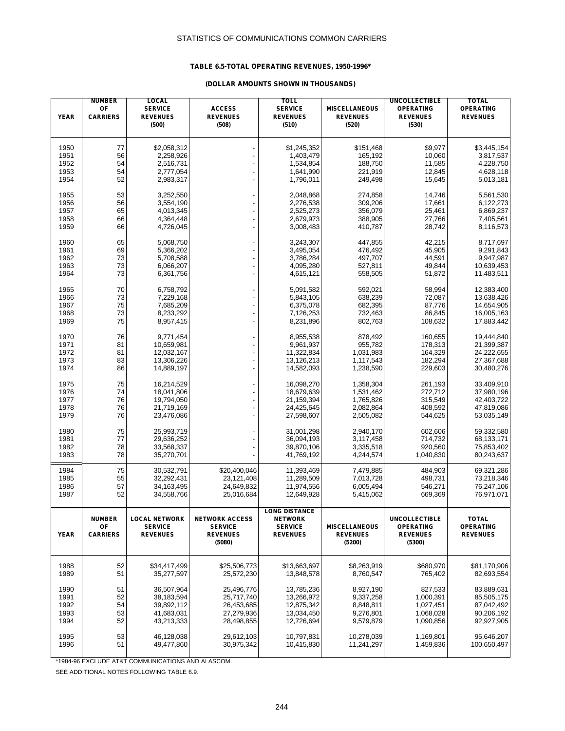STATISTICS OF COMMUNICATIONS COMMON CARRIERS

### TABLE 6.5-TOTAL OPERATING REVENUES, 1950-1996*

#### (DOLLAR AMOUNTS SHOWN IN THOUSANDS)

| YEAR | NUMBER OF CARRIERS | LOCAL SERVICE REVENUES (500) | ACCESS REVENUES (508) | TOLL SERVICE REVENUES (510) | MISCELLANEOUS REVENUES (520) | UNCOLLECTIBLE OPERATING REVENUES (530) | TOTAL OPERATING REVENUES |
|---|---|---|---|---|---|---|---|
| 1950 | 77 | $2,058,312 | - | $1,245,352 | $151,468 | $9,977 | $3,445,154 |
| 1951 | 56 | 2,258,926 | - | 1,403,479 | 165,192 | 10,060 | 3,817,537 |
| 1952 | 54 | 2,516,731 | - | 1,534,854 | 188,750 | 11,585 | 4,228,750 |
| 1953 | 54 | 2,777,054 | - | 1,641,990 | 221,919 | 12,845 | 4,628,118 |
| 1954 | 52 | 2,983,317 | - | 1,796,011 | 249,498 | 15,645 | 5,013,181 |
| 1955 | 53 | 3,252,550 | - | 2,048,868 | 274,858 | 14,746 | 5,561,530 |
| 1956 | 56 | 3,554,190 | - | 2,276,538 | 309,206 | 17,661 | 6,122,273 |
| 1957 | 65 | 4,013,345 | - | 2,525,273 | 356,079 | 25,461 | 6,869,237 |
| 1958 | 66 | 4,364,448 | - | 2,679,973 | 388,905 | 27,766 | 7,405,561 |
| 1959 | 66 | 4,726,045 | - | 3,008,483 | 410,787 | 28,742 | 8,116,573 |
| 1960 | 65 | 5,068,750 | - | 3,243,307 | 447,855 | 42,215 | 8,717,697 |
| 1961 | 69 | 5,366,202 | - | 3,495,054 | 476,492 | 45,905 | 9,291,843 |
| 1962 | 73 | 5,708,588 | - | 3,786,284 | 497,707 | 44,591 | 9,947,987 |
| 1963 | 73 | 6,066,207 | - | 4,095,280 | 527,811 | 49,844 | 10,639,453 |
| 1964 | 73 | 6,361,756 | - | 4,615,121 | 558,505 | 51,872 | 11,483,511 |
| 1965 | 70 | 6,758,792 | - | 5,091,582 | 592,021 | 58,994 | 12,383,400 |
| 1966 | 73 | 7,229,168 | - | 5,843,105 | 638,239 | 72,087 | 13,638,426 |
| 1967 | 75 | 7,685,209 | - | 6,375,078 | 682,395 | 87,776 | 14,654,905 |
| 1968 | 73 | 8,233,292 | - | 7,126,253 | 732,463 | 86,845 | 16,005,163 |
| 1969 | 75 | 8,957,415 | - | 8,231,896 | 802,763 | 108,632 | 17,883,442 |
| 1970 | 76 | 9,771,454 | - | 8,955,538 | 878,492 | 160,655 | 19,444,840 |
| 1971 | 81 | 10,659,981 | - | 9,961,937 | 955,782 | 178,313 | 21,399,387 |
| 1972 | 81 | 12,032,167 | - | 11,322,834 | 1,031,983 | 164,329 | 24,222,655 |
| 1973 | 83 | 13,306,226 | - | 13,126,213 | 1,117,543 | 182,294 | 27,367,688 |
| 1974 | 86 | 14,889,197 | - | 14,582,093 | 1,238,590 | 229,603 | 30,480,276 |
| 1975 | 75 | 16,214,529 | - | 16,098,270 | 1,358,304 | 261,193 | 33,409,910 |
| 1976 | 74 | 18,041,806 | - | 18,679,639 | 1,531,462 | 272,712 | 37,980,196 |
| 1977 | 76 | 19,794,050 | - | 21,159,394 | 1,765,826 | 315,549 | 42,403,722 |
| 1978 | 76 | 21,719,169 | - | 24,425,645 | 2,082,864 | 408,592 | 47,819,086 |
| 1979 | 76 | 23,476,086 | - | 27,598,607 | 2,505,082 | 544,625 | 53,035,149 |
| 1980 | 75 | 25,993,719 | - | 31,001,298 | 2,940,170 | 602,606 | 59,332,580 |
| 1981 | 77 | 29,636,252 | - | 36,094,193 | 3,117,458 | 714,732 | 68,133,171 |
| 1982 | 78 | 33,568,337 | - | 39,870,106 | 3,335,518 | 920,560 | 75,853,402 |
| 1983 | 78 | 35,270,701 | - | 41,769,192 | 4,244,574 | 1,040,830 | 80,243,637 |
| 1984 | 75 | 30,532,791 | $20,400,046 | 11,393,469 | 7,479,885 | 484,903 | 69,321,286 |
| 1985 | 55 | 32,292,431 | 23,121,408 | 11,289,509 | 7,013,728 | 498,731 | 73,218,346 |
| 1986 | 57 | 34,163,495 | 24,649,832 | 11,974,556 | 6,005,494 | 546,271 | 76,247,106 |
| 1987 | 52 | 34,558,766 | 25,016,684 | 12,649,928 | 5,415,062 | 669,369 | 76,971,071 |

| YEAR | NUMBER OF CARRIERS | LOCAL NETWORK SERVICE REVENUES | NETWORK ACCESS SERVICE REVENUES (5080) | LONG DISTANCE NETWORK SERVICE REVENUES | MISCELLANEOUS REVENUES (5200) | UNCOLLECTIBLE OPERATING REVENUES (5300) | TOTAL OPERATING REVENUES |
|---|---|---|---|---|---|---|---|
| 1988 | 52 | $34,417,499 | $25,506,773 | $13,663,697 | $8,263,919 | $680,970 | $81,170,906 |
| 1989 | 51 | 35,277,597 | 25,572,230 | 13,848,578 | 8,760,547 | 765,402 | 82,693,554 |
| 1990 | 51 | 36,507,964 | 25,496,776 | 13,785,236 | 8,927,190 | 827,533 | 83,889,631 |
| 1991 | 52 | 38,183,594 | 25,717,740 | 13,266,972 | 9,337,258 | 1,000,391 | 85,505,175 |
| 1992 | 54 | 39,892,112 | 26,453,685 | 12,875,342 | 8,848,811 | 1,027,451 | 87,042,492 |
| 1993 | 53 | 41,683,031 | 27,279,936 | 13,034,450 | 9,276,801 | 1,068,028 | 90,206,192 |
| 1994 | 52 | 43,213,333 | 28,498,855 | 12,726,694 | 9,579,879 | 1,090,856 | 92,927,905 |
| 1995 | 53 | 46,128,038 | 29,612,103 | 10,797,831 | 10,278,039 | 1,169,801 | 95,646,207 |
| 1996 | 51 | 49,477,860 | 30,975,342 | 10,415,830 | 11,241,297 | 1,459,836 | 100,650,497 |

*1984-96 EXCLUDE AT&T COMMUNICATIONS AND ALASCOM.

SEE ADDITIONAL NOTES FOLLOWING TABLE 6.9.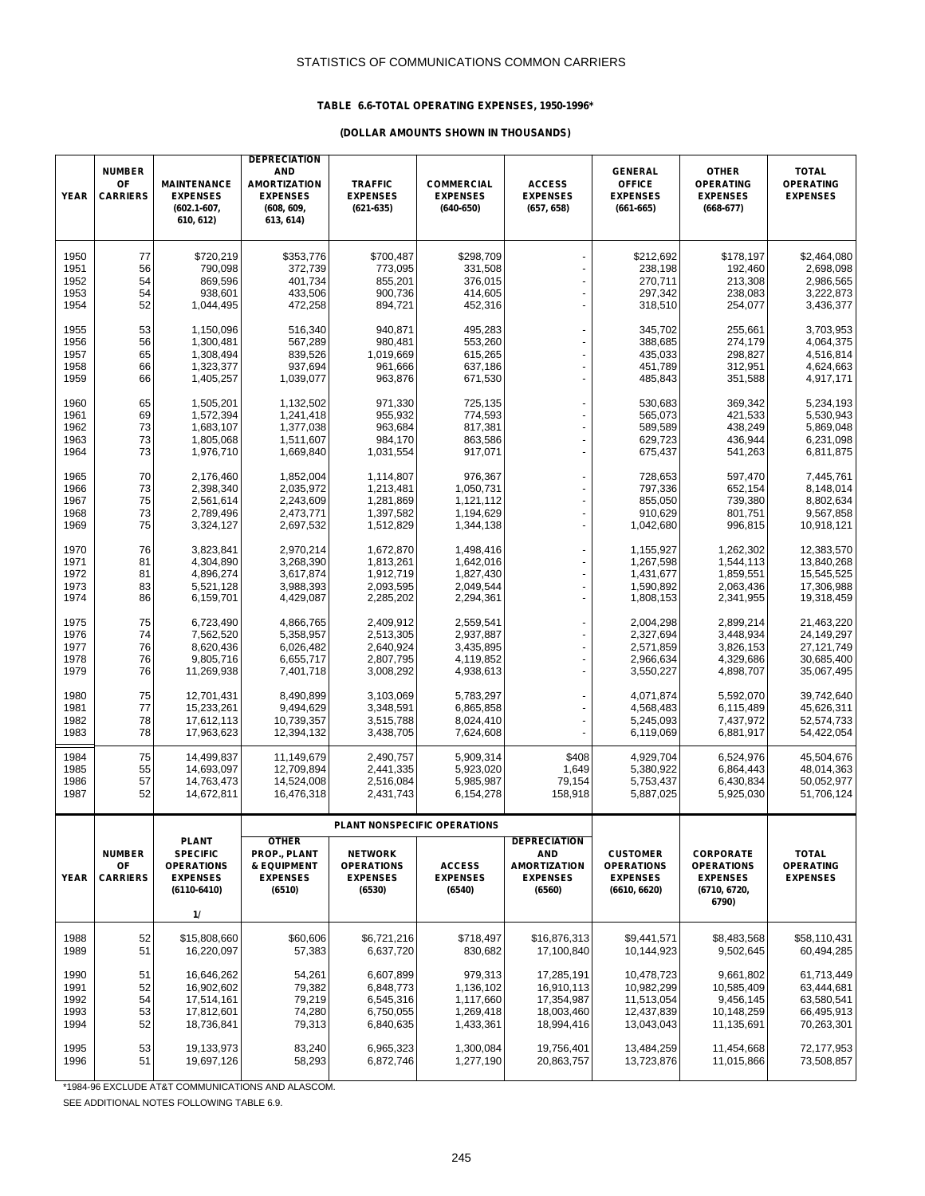STATISTICS OF COMMUNICATIONS COMMON CARRIERS

## TABLE 6.6-TOTAL OPERATING EXPENSES, 1950-1996*

**(DOLLAR AMOUNTS SHOWN IN THOUSANDS)**

| YEAR | NUMBER OF CARRIERS | MAINTENANCE EXPENSES (602.1-607, 610, 612) | DEPRECIATION AND AMORTIZATION EXPENSES (608, 609, 613, 614) | TRAFFIC EXPENSES (621-635) | COMMERCIAL EXPENSES (640-650) | ACCESS EXPENSES (657, 658) | GENERAL OFFICE EXPENSES (661-665) | OTHER OPERATING EXPENSES (668-677) | TOTAL OPERATING EXPENSES |
|---|---|---|---|---|---|---|---|---|---|
| 1950 | 77 | $720,219 | $353,776 | $700,487 | $298,709 | - | $212,692 | $178,197 | $2,464,080 |
| 1951 | 56 | 790,098 | 372,739 | 773,095 | 331,508 | - | 238,198 | 192,460 | 2,698,098 |
| 1952 | 54 | 869,596 | 401,734 | 855,201 | 376,015 | - | 270,711 | 213,308 | 2,986,565 |
| 1953 | 54 | 938,601 | 433,506 | 900,736 | 414,605 | - | 297,342 | 238,083 | 3,222,873 |
| 1954 | 52 | 1,044,495 | 472,258 | 894,721 | 452,316 | - | 318,510 | 254,077 | 3,436,377 |
| 1955 | 53 | 1,150,096 | 516,340 | 940,871 | 495,283 | - | 345,702 | 255,661 | 3,703,953 |
| 1956 | 56 | 1,300,481 | 567,289 | 980,481 | 553,260 | - | 388,685 | 274,179 | 4,064,375 |
| 1957 | 65 | 1,308,494 | 839,526 | 1,019,669 | 615,265 | - | 435,033 | 298,827 | 4,516,814 |
| 1958 | 66 | 1,323,377 | 937,694 | 961,666 | 637,186 | - | 451,789 | 312,951 | 4,624,663 |
| 1959 | 66 | 1,405,257 | 1,039,077 | 963,876 | 671,530 | - | 485,843 | 351,588 | 4,917,171 |
| 1960 | 65 | 1,505,201 | 1,132,502 | 971,330 | 725,135 | - | 530,683 | 369,342 | 5,234,193 |
| 1961 | 69 | 1,572,394 | 1,241,418 | 955,932 | 774,593 | - | 565,073 | 421,533 | 5,530,943 |
| 1962 | 73 | 1,683,107 | 1,377,038 | 963,684 | 817,381 | - | 589,589 | 438,249 | 5,869,048 |
| 1963 | 73 | 1,805,068 | 1,511,607 | 984,170 | 863,586 | - | 629,723 | 436,944 | 6,231,098 |
| 1964 | 73 | 1,976,710 | 1,669,840 | 1,031,554 | 917,071 | - | 675,437 | 541,263 | 6,811,875 |
| 1965 | 70 | 2,176,460 | 1,852,004 | 1,114,807 | 976,367 | - | 728,653 | 597,470 | 7,445,761 |
| 1966 | 73 | 2,398,340 | 2,035,972 | 1,213,481 | 1,050,731 | - | 797,336 | 652,154 | 8,148,014 |
| 1967 | 75 | 2,561,614 | 2,243,609 | 1,281,869 | 1,121,112 | - | 855,050 | 739,380 | 8,802,634 |
| 1968 | 73 | 2,789,496 | 2,473,771 | 1,397,582 | 1,194,629 | - | 910,629 | 801,751 | 9,567,858 |
| 1969 | 75 | 3,324,127 | 2,697,532 | 1,512,829 | 1,344,138 | - | 1,042,680 | 996,815 | 10,918,121 |
| 1970 | 76 | 3,823,841 | 2,970,214 | 1,672,870 | 1,498,416 | - | 1,155,927 | 1,262,302 | 12,383,570 |
| 1971 | 81 | 4,304,890 | 3,268,390 | 1,813,261 | 1,642,016 | - | 1,267,598 | 1,544,113 | 13,840,268 |
| 1972 | 81 | 4,896,274 | 3,617,874 | 1,912,719 | 1,827,430 | - | 1,431,677 | 1,859,551 | 15,545,525 |
| 1973 | 83 | 5,521,128 | 3,988,393 | 2,093,595 | 2,049,544 | - | 1,590,892 | 2,063,436 | 17,306,988 |
| 1974 | 86 | 6,159,701 | 4,429,087 | 2,285,202 | 2,294,361 | - | 1,808,153 | 2,341,955 | 19,318,459 |
| 1975 | 75 | 6,723,490 | 4,866,765 | 2,409,912 | 2,559,541 | - | 2,004,298 | 2,899,214 | 21,463,220 |
| 1976 | 74 | 7,562,520 | 5,358,957 | 2,513,305 | 2,937,887 | - | 2,327,694 | 3,448,934 | 24,149,297 |
| 1977 | 76 | 8,620,436 | 6,026,482 | 2,640,924 | 3,435,895 | - | 2,571,859 | 3,826,153 | 27,121,749 |
| 1978 | 76 | 9,805,716 | 6,655,717 | 2,807,795 | 4,119,852 | - | 2,966,634 | 4,329,686 | 30,685,400 |
| 1979 | 76 | 11,269,938 | 7,401,718 | 3,008,292 | 4,938,613 | - | 3,550,227 | 4,898,707 | 35,067,495 |
| 1980 | 75 | 12,701,431 | 8,490,899 | 3,103,069 | 5,783,297 | - | 4,071,874 | 5,592,070 | 39,742,640 |
| 1981 | 77 | 15,233,261 | 9,494,629 | 3,348,591 | 6,865,858 | - | 4,568,483 | 6,115,489 | 45,626,311 |
| 1982 | 78 | 17,612,113 | 10,739,357 | 3,515,788 | 8,024,410 | - | 5,245,093 | 7,437,972 | 52,574,733 |
| 1983 | 78 | 17,963,623 | 12,394,132 | 3,438,705 | 7,624,608 | - | 6,119,069 | 6,881,917 | 54,422,054 |
| 1984 | 75 | 14,499,837 | 11,149,679 | 2,490,757 | 5,909,314 | $408 | 4,929,704 | 6,524,976 | 45,504,676 |
| 1985 | 55 | 14,693,097 | 12,709,894 | 2,441,335 | 5,923,020 | 1,649 | 5,380,922 | 6,864,443 | 48,014,363 |
| 1986 | 57 | 14,763,473 | 14,524,008 | 2,516,084 | 5,985,987 | 79,154 | 5,753,437 | 6,430,834 | 50,052,977 |
| 1987 | 52 | 14,672,811 | 16,476,318 | 2,431,743 | 6,154,278 | 158,918 | 5,887,025 | 5,925,030 | 51,706,124 |

| YEAR | NUMBER OF CARRIERS | PLANT SPECIFIC OPERATIONS EXPENSES (6110-6410) 1/ | PLANT NONSPECIFIC OPERATIONS: OTHER PROP., PLANT & EQUIPMENT EXPENSES (6510) | PLANT NONSPECIFIC OPERATIONS: NETWORK OPERATIONS EXPENSES (6530) | PLANT NONSPECIFIC OPERATIONS: ACCESS EXPENSES (6540) | PLANT NONSPECIFIC OPERATIONS: DEPRECIATION AND AMORTIZATION EXPENSES (6560) | CUSTOMER OPERATIONS EXPENSES (6610, 6620) | CORPORATE OPERATIONS EXPENSES (6710, 6720, 6790) | TOTAL OPERATING EXPENSES |
|---|---|---|---|---|---|---|---|---|---|
| 1988 | 52 | $15,808,660 | $60,606 | $6,721,216 | $718,497 | $16,876,313 | $9,441,571 | $8,483,568 | $58,110,431 |
| 1989 | 51 | 16,220,097 | 57,383 | 6,637,720 | 830,682 | 17,100,840 | 10,144,923 | 9,502,645 | 60,494,285 |
| 1990 | 51 | 16,646,262 | 54,261 | 6,607,899 | 979,313 | 17,285,191 | 10,478,723 | 9,661,802 | 61,713,449 |
| 1991 | 52 | 16,902,602 | 79,382 | 6,848,773 | 1,136,102 | 16,910,113 | 10,982,299 | 10,585,409 | 63,444,681 |
| 1992 | 54 | 17,514,161 | 79,219 | 6,545,316 | 1,117,660 | 17,354,987 | 11,513,054 | 9,456,145 | 63,580,541 |
| 1993 | 53 | 17,812,601 | 74,280 | 6,750,055 | 1,269,418 | 18,003,460 | 12,437,839 | 10,148,259 | 66,495,913 |
| 1994 | 52 | 18,736,841 | 79,313 | 6,840,635 | 1,433,361 | 18,994,416 | 13,043,043 | 11,135,691 | 70,263,301 |
| 1995 | 53 | 19,133,973 | 83,240 | 6,965,323 | 1,300,084 | 19,756,401 | 13,484,259 | 11,454,668 | 72,177,953 |
| 1996 | 51 | 19,697,126 | 58,293 | 6,872,746 | 1,277,190 | 20,863,757 | 13,723,876 | 11,015,866 | 73,508,857 |

*1984-96 EXCLUDE AT&T COMMUNICATIONS AND ALASCOM.

SEE ADDITIONAL NOTES FOLLOWING TABLE 6.9.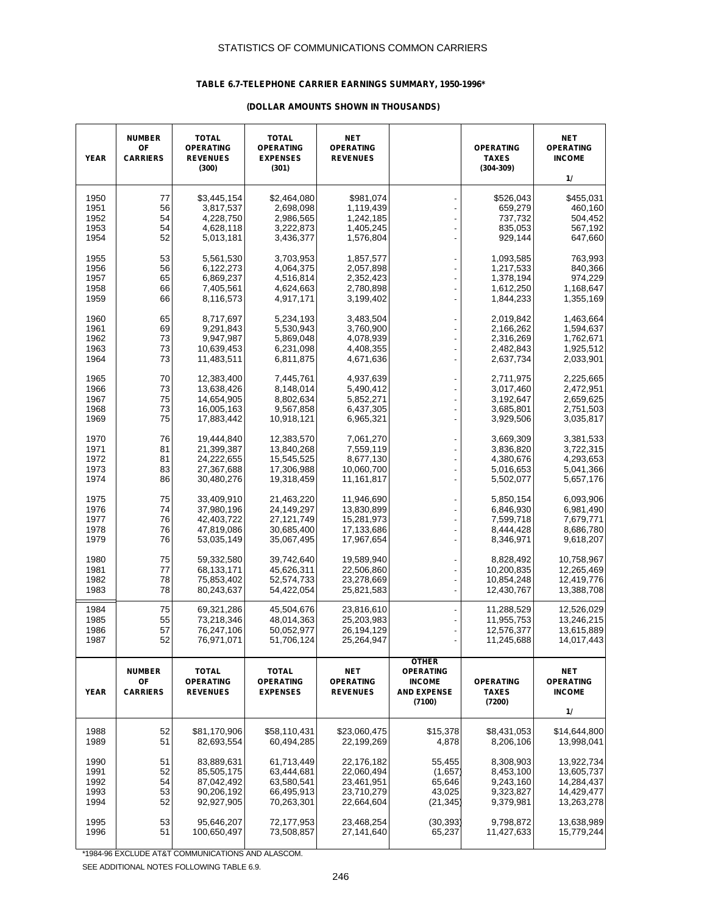STATISTICS OF COMMUNICATIONS COMMON CARRIERS

**TABLE 6.7-TELEPHONE CARRIER EARNINGS SUMMARY, 1950-1996***

**(DOLLAR AMOUNTS SHOWN IN THOUSANDS)**

| YEAR | NUMBER OF CARRIERS | TOTAL OPERATING REVENUES (300) | TOTAL OPERATING EXPENSES (301) | NET OPERATING REVENUES | | OPERATING TAXES (304-309) | NET OPERATING INCOME 1/ |
|---|---|---|---|---|---|---|---|
| 1950 | 77 | $3,445,154 | $2,464,080 | $981,074 | - | $526,043 | $455,031 |
| 1951 | 56 | 3,817,537 | 2,698,098 | 1,119,439 | - | 659,279 | 460,160 |
| 1952 | 54 | 4,228,750 | 2,986,565 | 1,242,185 | - | 737,732 | 504,452 |
| 1953 | 54 | 4,628,118 | 3,222,873 | 1,405,245 | - | 835,053 | 567,192 |
| 1954 | 52 | 5,013,181 | 3,436,377 | 1,576,804 | - | 929,144 | 647,660 |
| 1955 | 53 | 5,561,530 | 3,703,953 | 1,857,577 | - | 1,093,585 | 763,993 |
| 1956 | 56 | 6,122,273 | 4,064,375 | 2,057,898 | - | 1,217,533 | 840,366 |
| 1957 | 65 | 6,869,237 | 4,516,814 | 2,352,423 | - | 1,378,194 | 974,229 |
| 1958 | 66 | 7,405,561 | 4,624,663 | 2,780,898 | - | 1,612,250 | 1,168,647 |
| 1959 | 66 | 8,116,573 | 4,917,171 | 3,199,402 | - | 1,844,233 | 1,355,169 |
| 1960 | 65 | 8,717,697 | 5,234,193 | 3,483,504 | - | 2,019,842 | 1,463,664 |
| 1961 | 69 | 9,291,843 | 5,530,943 | 3,760,900 | - | 2,166,262 | 1,594,637 |
| 1962 | 73 | 9,947,987 | 5,869,048 | 4,078,939 | - | 2,316,269 | 1,762,671 |
| 1963 | 73 | 10,639,453 | 6,231,098 | 4,408,355 | - | 2,482,843 | 1,925,512 |
| 1964 | 73 | 11,483,511 | 6,811,875 | 4,671,636 | - | 2,637,734 | 2,033,901 |
| 1965 | 70 | 12,383,400 | 7,445,761 | 4,937,639 | - | 2,711,975 | 2,225,665 |
| 1966 | 73 | 13,638,426 | 8,148,014 | 5,490,412 | - | 3,017,460 | 2,472,951 |
| 1967 | 75 | 14,654,905 | 8,802,634 | 5,852,271 | - | 3,192,647 | 2,659,625 |
| 1968 | 73 | 16,005,163 | 9,567,858 | 6,437,305 | - | 3,685,801 | 2,751,503 |
| 1969 | 75 | 17,883,442 | 10,918,121 | 6,965,321 | - | 3,929,506 | 3,035,817 |
| 1970 | 76 | 19,444,840 | 12,383,570 | 7,061,270 | - | 3,669,309 | 3,381,533 |
| 1971 | 81 | 21,399,387 | 13,840,268 | 7,559,119 | - | 3,836,820 | 3,722,315 |
| 1972 | 81 | 24,222,655 | 15,545,525 | 8,677,130 | - | 4,380,676 | 4,293,653 |
| 1973 | 83 | 27,367,688 | 17,306,988 | 10,060,700 | - | 5,016,653 | 5,041,366 |
| 1974 | 86 | 30,480,276 | 19,318,459 | 11,161,817 | - | 5,502,077 | 5,657,176 |
| 1975 | 75 | 33,409,910 | 21,463,220 | 11,946,690 | - | 5,850,154 | 6,093,906 |
| 1976 | 74 | 37,980,196 | 24,149,297 | 13,830,899 | - | 6,846,930 | 6,981,490 |
| 1977 | 76 | 42,403,722 | 27,121,749 | 15,281,973 | - | 7,599,718 | 7,679,771 |
| 1978 | 76 | 47,819,086 | 30,685,400 | 17,133,686 | - | 8,444,428 | 8,686,780 |
| 1979 | 76 | 53,035,149 | 35,067,495 | 17,967,654 | - | 8,346,971 | 9,618,207 |
| 1980 | 75 | 59,332,580 | 39,742,640 | 19,589,940 | - | 8,828,492 | 10,758,967 |
| 1981 | 77 | 68,133,171 | 45,626,311 | 22,506,860 | - | 10,200,835 | 12,265,469 |
| 1982 | 78 | 75,853,402 | 52,574,733 | 23,278,669 | - | 10,854,248 | 12,419,776 |
| 1983 | 78 | 80,243,637 | 54,422,054 | 25,821,583 | - | 12,430,767 | 13,388,708 |
| 1984 | 75 | 69,321,286 | 45,504,676 | 23,816,610 | - | 11,288,529 | 12,526,029 |
| 1985 | 55 | 73,218,346 | 48,014,363 | 25,203,983 | - | 11,955,753 | 13,246,215 |
| 1986 | 57 | 76,247,106 | 50,052,977 | 26,194,129 | - | 12,576,377 | 13,615,889 |
| 1987 | 52 | 76,971,071 | 51,706,124 | 25,264,947 | - | 11,245,688 | 14,017,443 |

| YEAR | NUMBER OF CARRIERS | TOTAL OPERATING REVENUES | TOTAL OPERATING EXPENSES | NET OPERATING REVENUES | OTHER OPERATING INCOME AND EXPENSE (7100) | OPERATING TAXES (7200) | NET OPERATING INCOME 1/ |
|---|---|---|---|---|---|---|---|
| 1988 | 52 | $81,170,906 | $58,110,431 | $23,060,475 | $15,378 | $8,431,053 | $14,644,800 |
| 1989 | 51 | 82,693,554 | 60,494,285 | 22,199,269 | 4,878 | 8,206,106 | 13,998,041 |
| 1990 | 51 | 83,889,631 | 61,713,449 | 22,176,182 | 55,455 | 8,308,903 | 13,922,734 |
| 1991 | 52 | 85,505,175 | 63,444,681 | 22,060,494 | (1,657) | 8,453,100 | 13,605,737 |
| 1992 | 54 | 87,042,492 | 63,580,541 | 23,461,951 | 65,646 | 9,243,160 | 14,284,437 |
| 1993 | 53 | 90,206,192 | 66,495,913 | 23,710,279 | 43,025 | 9,323,827 | 14,429,477 |
| 1994 | 52 | 92,927,905 | 70,263,301 | 22,664,604 | (21,345) | 9,379,981 | 13,263,278 |
| 1995 | 53 | 95,646,207 | 72,177,953 | 23,468,254 | (30,393) | 9,798,872 | 13,638,989 |
| 1996 | 51 | 100,650,497 | 73,508,857 | 27,141,640 | 65,237 | 11,427,633 | 15,779,244 |

*1984-96 EXCLUDE AT&T COMMUNICATIONS AND ALASCOM.

SEE ADDITIONAL NOTES FOLLOWING TABLE 6.9.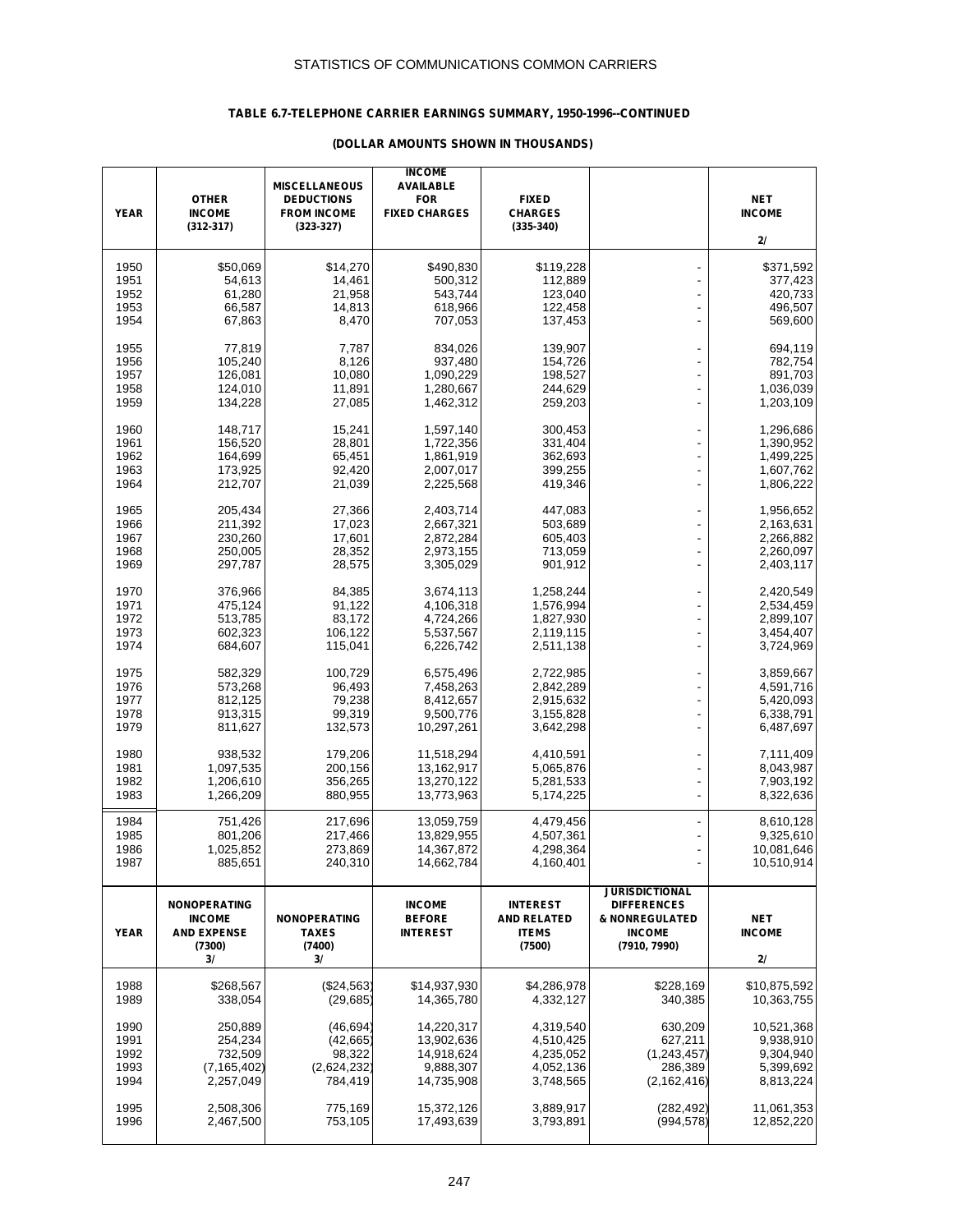STATISTICS OF COMMUNICATIONS COMMON CARRIERS

## TABLE 6.7-TELEPHONE CARRIER EARNINGS SUMMARY, 1950-1996--CONTINUED

### (DOLLAR AMOUNTS SHOWN IN THOUSANDS)

| YEAR | OTHER INCOME (312-317) | MISCELLANEOUS DEDUCTIONS FROM INCOME (323-327) | INCOME AVAILABLE FOR FIXED CHARGES | FIXED CHARGES (335-340) | | NET INCOME 2/ |
|---|---|---|---|---|---|---|
| 1950 | $50,069 | $14,270 | $490,830 | $119,228 | - | $371,592 |
| 1951 | 54,613 | 14,461 | 500,312 | 112,889 | - | 377,423 |
| 1952 | 61,280 | 21,958 | 543,744 | 123,040 | - | 420,733 |
| 1953 | 66,587 | 14,813 | 618,966 | 122,458 | - | 496,507 |
| 1954 | 67,863 | 8,470 | 707,053 | 137,453 | - | 569,600 |
| 1955 | 77,819 | 7,787 | 834,026 | 139,907 | - | 694,119 |
| 1956 | 105,240 | 8,126 | 937,480 | 154,726 | - | 782,754 |
| 1957 | 126,081 | 10,080 | 1,090,229 | 198,527 | - | 891,703 |
| 1958 | 124,010 | 11,891 | 1,280,667 | 244,629 | - | 1,036,039 |
| 1959 | 134,228 | 27,085 | 1,462,312 | 259,203 | - | 1,203,109 |
| 1960 | 148,717 | 15,241 | 1,597,140 | 300,453 | - | 1,296,686 |
| 1961 | 156,520 | 28,801 | 1,722,356 | 331,404 | - | 1,390,952 |
| 1962 | 164,699 | 65,451 | 1,861,919 | 362,693 | - | 1,499,225 |
| 1963 | 173,925 | 92,420 | 2,007,017 | 399,255 | - | 1,607,762 |
| 1964 | 212,707 | 21,039 | 2,225,568 | 419,346 | - | 1,806,222 |
| 1965 | 205,434 | 27,366 | 2,403,714 | 447,083 | - | 1,956,652 |
| 1966 | 211,392 | 17,023 | 2,667,321 | 503,689 | - | 2,163,631 |
| 1967 | 230,260 | 17,601 | 2,872,284 | 605,403 | - | 2,266,882 |
| 1968 | 250,005 | 28,352 | 2,973,155 | 713,059 | - | 2,260,097 |
| 1969 | 297,787 | 28,575 | 3,305,029 | 901,912 | - | 2,403,117 |
| 1970 | 376,966 | 84,385 | 3,674,113 | 1,258,244 | - | 2,420,549 |
| 1971 | 475,124 | 91,122 | 4,106,318 | 1,576,994 | - | 2,534,459 |
| 1972 | 513,785 | 83,172 | 4,724,266 | 1,827,930 | - | 2,899,107 |
| 1973 | 602,323 | 106,122 | 5,537,567 | 2,119,115 | - | 3,454,407 |
| 1974 | 684,607 | 115,041 | 6,226,742 | 2,511,138 | - | 3,724,969 |
| 1975 | 582,329 | 100,729 | 6,575,496 | 2,722,985 | - | 3,859,667 |
| 1976 | 573,268 | 96,493 | 7,458,263 | 2,842,289 | - | 4,591,716 |
| 1977 | 812,125 | 79,238 | 8,412,657 | 2,915,632 | - | 5,420,093 |
| 1978 | 913,315 | 99,319 | 9,500,776 | 3,155,828 | - | 6,338,791 |
| 1979 | 811,627 | 132,573 | 10,297,261 | 3,642,298 | - | 6,487,697 |
| 1980 | 938,532 | 179,206 | 11,518,294 | 4,410,591 | - | 7,111,409 |
| 1981 | 1,097,535 | 200,156 | 13,162,917 | 5,065,876 | - | 8,043,987 |
| 1982 | 1,206,610 | 356,265 | 13,270,122 | 5,281,533 | - | 7,903,192 |
| 1983 | 1,266,209 | 880,955 | 13,773,963 | 5,174,225 | - | 8,322,636 |
| 1984 | 751,426 | 217,696 | 13,059,759 | 4,479,456 | - | 8,610,128 |
| 1985 | 801,206 | 217,466 | 13,829,955 | 4,507,361 | - | 9,325,610 |
| 1986 | 1,025,852 | 273,869 | 14,367,872 | 4,298,364 | - | 10,081,646 |
| 1987 | 885,651 | 240,310 | 14,662,784 | 4,160,401 | - | 10,510,914 |

| YEAR | NONOPERATING INCOME AND EXPENSE (7300) 3/ | NONOPERATING TAXES (7400) 3/ | INCOME BEFORE INTEREST | INTEREST AND RELATED ITEMS (7500) | JURISDICTIONAL DIFFERENCES & NONREGULATED INCOME (7910, 7990) | NET INCOME 2/ |
|---|---|---|---|---|---|---|
| 1988 | $268,567 | ($24,563) | $14,937,930 | $4,286,978 | $228,169 | $10,875,592 |
| 1989 | 338,054 | (29,685) | 14,365,780 | 4,332,127 | 340,385 | 10,363,755 |
| 1990 | 250,889 | (46,694) | 14,220,317 | 4,319,540 | 630,209 | 10,521,368 |
| 1991 | 254,234 | (42,665) | 13,902,636 | 4,510,425 | 627,211 | 9,938,910 |
| 1992 | 732,509 | 98,322 | 14,918,624 | 4,235,052 | (1,243,457) | 9,304,940 |
| 1993 | (7,165,402) | (2,624,232) | 9,888,307 | 4,052,136 | 286,389 | 5,399,692 |
| 1994 | 2,257,049 | 784,419 | 14,735,908 | 3,748,565 | (2,162,416) | 8,813,224 |
| 1995 | 2,508,306 | 775,169 | 15,372,126 | 3,889,917 | (282,492) | 11,061,353 |
| 1996 | 2,467,500 | 753,105 | 17,493,639 | 3,793,891 | (994,578) | 12,852,220 |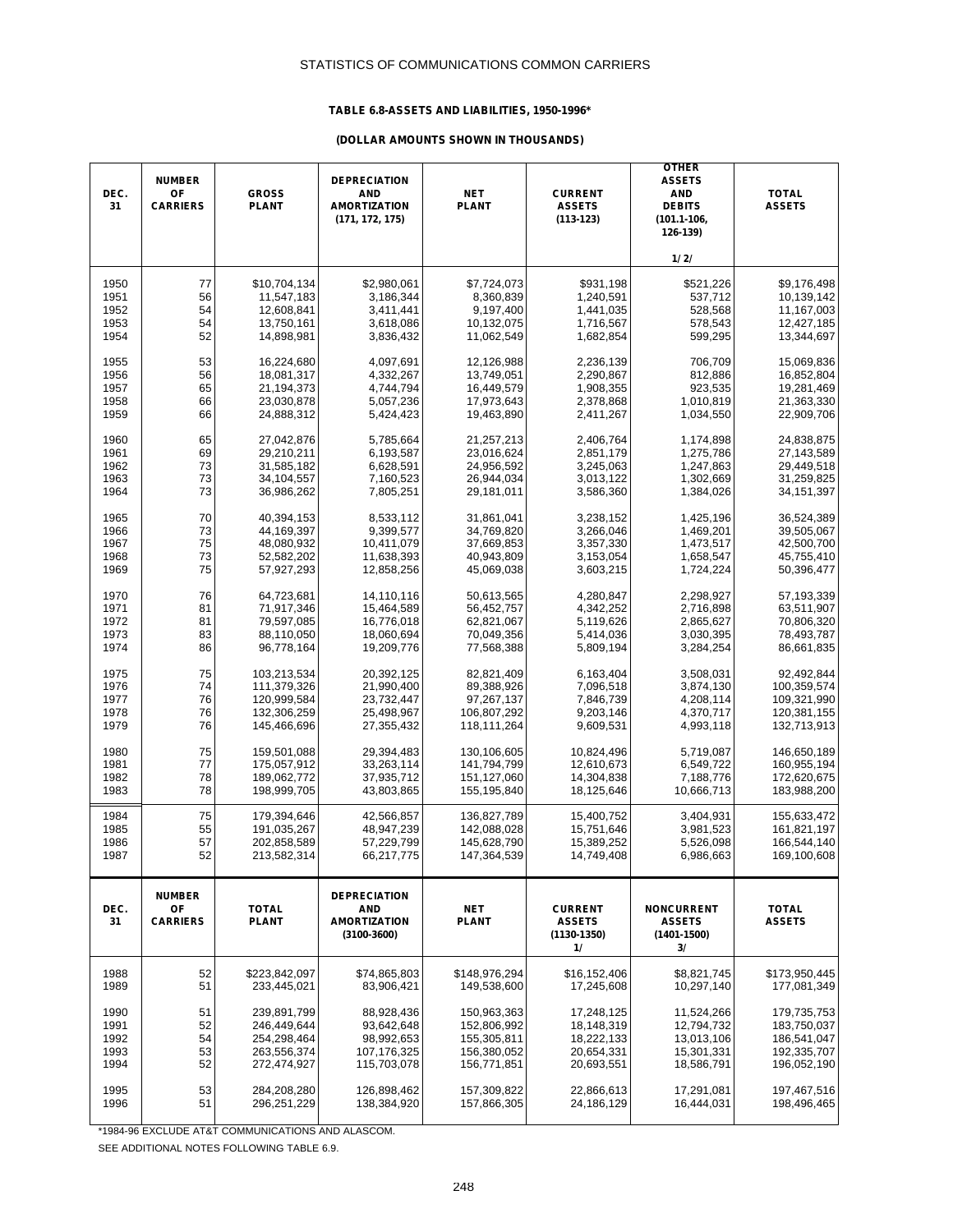STATISTICS OF COMMUNICATIONS COMMON CARRIERS

**TABLE 6.8-ASSETS AND LIABILITIES, 1950-1996***

**(DOLLAR AMOUNTS SHOWN IN THOUSANDS)**

| DEC. 31 | NUMBER OF CARRIERS | GROSS PLANT | DEPRECIATION AND AMORTIZATION (171, 172, 175) | NET PLANT | CURRENT ASSETS (113-123) | OTHER ASSETS AND DEBITS (101.1-106, 126-139) 1/ 2/ | TOTAL ASSETS |
|---|---|---|---|---|---|---|---|
| 1950 | 77 | $10,704,134 | $2,980,061 | $7,724,073 | $931,198 | $521,226 | $9,176,498 |
| 1951 | 56 | 11,547,183 | 3,186,344 | 8,360,839 | 1,240,591 | 537,712 | 10,139,142 |
| 1952 | 54 | 12,608,841 | 3,411,441 | 9,197,400 | 1,441,035 | 528,568 | 11,167,003 |
| 1953 | 54 | 13,750,161 | 3,618,086 | 10,132,075 | 1,716,567 | 578,543 | 12,427,185 |
| 1954 | 52 | 14,898,981 | 3,836,432 | 11,062,549 | 1,682,854 | 599,295 | 13,344,697 |
| 1955 | 53 | 16,224,680 | 4,097,691 | 12,126,988 | 2,236,139 | 706,709 | 15,069,836 |
| 1956 | 56 | 18,081,317 | 4,332,267 | 13,749,051 | 2,290,867 | 812,886 | 16,852,804 |
| 1957 | 65 | 21,194,373 | 4,744,794 | 16,449,579 | 1,908,355 | 923,535 | 19,281,469 |
| 1958 | 66 | 23,030,878 | 5,057,236 | 17,973,643 | 2,378,868 | 1,010,819 | 21,363,330 |
| 1959 | 66 | 24,888,312 | 5,424,423 | 19,463,890 | 2,411,267 | 1,034,550 | 22,909,706 |
| 1960 | 65 | 27,042,876 | 5,785,664 | 21,257,213 | 2,406,764 | 1,174,898 | 24,838,875 |
| 1961 | 69 | 29,210,211 | 6,193,587 | 23,016,624 | 2,851,179 | 1,275,786 | 27,143,589 |
| 1962 | 73 | 31,585,182 | 6,628,591 | 24,956,592 | 3,245,063 | 1,247,863 | 29,449,518 |
| 1963 | 73 | 34,104,557 | 7,160,523 | 26,944,034 | 3,013,122 | 1,302,669 | 31,259,825 |
| 1964 | 73 | 36,986,262 | 7,805,251 | 29,181,011 | 3,586,360 | 1,384,026 | 34,151,397 |
| 1965 | 70 | 40,394,153 | 8,533,112 | 31,861,041 | 3,238,152 | 1,425,196 | 36,524,389 |
| 1966 | 73 | 44,169,397 | 9,399,577 | 34,769,820 | 3,266,046 | 1,469,201 | 39,505,067 |
| 1967 | 75 | 48,080,932 | 10,411,079 | 37,669,853 | 3,357,330 | 1,473,517 | 42,500,700 |
| 1968 | 73 | 52,582,202 | 11,638,393 | 40,943,809 | 3,153,054 | 1,658,547 | 45,755,410 |
| 1969 | 75 | 57,927,293 | 12,858,256 | 45,069,038 | 3,603,215 | 1,724,224 | 50,396,477 |
| 1970 | 76 | 64,723,681 | 14,110,116 | 50,613,565 | 4,280,847 | 2,298,927 | 57,193,339 |
| 1971 | 81 | 71,917,346 | 15,464,589 | 56,452,757 | 4,342,252 | 2,716,898 | 63,511,907 |
| 1972 | 81 | 79,597,085 | 16,776,018 | 62,821,067 | 5,119,626 | 2,865,627 | 70,806,320 |
| 1973 | 83 | 88,110,050 | 18,060,694 | 70,049,356 | 5,414,036 | 3,030,395 | 78,493,787 |
| 1974 | 86 | 96,778,164 | 19,209,776 | 77,568,388 | 5,809,194 | 3,284,254 | 86,661,835 |
| 1975 | 75 | 103,213,534 | 20,392,125 | 82,821,409 | 6,163,404 | 3,508,031 | 92,492,844 |
| 1976 | 74 | 111,379,326 | 21,990,400 | 89,388,926 | 7,096,518 | 3,874,130 | 100,359,574 |
| 1977 | 76 | 120,999,584 | 23,732,447 | 97,267,137 | 7,846,739 | 4,208,114 | 109,321,990 |
| 1978 | 76 | 132,306,259 | 25,498,967 | 106,807,292 | 9,203,146 | 4,370,717 | 120,381,155 |
| 1979 | 76 | 145,466,696 | 27,355,432 | 118,111,264 | 9,609,531 | 4,993,118 | 132,713,913 |
| 1980 | 75 | 159,501,088 | 29,394,483 | 130,106,605 | 10,824,496 | 5,719,087 | 146,650,189 |
| 1981 | 77 | 175,057,912 | 33,263,114 | 141,794,799 | 12,610,673 | 6,549,722 | 160,955,194 |
| 1982 | 78 | 189,062,772 | 37,935,712 | 151,127,060 | 14,304,838 | 7,188,776 | 172,620,675 |
| 1983 | 78 | 198,999,705 | 43,803,865 | 155,195,840 | 18,125,646 | 10,666,713 | 183,988,200 |
| 1984 | 75 | 179,394,646 | 42,566,857 | 136,827,789 | 15,400,752 | 3,404,931 | 155,633,472 |
| 1985 | 55 | 191,035,267 | 48,947,239 | 142,088,028 | 15,751,646 | 3,981,523 | 161,821,197 |
| 1986 | 57 | 202,858,589 | 57,229,799 | 145,628,790 | 15,389,252 | 5,526,098 | 166,544,140 |
| 1987 | 52 | 213,582,314 | 66,217,775 | 147,364,539 | 14,749,408 | 6,986,663 | 169,100,608 |

| DEC. 31 | NUMBER OF CARRIERS | TOTAL PLANT | DEPRECIATION AND AMORTIZATION (3100-3600) | NET PLANT | CURRENT ASSETS (1130-1350) 1/ | NONCURRENT ASSETS (1401-1500) 3/ | TOTAL ASSETS |
|---|---|---|---|---|---|---|---|
| 1988 | 52 | $223,842,097 | $74,865,803 | $148,976,294 | $16,152,406 | $8,821,745 | $173,950,445 |
| 1989 | 51 | 233,445,021 | 83,906,421 | 149,538,600 | 17,245,608 | 10,297,140 | 177,081,349 |
| 1990 | 51 | 239,891,799 | 88,928,436 | 150,963,363 | 17,248,125 | 11,524,266 | 179,735,753 |
| 1991 | 52 | 246,449,644 | 93,642,648 | 152,806,992 | 18,148,319 | 12,794,732 | 183,750,037 |
| 1992 | 54 | 254,298,464 | 98,992,653 | 155,305,811 | 18,222,133 | 13,013,106 | 186,541,047 |
| 1993 | 53 | 263,556,374 | 107,176,325 | 156,380,052 | 20,654,331 | 15,301,331 | 192,335,707 |
| 1994 | 52 | 272,474,927 | 115,703,078 | 156,771,851 | 20,693,551 | 18,586,791 | 196,052,190 |
| 1995 | 53 | 284,208,280 | 126,898,462 | 157,309,822 | 22,866,613 | 17,291,081 | 197,467,516 |
| 1996 | 51 | 296,251,229 | 138,384,920 | 157,866,305 | 24,186,129 | 16,444,031 | 198,496,465 |

*1984-96 EXCLUDE AT&T COMMUNICATIONS AND ALASCOM.

SEE ADDITIONAL NOTES FOLLOWING TABLE 6.9.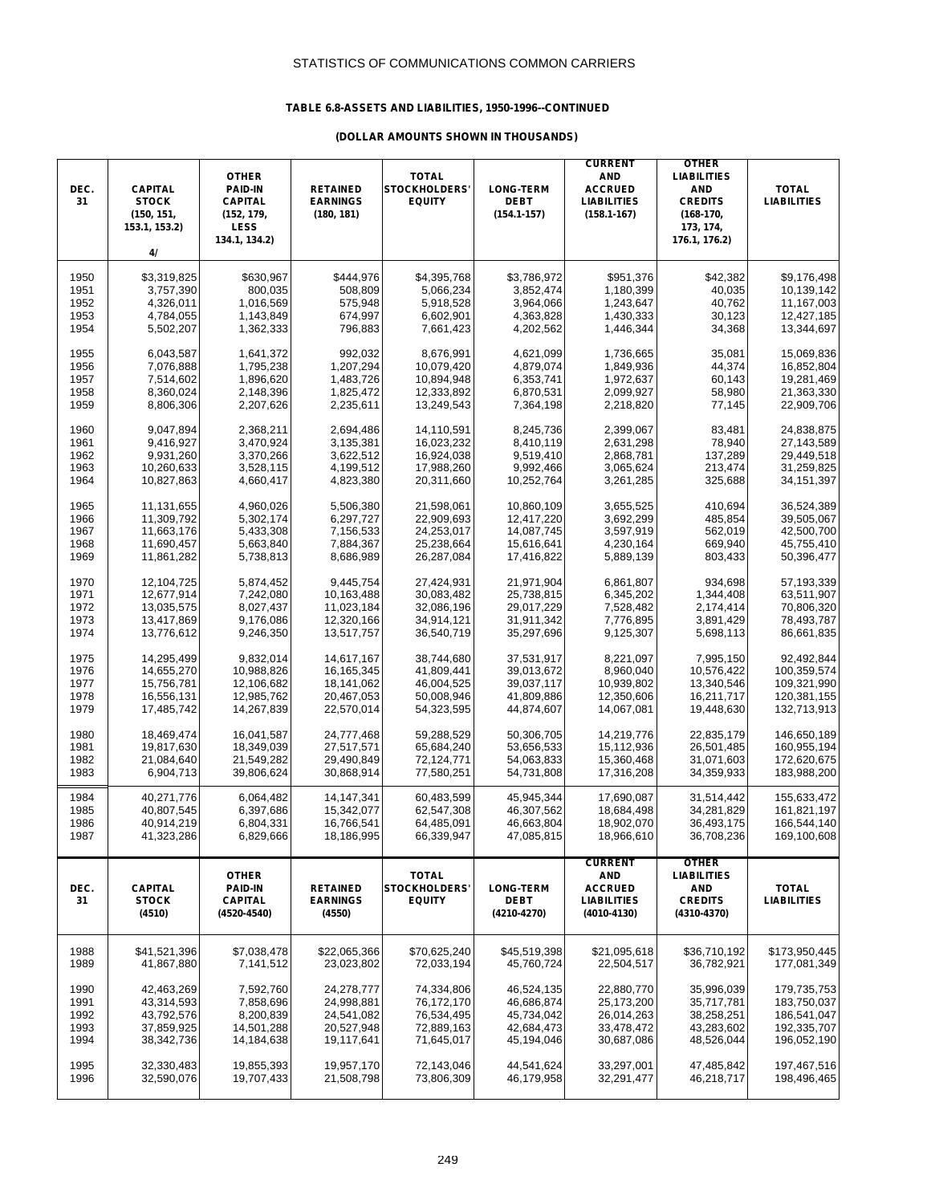STATISTICS OF COMMUNICATIONS COMMON CARRIERS

**TABLE 6.8-ASSETS AND LIABILITIES, 1950-1996--CONTINUED**

**(DOLLAR AMOUNTS SHOWN IN THOUSANDS)**

| DEC. 31 | CAPITAL STOCK (150, 151, 153.1, 153.2) 4/ | OTHER PAID-IN CAPITAL (152, 179, LESS 134.1, 134.2) | RETAINED EARNINGS (180, 181) | TOTAL STOCKHOLDERS' EQUITY | LONG-TERM DEBT (154.1-157) | CURRENT AND ACCRUED LIABILITIES (158.1-167) | OTHER LIABILITIES AND CREDITS (168-170, 173, 174, 176.1, 176.2) | TOTAL LIABILITIES |
|---|---|---|---|---|---|---|---|---|
| 1950 | $3,319,825 | $630,967 | $444,976 | $4,395,768 | $3,786,972 | $951,376 | $42,382 | $9,176,498 |
| 1951 | 3,757,390 | 800,035 | 508,809 | 5,066,234 | 3,852,474 | 1,180,399 | 40,035 | 10,139,142 |
| 1952 | 4,326,011 | 1,016,569 | 575,948 | 5,918,528 | 3,964,066 | 1,243,647 | 40,762 | 11,167,003 |
| 1953 | 4,784,055 | 1,143,849 | 674,997 | 6,602,901 | 4,363,828 | 1,430,333 | 30,123 | 12,427,185 |
| 1954 | 5,502,207 | 1,362,333 | 796,883 | 7,661,423 | 4,202,562 | 1,446,344 | 34,368 | 13,344,697 |
| 1955 | 6,043,587 | 1,641,372 | 992,032 | 8,676,991 | 4,621,099 | 1,736,665 | 35,081 | 15,069,836 |
| 1956 | 7,076,888 | 1,795,238 | 1,207,294 | 10,079,420 | 4,879,074 | 1,849,936 | 44,374 | 16,852,804 |
| 1957 | 7,514,602 | 1,896,620 | 1,483,726 | 10,894,948 | 6,353,741 | 1,972,637 | 60,143 | 19,281,469 |
| 1958 | 8,360,024 | 2,148,396 | 1,825,472 | 12,333,892 | 6,870,531 | 2,099,927 | 58,980 | 21,363,330 |
| 1959 | 8,806,306 | 2,207,626 | 2,235,611 | 13,249,543 | 7,364,198 | 2,218,820 | 77,145 | 22,909,706 |
| 1960 | 9,047,894 | 2,368,211 | 2,694,486 | 14,110,591 | 8,245,736 | 2,399,067 | 83,481 | 24,838,875 |
| 1961 | 9,416,927 | 3,470,924 | 3,135,381 | 16,023,232 | 8,410,119 | 2,631,298 | 78,940 | 27,143,589 |
| 1962 | 9,931,260 | 3,370,266 | 3,622,512 | 16,924,038 | 9,519,410 | 2,868,781 | 137,289 | 29,449,518 |
| 1963 | 10,260,633 | 3,528,115 | 4,199,512 | 17,988,260 | 9,992,466 | 3,065,624 | 213,474 | 31,259,825 |
| 1964 | 10,827,863 | 4,660,417 | 4,823,380 | 20,311,660 | 10,252,764 | 3,261,285 | 325,688 | 34,151,397 |
| 1965 | 11,131,655 | 4,960,026 | 5,506,380 | 21,598,061 | 10,860,109 | 3,655,525 | 410,694 | 36,524,389 |
| 1966 | 11,309,792 | 5,302,174 | 6,297,727 | 22,909,693 | 12,417,220 | 3,692,299 | 485,854 | 39,505,067 |
| 1967 | 11,663,176 | 5,433,308 | 7,156,533 | 24,253,017 | 14,087,745 | 3,597,919 | 562,019 | 42,500,700 |
| 1968 | 11,690,457 | 5,663,840 | 7,884,367 | 25,238,664 | 15,616,641 | 4,230,164 | 669,940 | 45,755,410 |
| 1969 | 11,861,282 | 5,738,813 | 8,686,989 | 26,287,084 | 17,416,822 | 5,889,139 | 803,433 | 50,396,477 |
| 1970 | 12,104,725 | 5,874,452 | 9,445,754 | 27,424,931 | 21,971,904 | 6,861,807 | 934,698 | 57,193,339 |
| 1971 | 12,677,914 | 7,242,080 | 10,163,488 | 30,083,482 | 25,738,815 | 6,345,202 | 1,344,408 | 63,511,907 |
| 1972 | 13,035,575 | 8,027,437 | 11,023,184 | 32,086,196 | 29,017,229 | 7,528,482 | 2,174,414 | 70,806,320 |
| 1973 | 13,417,869 | 9,176,086 | 12,320,166 | 34,914,121 | 31,911,342 | 7,776,895 | 3,891,429 | 78,493,787 |
| 1974 | 13,776,612 | 9,246,350 | 13,517,757 | 36,540,719 | 35,297,696 | 9,125,307 | 5,698,113 | 86,661,835 |
| 1975 | 14,295,499 | 9,832,014 | 14,617,167 | 38,744,680 | 37,531,917 | 8,221,097 | 7,995,150 | 92,492,844 |
| 1976 | 14,655,270 | 10,988,826 | 16,165,345 | 41,809,441 | 39,013,672 | 8,960,040 | 10,576,422 | 100,359,574 |
| 1977 | 15,756,781 | 12,106,682 | 18,141,062 | 46,004,525 | 39,037,117 | 10,939,802 | 13,340,546 | 109,321,990 |
| 1978 | 16,556,131 | 12,985,762 | 20,467,053 | 50,008,946 | 41,809,886 | 12,350,606 | 16,211,717 | 120,381,155 |
| 1979 | 17,485,742 | 14,267,839 | 22,570,014 | 54,323,595 | 44,874,607 | 14,067,081 | 19,448,630 | 132,713,913 |
| 1980 | 18,469,474 | 16,041,587 | 24,777,468 | 59,288,529 | 50,306,705 | 14,219,776 | 22,835,179 | 146,650,189 |
| 1981 | 19,817,630 | 18,349,039 | 27,517,571 | 65,684,240 | 53,656,533 | 15,112,936 | 26,501,485 | 160,955,194 |
| 1982 | 21,084,640 | 21,549,282 | 29,490,849 | 72,124,771 | 54,063,833 | 15,360,468 | 31,071,603 | 172,620,675 |
| 1983 | 6,904,713 | 39,806,624 | 30,868,914 | 77,580,251 | 54,731,808 | 17,316,208 | 34,359,933 | 183,988,200 |
| 1984 | 40,271,776 | 6,064,482 | 14,147,341 | 60,483,599 | 45,945,344 | 17,690,087 | 31,514,442 | 155,633,472 |
| 1985 | 40,807,545 | 6,397,686 | 15,342,077 | 62,547,308 | 46,307,562 | 18,684,498 | 34,281,829 | 161,821,197 |
| 1986 | 40,914,219 | 6,804,331 | 16,766,541 | 64,485,091 | 46,663,804 | 18,902,070 | 36,493,175 | 166,544,140 |
| 1987 | 41,323,286 | 6,829,666 | 18,186,995 | 66,339,947 | 47,085,815 | 18,966,610 | 36,708,236 | 169,100,608 |

| DEC. 31 | CAPITAL STOCK (4510) | OTHER PAID-IN CAPITAL (4520-4540) | RETAINED EARNINGS (4550) | TOTAL STOCKHOLDERS' EQUITY | LONG-TERM DEBT (4210-4270) | CURRENT AND ACCRUED LIABILITIES (4010-4130) | OTHER LIABILITIES AND CREDITS (4310-4370) | TOTAL LIABILITIES |
|---|---|---|---|---|---|---|---|---|
| 1988 | $41,521,396 | $7,038,478 | $22,065,366 | $70,625,240 | $45,519,398 | $21,095,618 | $36,710,192 | $173,950,445 |
| 1989 | 41,867,880 | 7,141,512 | 23,023,802 | 72,033,194 | 45,760,724 | 22,504,517 | 36,782,921 | 177,081,349 |
| 1990 | 42,463,269 | 7,592,760 | 24,278,777 | 74,334,806 | 46,524,135 | 22,880,770 | 35,996,039 | 179,735,753 |
| 1991 | 43,314,593 | 7,858,696 | 24,998,881 | 76,172,170 | 46,686,874 | 25,173,200 | 35,717,781 | 183,750,037 |
| 1992 | 43,792,576 | 8,200,839 | 24,541,082 | 76,534,495 | 45,734,042 | 26,014,263 | 38,258,251 | 186,541,047 |
| 1993 | 37,859,925 | 14,501,288 | 20,527,948 | 72,889,163 | 42,684,473 | 33,478,472 | 43,283,602 | 192,335,707 |
| 1994 | 38,342,736 | 14,184,638 | 19,117,641 | 71,645,017 | 45,194,046 | 30,687,086 | 48,526,044 | 196,052,190 |
| 1995 | 32,330,483 | 19,855,393 | 19,957,170 | 72,143,046 | 44,541,624 | 33,297,001 | 47,485,842 | 197,467,516 |
| 1996 | 32,590,076 | 19,707,433 | 21,508,798 | 73,806,309 | 46,179,958 | 32,291,477 | 46,218,717 | 198,496,465 |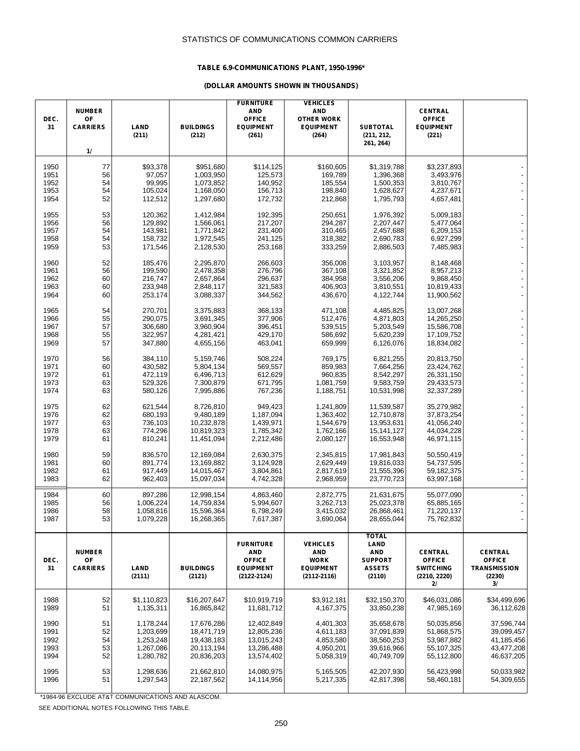STATISTICS OF COMMUNICATIONS COMMON CARRIERS

**TABLE 6.9-COMMUNICATIONS PLANT, 1950-1996***

**(DOLLAR AMOUNTS SHOWN IN THOUSANDS)**

| DEC. 31 | NUMBER OF CARRIERS 1/ | LAND (211) | BUILDINGS (212) | FURNITURE AND OFFICE EQUIPMENT (261) | VEHICLES AND OTHER WORK EQUIPMENT (264) | SUBTOTAL (211, 212, 261, 264) | CENTRAL OFFICE EQUIPMENT (221) | |
|---|---|---|---|---|---|---|---|---|
| 1950 | 77 | $93,378 | $951,680 | $114,125 | $160,605 | $1,319,788 | $3,237,893 | - |
| 1951 | 56 | 97,057 | 1,003,950 | 125,573 | 169,789 | 1,396,368 | 3,493,976 | - |
| 1952 | 54 | 99,995 | 1,073,852 | 140,952 | 185,554 | 1,500,353 | 3,810,767 | - |
| 1953 | 54 | 105,024 | 1,168,050 | 156,713 | 198,840 | 1,628,627 | 4,237,671 | - |
| 1954 | 52 | 112,512 | 1,297,680 | 172,732 | 212,868 | 1,795,793 | 4,657,481 | - |
| 1955 | 53 | 120,362 | 1,412,984 | 192,395 | 250,651 | 1,976,392 | 5,009,183 | - |
| 1956 | 56 | 129,892 | 1,566,061 | 217,207 | 294,287 | 2,207,447 | 5,477,064 | - |
| 1957 | 54 | 143,981 | 1,771,842 | 231,400 | 310,465 | 2,457,688 | 6,209,153 | - |
| 1958 | 54 | 158,732 | 1,972,545 | 241,125 | 318,382 | 2,690,783 | 6,927,299 | - |
| 1959 | 53 | 171,546 | 2,128,530 | 253,168 | 333,259 | 2,886,503 | 7,485,983 | - |
| 1960 | 52 | 185,476 | 2,295,870 | 266,603 | 356,008 | 3,103,957 | 8,148,468 | - |
| 1961 | 56 | 199,590 | 2,478,358 | 276,796 | 367,108 | 3,321,852 | 8,957,213 | - |
| 1962 | 60 | 216,747 | 2,657,864 | 296,637 | 384,958 | 3,556,206 | 9,868,450 | - |
| 1963 | 60 | 233,948 | 2,848,117 | 321,583 | 406,903 | 3,810,551 | 10,819,433 | - |
| 1964 | 60 | 253,174 | 3,088,337 | 344,562 | 436,670 | 4,122,744 | 11,900,562 | - |
| 1965 | 54 | 270,701 | 3,375,883 | 368,133 | 471,108 | 4,485,825 | 13,007,268 | - |
| 1966 | 55 | 290,075 | 3,691,345 | 377,906 | 512,476 | 4,871,803 | 14,265,250 | - |
| 1967 | 57 | 306,680 | 3,960,904 | 396,451 | 539,515 | 5,203,549 | 15,586,708 | - |
| 1968 | 55 | 322,957 | 4,281,421 | 429,170 | 586,692 | 5,620,239 | 17,109,752 | - |
| 1969 | 57 | 347,880 | 4,655,156 | 463,041 | 659,999 | 6,126,076 | 18,834,082 | - |
| 1970 | 56 | 384,110 | 5,159,746 | 508,224 | 769,175 | 6,821,255 | 20,813,750 | - |
| 1971 | 60 | 430,582 | 5,804,134 | 569,557 | 859,983 | 7,664,256 | 23,424,762 | - |
| 1972 | 61 | 472,119 | 6,496,713 | 612,629 | 960,835 | 8,542,297 | 26,331,150 | - |
| 1973 | 63 | 529,326 | 7,300,879 | 671,795 | 1,081,759 | 9,583,759 | 29,433,573 | - |
| 1974 | 63 | 580,126 | 7,995,886 | 767,236 | 1,188,751 | 10,531,998 | 32,337,289 | - |
| 1975 | 62 | 621,544 | 8,726,810 | 949,423 | 1,241,809 | 11,539,587 | 35,279,982 | - |
| 1976 | 62 | 680,193 | 9,480,189 | 1,187,094 | 1,363,402 | 12,710,878 | 37,873,254 | - |
| 1977 | 63 | 736,103 | 10,232,878 | 1,439,971 | 1,544,679 | 13,953,631 | 41,056,240 | - |
| 1978 | 63 | 774,296 | 10,819,323 | 1,785,342 | 1,762,166 | 15,141,127 | 44,034,228 | - |
| 1979 | 61 | 810,241 | 11,451,094 | 2,212,486 | 2,080,127 | 16,553,948 | 46,971,115 | - |
| 1980 | 59 | 836,570 | 12,169,084 | 2,630,375 | 2,345,815 | 17,981,843 | 50,550,419 | - |
| 1981 | 60 | 891,774 | 13,169,882 | 3,124,928 | 2,629,449 | 19,816,033 | 54,737,595 | - |
| 1982 | 61 | 917,449 | 14,015,467 | 3,804,861 | 2,817,619 | 21,555,396 | 59,182,375 | - |
| 1983 | 62 | 962,403 | 15,097,034 | 4,742,328 | 2,968,959 | 23,770,723 | 63,997,168 | - |
| 1984 | 60 | 897,286 | 12,998,154 | 4,863,460 | 2,872,775 | 21,631,675 | 55,077,090 | - |
| 1985 | 56 | 1,006,224 | 14,759,834 | 5,994,607 | 3,262,713 | 25,023,378 | 65,885,165 | - |
| 1986 | 58 | 1,058,816 | 15,596,364 | 6,798,249 | 3,415,032 | 26,868,461 | 71,220,137 | - |
| 1987 | 53 | 1,079,228 | 16,268,365 | 7,617,387 | 3,690,064 | 28,655,044 | 75,762,832 | - |

| DEC. 31 | NUMBER OF CARRIERS | LAND (2111) | BUILDINGS (2121) | FURNITURE AND OFFICE EQUIPMENT (2122-2124) | VEHICLES AND WORK EQUIPMENT (2112-2116) | TOTAL LAND AND SUPPORT ASSETS (2110) | CENTRAL OFFICE SWITCHING (2210, 2220) 2/ | CENTRAL OFFICE TRANSMISSION (2230) 3/ |
|---|---|---|---|---|---|---|---|---|
| 1988 | 52 | $1,110,823 | $16,207,647 | $10,919,719 | $3,912,181 | $32,150,370 | $46,031,086 | $34,499,696 |
| 1989 | 51 | 1,135,311 | 16,865,842 | 11,681,712 | 4,167,375 | 33,850,238 | 47,985,169 | 36,112,628 |
| 1990 | 51 | 1,178,244 | 17,676,286 | 12,402,849 | 4,401,303 | 35,658,678 | 50,035,856 | 37,596,744 |
| 1991 | 52 | 1,203,699 | 18,471,719 | 12,805,236 | 4,611,183 | 37,091,839 | 51,868,575 | 39,099,457 |
| 1992 | 54 | 1,253,248 | 19,438,183 | 13,015,243 | 4,853,580 | 38,560,253 | 53,987,882 | 41,185,456 |
| 1993 | 53 | 1,267,086 | 20,113,194 | 13,286,488 | 4,950,201 | 39,616,966 | 55,107,325 | 43,477,208 |
| 1994 | 52 | 1,280,782 | 20,836,203 | 13,574,402 | 5,058,319 | 40,749,709 | 55,112,800 | 46,637,205 |
| 1995 | 53 | 1,298,636 | 21,662,810 | 14,080,975 | 5,165,505 | 42,207,930 | 56,423,998 | 50,033,982 |
| 1996 | 51 | 1,297,543 | 22,187,562 | 14,114,956 | 5,217,335 | 42,817,398 | 58,460,181 | 54,309,655 |

*1984-96 EXCLUDE AT&T COMMUNICATIONS AND ALASCOM.

SEE ADDITIONAL NOTES FOLLOWING THIS TABLE.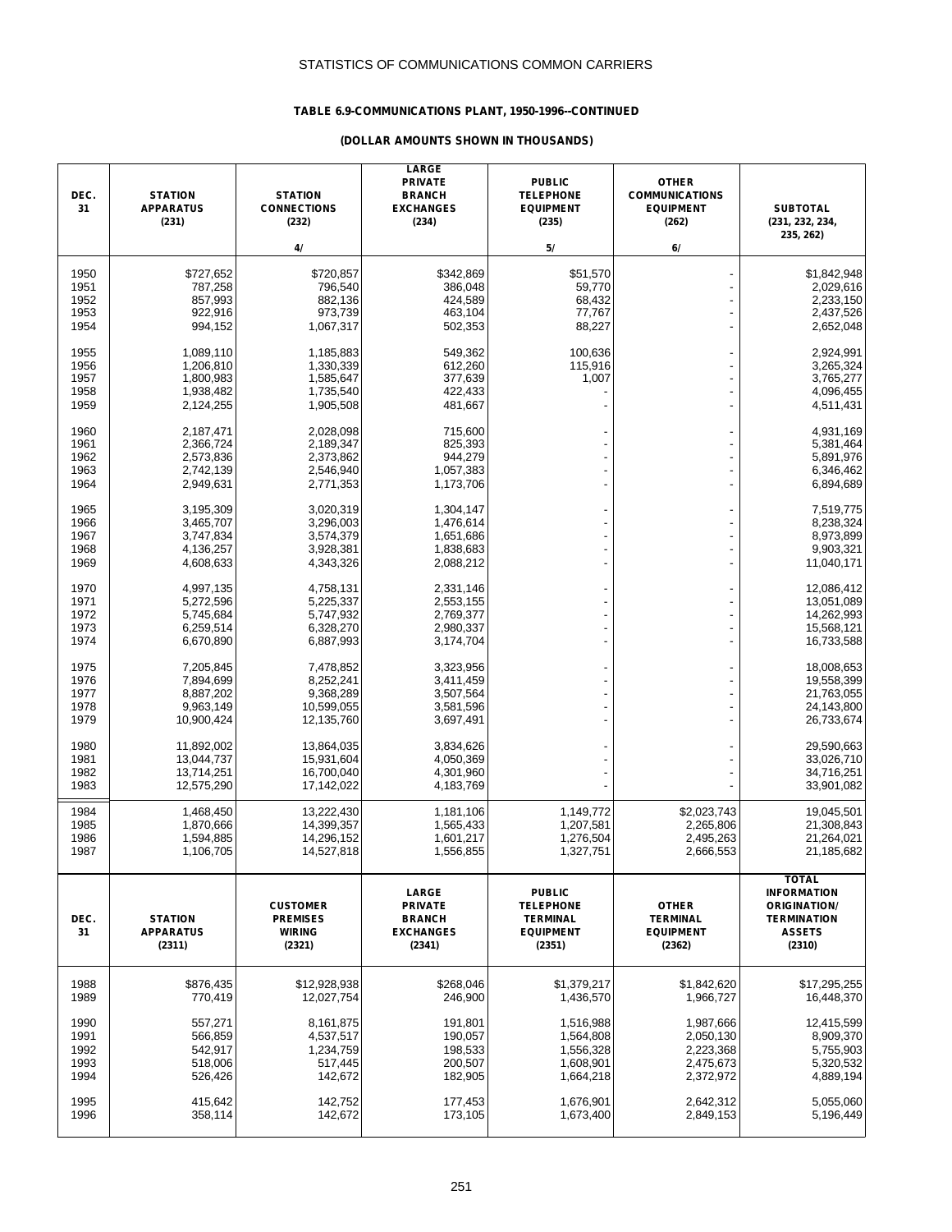STATISTICS OF COMMUNICATIONS COMMON CARRIERS

**TABLE 6.9-COMMUNICATIONS PLANT, 1950-1996--CONTINUED**

**(DOLLAR AMOUNTS SHOWN IN THOUSANDS)**

| DEC. 31 | STATION APPARATUS (231) | STATION CONNECTIONS (232) 4/ | LARGE PRIVATE BRANCH EXCHANGES (234) | PUBLIC TELEPHONE EQUIPMENT (235) 5/ | OTHER COMMUNICATIONS EQUIPMENT (262) 6/ | SUBTOTAL (231, 232, 234, 235, 262) |
|---|---|---|---|---|---|---|
| 1950 | $727,652 | $720,857 | $342,869 | $51,570 | - | $1,842,948 |
| 1951 | 787,258 | 796,540 | 386,048 | 59,770 | - | 2,029,616 |
| 1952 | 857,993 | 882,136 | 424,589 | 68,432 | - | 2,233,150 |
| 1953 | 922,916 | 973,739 | 463,104 | 77,767 | - | 2,437,526 |
| 1954 | 994,152 | 1,067,317 | 502,353 | 88,227 | - | 2,652,048 |
| 1955 | 1,089,110 | 1,185,883 | 549,362 | 100,636 | - | 2,924,991 |
| 1956 | 1,206,810 | 1,330,339 | 612,260 | 115,916 | - | 3,265,324 |
| 1957 | 1,800,983 | 1,585,647 | 377,639 | 1,007 | - | 3,765,277 |
| 1958 | 1,938,482 | 1,735,540 | 422,433 | - | - | 4,096,455 |
| 1959 | 2,124,255 | 1,905,508 | 481,667 | - | - | 4,511,431 |
| 1960 | 2,187,471 | 2,028,098 | 715,600 | - | - | 4,931,169 |
| 1961 | 2,366,724 | 2,189,347 | 825,393 | - | - | 5,381,464 |
| 1962 | 2,573,836 | 2,373,862 | 944,279 | - | - | 5,891,976 |
| 1963 | 2,742,139 | 2,546,940 | 1,057,383 | - | - | 6,346,462 |
| 1964 | 2,949,631 | 2,771,353 | 1,173,706 | - | - | 6,894,689 |
| 1965 | 3,195,309 | 3,020,319 | 1,304,147 | - | - | 7,519,775 |
| 1966 | 3,465,707 | 3,296,003 | 1,476,614 | - | - | 8,238,324 |
| 1967 | 3,747,834 | 3,574,379 | 1,651,686 | - | - | 8,973,899 |
| 1968 | 4,136,257 | 3,928,381 | 1,838,683 | - | - | 9,903,321 |
| 1969 | 4,608,633 | 4,343,326 | 2,088,212 | - | - | 11,040,171 |
| 1970 | 4,997,135 | 4,758,131 | 2,331,146 | - | - | 12,086,412 |
| 1971 | 5,272,596 | 5,225,337 | 2,553,155 | - | - | 13,051,089 |
| 1972 | 5,745,684 | 5,747,932 | 2,769,377 | - | - | 14,262,993 |
| 1973 | 6,259,514 | 6,328,270 | 2,980,337 | - | - | 15,568,121 |
| 1974 | 6,670,890 | 6,887,993 | 3,174,704 | - | - | 16,733,588 |
| 1975 | 7,205,845 | 7,478,852 | 3,323,956 | - | - | 18,008,653 |
| 1976 | 7,894,699 | 8,252,241 | 3,411,459 | - | - | 19,558,399 |
| 1977 | 8,887,202 | 9,368,289 | 3,507,564 | - | - | 21,763,055 |
| 1978 | 9,963,149 | 10,599,055 | 3,581,596 | - | - | 24,143,800 |
| 1979 | 10,900,424 | 12,135,760 | 3,697,491 | - | - | 26,733,674 |
| 1980 | 11,892,002 | 13,864,035 | 3,834,626 | - | - | 29,590,663 |
| 1981 | 13,044,737 | 15,931,604 | 4,050,369 | - | - | 33,026,710 |
| 1982 | 13,714,251 | 16,700,040 | 4,301,960 | - | - | 34,716,251 |
| 1983 | 12,575,290 | 17,142,022 | 4,183,769 | - | - | 33,901,082 |
| 1984 | 1,468,450 | 13,222,430 | 1,181,106 | 1,149,772 | $2,023,743 | 19,045,501 |
| 1985 | 1,870,666 | 14,399,357 | 1,565,433 | 1,207,581 | 2,265,806 | 21,308,843 |
| 1986 | 1,594,885 | 14,296,152 | 1,601,217 | 1,276,504 | 2,495,263 | 21,264,021 |
| 1987 | 1,106,705 | 14,527,818 | 1,556,855 | 1,327,751 | 2,666,553 | 21,185,682 |

| DEC. 31 | STATION APPARATUS (2311) | CUSTOMER PREMISES WIRING (2321) | LARGE PRIVATE BRANCH EXCHANGES (2341) | PUBLIC TELEPHONE TERMINAL EQUIPMENT (2351) | OTHER TERMINAL EQUIPMENT (2362) | TOTAL INFORMATION ORIGINATION/ TERMINATION ASSETS (2310) |
|---|---|---|---|---|---|---|
| 1988 | $876,435 | $12,928,938 | $268,046 | $1,379,217 | $1,842,620 | $17,295,255 |
| 1989 | 770,419 | 12,027,754 | 246,900 | 1,436,570 | 1,966,727 | 16,448,370 |
| 1990 | 557,271 | 8,161,875 | 191,801 | 1,516,988 | 1,987,666 | 12,415,599 |
| 1991 | 566,859 | 4,537,517 | 190,057 | 1,564,808 | 2,050,130 | 8,909,370 |
| 1992 | 542,917 | 1,234,759 | 198,533 | 1,556,328 | 2,223,368 | 5,755,903 |
| 1993 | 518,006 | 517,445 | 200,507 | 1,608,901 | 2,475,673 | 5,320,532 |
| 1994 | 526,426 | 142,672 | 182,905 | 1,664,218 | 2,372,972 | 4,889,194 |
| 1995 | 415,642 | 142,752 | 177,453 | 1,676,901 | 2,642,312 | 5,055,060 |
| 1996 | 358,114 | 142,672 | 173,105 | 1,673,400 | 2,849,153 | 5,196,449 |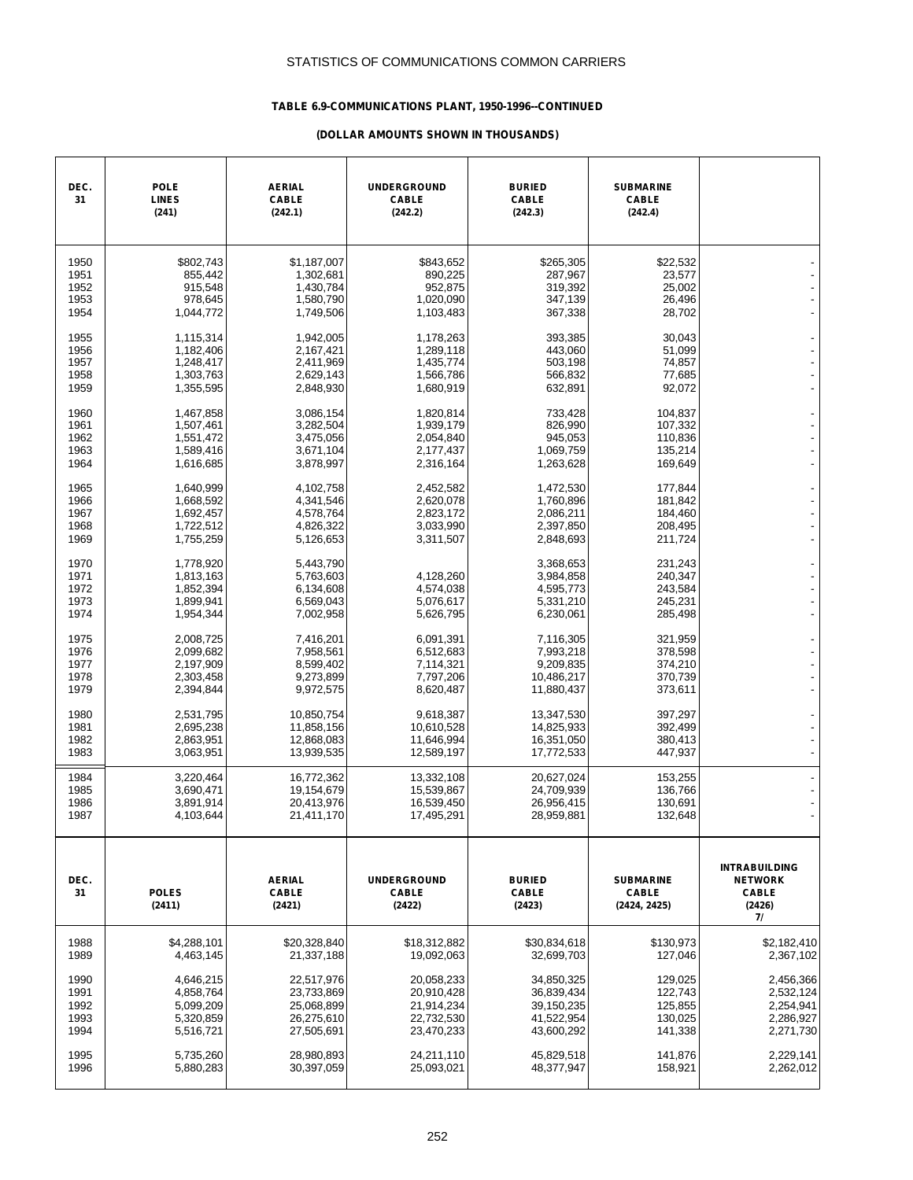STATISTICS OF COMMUNICATIONS COMMON CARRIERS

**TABLE 6.9-COMMUNICATIONS PLANT, 1950-1996--CONTINUED**

**(DOLLAR AMOUNTS SHOWN IN THOUSANDS)**

| DEC. 31 | POLE LINES (241) | AERIAL CABLE (242.1) | UNDERGROUND CABLE (242.2) | BURIED CABLE (242.3) | SUBMARINE CABLE (242.4) | |
|---|---|---|---|---|---|---|
| 1950 | $802,743 | $1,187,007 | $843,652 | $265,305 | $22,532 | - |
| 1951 | 855,442 | 1,302,681 | 890,225 | 287,967 | 23,577 | - |
| 1952 | 915,548 | 1,430,784 | 952,875 | 319,392 | 25,002 | - |
| 1953 | 978,645 | 1,580,790 | 1,020,090 | 347,139 | 26,496 | - |
| 1954 | 1,044,772 | 1,749,506 | 1,103,483 | 367,338 | 28,702 | - |
| 1955 | 1,115,314 | 1,942,005 | 1,178,263 | 393,385 | 30,043 | - |
| 1956 | 1,182,406 | 2,167,421 | 1,289,118 | 443,060 | 51,099 | - |
| 1957 | 1,248,417 | 2,411,969 | 1,435,774 | 503,198 | 74,857 | - |
| 1958 | 1,303,763 | 2,629,143 | 1,566,786 | 566,832 | 77,685 | - |
| 1959 | 1,355,595 | 2,848,930 | 1,680,919 | 632,891 | 92,072 | - |
| 1960 | 1,467,858 | 3,086,154 | 1,820,814 | 733,428 | 104,837 | - |
| 1961 | 1,507,461 | 3,282,504 | 1,939,179 | 826,990 | 107,332 | - |
| 1962 | 1,551,472 | 3,475,056 | 2,054,840 | 945,053 | 110,836 | - |
| 1963 | 1,589,416 | 3,671,104 | 2,177,437 | 1,069,759 | 135,214 | - |
| 1964 | 1,616,685 | 3,878,997 | 2,316,164 | 1,263,628 | 169,649 | - |
| 1965 | 1,640,999 | 4,102,758 | 2,452,582 | 1,472,530 | 177,844 | - |
| 1966 | 1,668,592 | 4,341,546 | 2,620,078 | 1,760,896 | 181,842 | - |
| 1967 | 1,692,457 | 4,578,764 | 2,823,172 | 2,086,211 | 184,460 | - |
| 1968 | 1,722,512 | 4,826,322 | 3,033,990 | 2,397,850 | 208,495 | - |
| 1969 | 1,755,259 | 5,126,653 | 3,311,507 | 2,848,693 | 211,724 | - |
| 1970 | 1,778,920 | 5,443,790 | | 3,368,653 | 231,243 | - |
| 1971 | 1,813,163 | 5,763,603 | 4,128,260 | 3,984,858 | 240,347 | - |
| 1972 | 1,852,394 | 6,134,608 | 4,574,038 | 4,595,773 | 243,584 | - |
| 1973 | 1,899,941 | 6,569,043 | 5,076,617 | 5,331,210 | 245,231 | - |
| 1974 | 1,954,344 | 7,002,958 | 5,626,795 | 6,230,061 | 285,498 | - |
| 1975 | 2,008,725 | 7,416,201 | 6,091,391 | 7,116,305 | 321,959 | - |
| 1976 | 2,099,682 | 7,958,561 | 6,512,683 | 7,993,218 | 378,598 | - |
| 1977 | 2,197,909 | 8,599,402 | 7,114,321 | 9,209,835 | 374,210 | - |
| 1978 | 2,303,458 | 9,273,899 | 7,797,206 | 10,486,217 | 370,739 | - |
| 1979 | 2,394,844 | 9,972,575 | 8,620,487 | 11,880,437 | 373,611 | - |
| 1980 | 2,531,795 | 10,850,754 | 9,618,387 | 13,347,530 | 397,297 | - |
| 1981 | 2,695,238 | 11,858,156 | 10,610,528 | 14,825,933 | 392,499 | - |
| 1982 | 2,863,951 | 12,868,083 | 11,646,994 | 16,351,050 | 380,413 | - |
| 1983 | 3,063,951 | 13,939,535 | 12,589,197 | 17,772,533 | 447,937 | - |
| 1984 | 3,220,464 | 16,772,362 | 13,332,108 | 20,627,024 | 153,255 | - |
| 1985 | 3,690,471 | 19,154,679 | 15,539,867 | 24,709,939 | 136,766 | - |
| 1986 | 3,891,914 | 20,413,976 | 16,539,450 | 26,956,415 | 130,691 | - |
| 1987 | 4,103,644 | 21,411,170 | 17,495,291 | 28,959,881 | 132,648 | - |
| **DEC. 31** | **POLES (2411)** | **AERIAL CABLE (2421)** | **UNDERGROUND CABLE (2422)** | **BURIED CABLE (2423)** | **SUBMARINE CABLE (2424, 2425)** | **INTRABUILDING NETWORK CABLE (2426) 7/** |
| 1988 | $4,288,101 | $20,328,840 | $18,312,882 | $30,834,618 | $130,973 | $2,182,410 |
| 1989 | 4,463,145 | 21,337,188 | 19,092,063 | 32,699,703 | 127,046 | 2,367,102 |
| 1990 | 4,646,215 | 22,517,976 | 20,058,233 | 34,850,325 | 129,025 | 2,456,366 |
| 1991 | 4,858,764 | 23,733,869 | 20,910,428 | 36,839,434 | 122,743 | 2,532,124 |
| 1992 | 5,099,209 | 25,068,899 | 21,914,234 | 39,150,235 | 125,855 | 2,254,941 |
| 1993 | 5,320,859 | 26,275,610 | 22,732,530 | 41,522,954 | 130,025 | 2,286,927 |
| 1994 | 5,516,721 | 27,505,691 | 23,470,233 | 43,600,292 | 141,338 | 2,271,730 |
| 1995 | 5,735,260 | 28,980,893 | 24,211,110 | 45,829,518 | 141,876 | 2,229,141 |
| 1996 | 5,880,283 | 30,397,059 | 25,093,021 | 48,377,947 | 158,921 | 2,262,012 |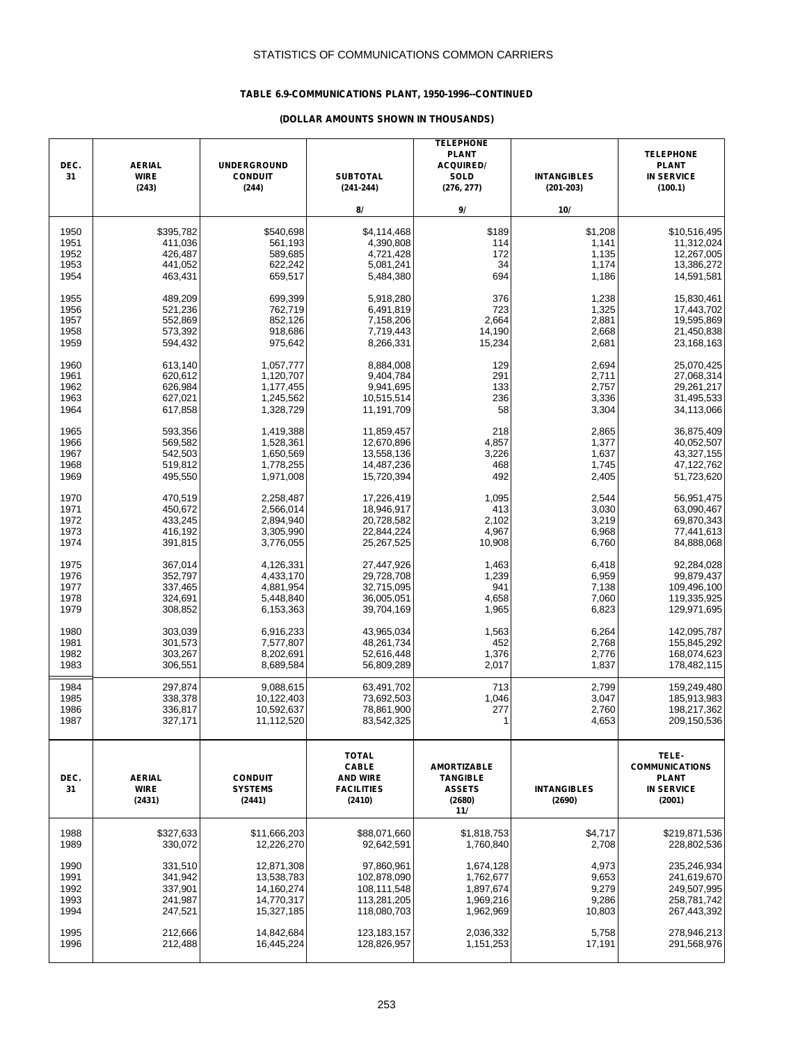STATISTICS OF COMMUNICATIONS COMMON CARRIERS

**TABLE 6.9-COMMUNICATIONS PLANT, 1950-1996--CONTINUED**

**(DOLLAR AMOUNTS SHOWN IN THOUSANDS)**

| DEC. 31 | AERIAL WIRE (243) | UNDERGROUND CONDUIT (244) | SUBTOTAL (241-244) 8/ | TELEPHONE PLANT ACQUIRED/ SOLD (276, 277) 9/ | INTANGIBLES (201-203) 10/ | TELEPHONE PLANT IN SERVICE (100.1) |
|---|---|---|---|---|---|---|
| 1950 | $395,782 | $540,698 | $4,114,468 | $189 | $1,208 | $10,516,495 |
| 1951 | 411,036 | 561,193 | 4,390,808 | 114 | 1,141 | 11,312,024 |
| 1952 | 426,487 | 589,685 | 4,721,428 | 172 | 1,135 | 12,267,005 |
| 1953 | 441,052 | 622,242 | 5,081,241 | 34 | 1,174 | 13,386,272 |
| 1954 | 463,431 | 659,517 | 5,484,380 | 694 | 1,186 | 14,591,581 |
| 1955 | 489,209 | 699,399 | 5,918,280 | 376 | 1,238 | 15,830,461 |
| 1956 | 521,236 | 762,719 | 6,491,819 | 723 | 1,325 | 17,443,702 |
| 1957 | 552,869 | 852,126 | 7,158,206 | 2,664 | 2,881 | 19,595,869 |
| 1958 | 573,392 | 918,686 | 7,719,443 | 14,190 | 2,668 | 21,450,838 |
| 1959 | 594,432 | 975,642 | 8,266,331 | 15,234 | 2,681 | 23,168,163 |
| 1960 | 613,140 | 1,057,777 | 8,884,008 | 129 | 2,694 | 25,070,425 |
| 1961 | 620,612 | 1,120,707 | 9,404,784 | 291 | 2,711 | 27,068,314 |
| 1962 | 626,984 | 1,177,455 | 9,941,695 | 133 | 2,757 | 29,261,217 |
| 1963 | 627,021 | 1,245,562 | 10,515,514 | 236 | 3,336 | 31,495,533 |
| 1964 | 617,858 | 1,328,729 | 11,191,709 | 58 | 3,304 | 34,113,066 |
| 1965 | 593,356 | 1,419,388 | 11,859,457 | 218 | 2,865 | 36,875,409 |
| 1966 | 569,582 | 1,528,361 | 12,670,896 | 4,857 | 1,377 | 40,052,507 |
| 1967 | 542,503 | 1,650,569 | 13,558,136 | 3,226 | 1,637 | 43,327,155 |
| 1968 | 519,812 | 1,778,255 | 14,487,236 | 468 | 1,745 | 47,122,762 |
| 1969 | 495,550 | 1,971,008 | 15,720,394 | 492 | 2,405 | 51,723,620 |
| 1970 | 470,519 | 2,258,487 | 17,226,419 | 1,095 | 2,544 | 56,951,475 |
| 1971 | 450,672 | 2,566,014 | 18,946,917 | 413 | 3,030 | 63,090,467 |
| 1972 | 433,245 | 2,894,940 | 20,728,582 | 2,102 | 3,219 | 69,870,343 |
| 1973 | 416,192 | 3,305,990 | 22,844,224 | 4,967 | 6,968 | 77,441,613 |
| 1974 | 391,815 | 3,776,055 | 25,267,525 | 10,908 | 6,760 | 84,888,068 |
| 1975 | 367,014 | 4,126,331 | 27,447,926 | 1,463 | 6,418 | 92,284,028 |
| 1976 | 352,797 | 4,433,170 | 29,728,708 | 1,239 | 6,959 | 99,879,437 |
| 1977 | 337,465 | 4,881,954 | 32,715,095 | 941 | 7,138 | 109,496,100 |
| 1978 | 324,691 | 5,448,840 | 36,005,051 | 4,658 | 7,060 | 119,335,925 |
| 1979 | 308,852 | 6,153,363 | 39,704,169 | 1,965 | 6,823 | 129,971,695 |
| 1980 | 303,039 | 6,916,233 | 43,965,034 | 1,563 | 6,264 | 142,095,787 |
| 1981 | 301,573 | 7,577,807 | 48,261,734 | 452 | 2,768 | 155,845,292 |
| 1982 | 303,267 | 8,202,691 | 52,616,448 | 1,376 | 2,776 | 168,074,623 |
| 1983 | 306,551 | 8,689,584 | 56,809,289 | 2,017 | 1,837 | 178,482,115 |
| 1984 | 297,874 | 9,088,615 | 63,491,702 | 713 | 2,799 | 159,249,480 |
| 1985 | 338,378 | 10,122,403 | 73,692,503 | 1,046 | 3,047 | 185,913,983 |
| 1986 | 336,817 | 10,592,637 | 78,861,900 | 277 | 2,760 | 198,217,362 |
| 1987 | 327,171 | 11,112,520 | 83,542,325 | 1 | 4,653 | 209,150,536 |

| DEC. 31 | AERIAL WIRE (2431) | CONDUIT SYSTEMS (2441) | TOTAL CABLE AND WIRE FACILITIES (2410) | AMORTIZABLE TANGIBLE ASSETS (2680) 11/ | INTANGIBLES (2690) | TELE-COMMUNICATIONS PLANT IN SERVICE (2001) |
|---|---|---|---|---|---|---|
| 1988 | $327,633 | $11,666,203 | $88,071,660 | $1,818,753 | $4,717 | $219,871,536 |
| 1989 | 330,072 | 12,226,270 | 92,642,591 | 1,760,840 | 2,708 | 228,802,536 |
| 1990 | 331,510 | 12,871,308 | 97,860,961 | 1,674,128 | 4,973 | 235,246,934 |
| 1991 | 341,942 | 13,538,783 | 102,878,090 | 1,762,677 | 9,653 | 241,619,670 |
| 1992 | 337,901 | 14,160,274 | 108,111,548 | 1,897,674 | 9,279 | 249,507,995 |
| 1993 | 241,987 | 14,770,317 | 113,281,205 | 1,969,216 | 9,286 | 258,781,742 |
| 1994 | 247,521 | 15,327,185 | 118,080,703 | 1,962,969 | 10,803 | 267,443,392 |
| 1995 | 212,666 | 14,842,684 | 123,183,157 | 2,036,332 | 5,758 | 278,946,213 |
| 1996 | 212,488 | 16,445,224 | 128,826,957 | 1,151,253 | 17,191 | 291,568,976 |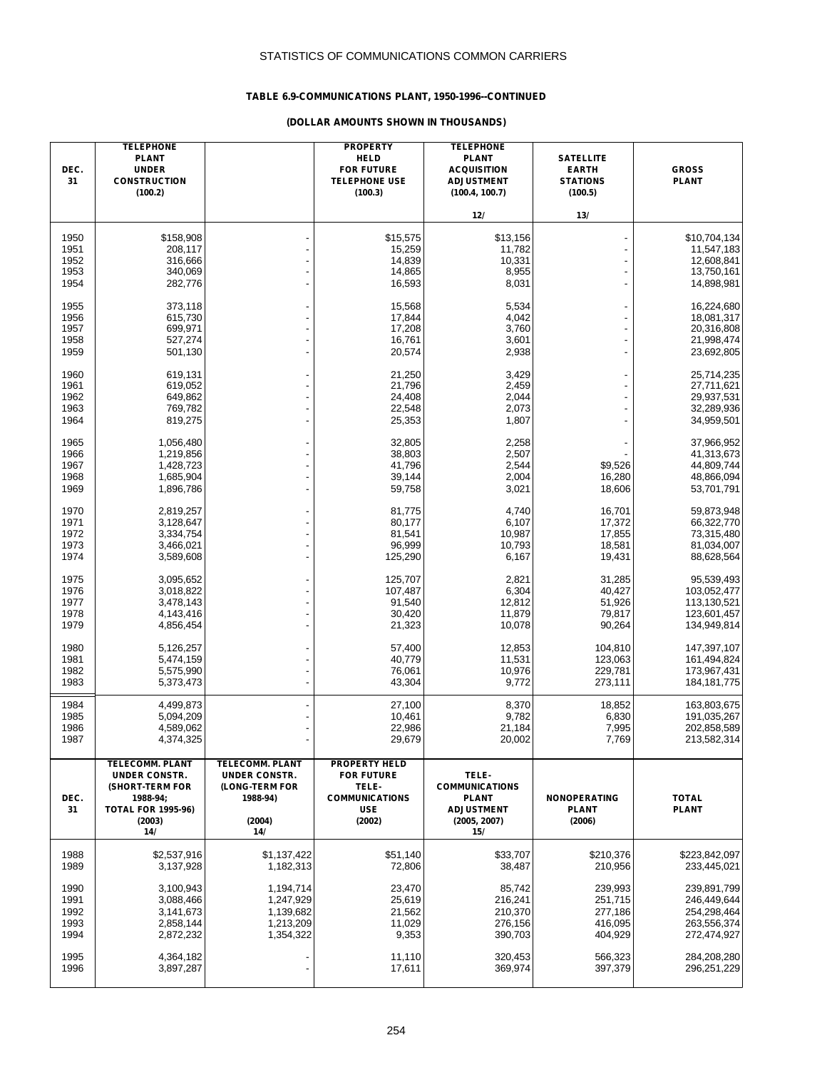### TABLE 6.9-COMMUNICATIONS PLANT, 1950-1996--CONTINUED

#### (DOLLAR AMOUNTS SHOWN IN THOUSANDS)

| DEC. 31 | TELEPHONE PLANT UNDER CONSTRUCTION (100.2) | | PROPERTY HELD FOR FUTURE TELEPHONE USE (100.3) | TELEPHONE PLANT ACQUISITION ADJUSTMENT (100.4, 100.7) 12/ | SATELLITE EARTH STATIONS (100.5) 13/ | GROSS PLANT |
|---|---|---|---|---|---|---|
| 1950 | $158,908 | - | $15,575 | $13,156 | - | $10,704,134 |
| 1951 | 208,117 | - | 15,259 | 11,782 | - | 11,547,183 |
| 1952 | 316,666 | - | 14,839 | 10,331 | - | 12,608,841 |
| 1953 | 340,069 | - | 14,865 | 8,955 | - | 13,750,161 |
| 1954 | 282,776 | - | 16,593 | 8,031 | - | 14,898,981 |
| 1955 | 373,118 | - | 15,568 | 5,534 | - | 16,224,680 |
| 1956 | 615,730 | - | 17,844 | 4,042 | - | 18,081,317 |
| 1957 | 699,971 | - | 17,208 | 3,760 | - | 20,316,808 |
| 1958 | 527,274 | - | 16,761 | 3,601 | - | 21,998,474 |
| 1959 | 501,130 | - | 20,574 | 2,938 | - | 23,692,805 |
| 1960 | 619,131 | - | 21,250 | 3,429 | - | 25,714,235 |
| 1961 | 619,052 | - | 21,796 | 2,459 | - | 27,711,621 |
| 1962 | 649,862 | - | 24,408 | 2,044 | - | 29,937,531 |
| 1963 | 769,782 | - | 22,548 | 2,073 | - | 32,289,936 |
| 1964 | 819,275 | - | 25,353 | 1,807 | - | 34,959,501 |
| 1965 | 1,056,480 | - | 32,805 | 2,258 | - | 37,966,952 |
| 1966 | 1,219,856 | - | 38,803 | 2,507 | - | 41,313,673 |
| 1967 | 1,428,723 | - | 41,796 | 2,544 | $9,526 | 44,809,744 |
| 1968 | 1,685,904 | - | 39,144 | 2,004 | 16,280 | 48,866,094 |
| 1969 | 1,896,786 | - | 59,758 | 3,021 | 18,606 | 53,701,791 |
| 1970 | 2,819,257 | - | 81,775 | 4,740 | 16,701 | 59,873,948 |
| 1971 | 3,128,647 | - | 80,177 | 6,107 | 17,372 | 66,322,770 |
| 1972 | 3,334,754 | - | 81,541 | 10,987 | 17,855 | 73,315,480 |
| 1973 | 3,466,021 | - | 96,999 | 10,793 | 18,581 | 81,034,007 |
| 1974 | 3,589,608 | - | 125,290 | 6,167 | 19,431 | 88,628,564 |
| 1975 | 3,095,652 | - | 125,707 | 2,821 | 31,285 | 95,539,493 |
| 1976 | 3,018,822 | - | 107,487 | 6,304 | 40,427 | 103,052,477 |
| 1977 | 3,478,143 | - | 91,540 | 12,812 | 51,926 | 113,130,521 |
| 1978 | 4,143,416 | - | 30,420 | 11,879 | 79,817 | 123,601,457 |
| 1979 | 4,856,454 | - | 21,323 | 10,078 | 90,264 | 134,949,814 |
| 1980 | 5,126,257 | - | 57,400 | 12,853 | 104,810 | 147,397,107 |
| 1981 | 5,474,159 | - | 40,779 | 11,531 | 123,063 | 161,494,824 |
| 1982 | 5,575,990 | - | 76,061 | 10,976 | 229,781 | 173,967,431 |
| 1983 | 5,373,473 | - | 43,304 | 9,772 | 273,111 | 184,181,775 |
| 1984 | 4,499,873 | - | 27,100 | 8,370 | 18,852 | 163,803,675 |
| 1985 | 5,094,209 | - | 10,461 | 9,782 | 6,830 | 191,035,267 |
| 1986 | 4,589,062 | - | 22,986 | 21,184 | 7,995 | 202,858,589 |
| 1987 | 4,374,325 | - | 29,679 | 20,002 | 7,769 | 213,582,314 |

| DEC. 31 | TELECOMM. PLANT UNDER CONSTR. (SHORT-TERM FOR 1988-94; TOTAL FOR 1995-96) (2003) 14/ | TELECOMM. PLANT UNDER CONSTR. (LONG-TERM FOR 1988-94) (2004) 14/ | PROPERTY HELD FOR FUTURE TELE-COMMUNICATIONS USE (2002) | TELE-COMMUNICATIONS PLANT ADJUSTMENT (2005, 2007) 15/ | NONOPERATING PLANT (2006) | TOTAL PLANT |
|---|---|---|---|---|---|---|
| 1988 | $2,537,916 | $1,137,422 | $51,140 | $33,707 | $210,376 | $223,842,097 |
| 1989 | 3,137,928 | 1,182,313 | 72,806 | 38,487 | 210,956 | 233,445,021 |
| 1990 | 3,100,943 | 1,194,714 | 23,470 | 85,742 | 239,993 | 239,891,799 |
| 1991 | 3,088,466 | 1,247,929 | 25,619 | 216,241 | 251,715 | 246,449,644 |
| 1992 | 3,141,673 | 1,139,682 | 21,562 | 210,370 | 277,186 | 254,298,464 |
| 1993 | 2,858,144 | 1,213,209 | 11,029 | 276,156 | 416,095 | 263,556,374 |
| 1994 | 2,872,232 | 1,354,322 | 9,353 | 390,703 | 404,929 | 272,474,927 |
| 1995 | 4,364,182 | - | 11,110 | 320,453 | 566,323 | 284,208,280 |
| 1996 | 3,897,287 | - | 17,611 | 369,974 | 397,379 | 296,251,229 |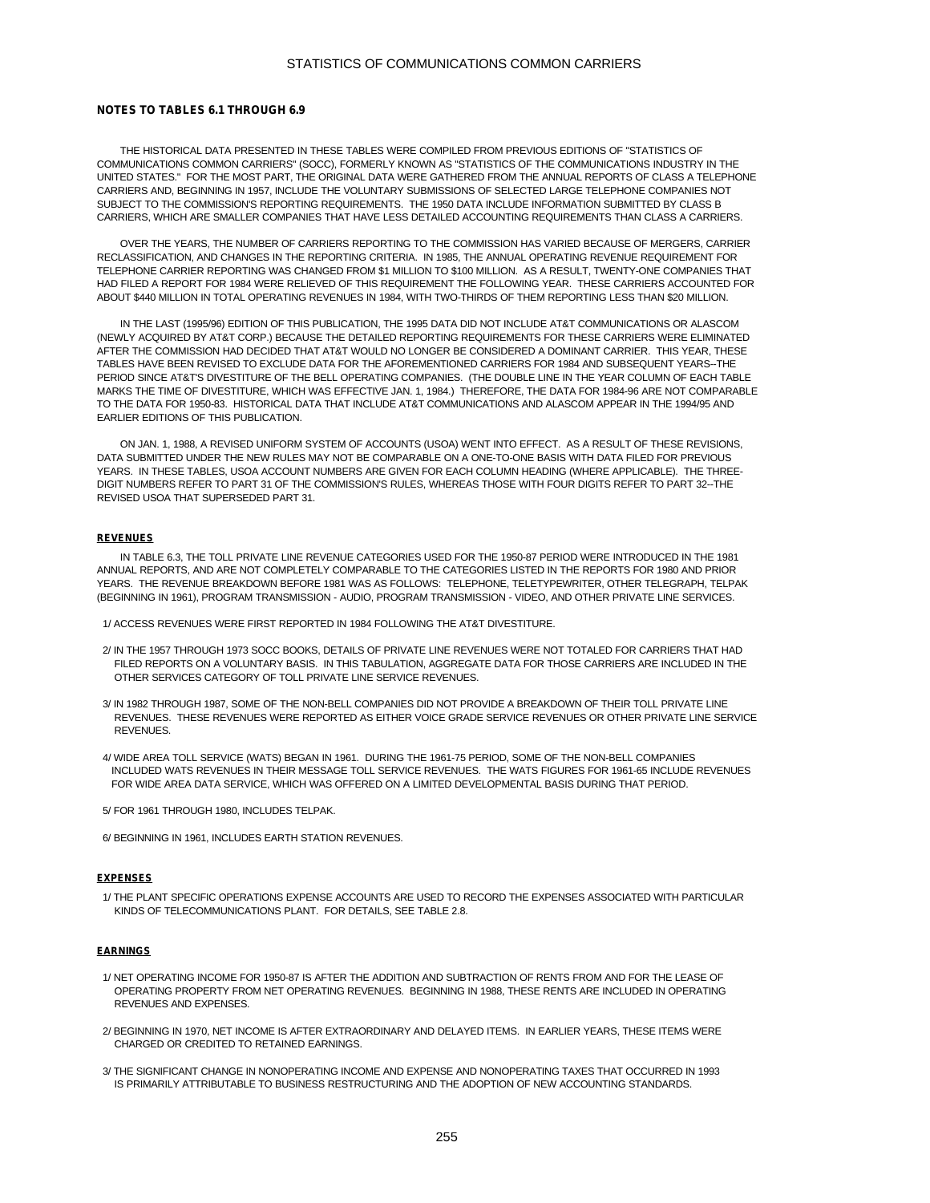**NOTES TO TABLES 6.1 THROUGH 6.9**

THE HISTORICAL DATA PRESENTED IN THESE TABLES WERE COMPILED FROM PREVIOUS EDITIONS OF "STATISTICS OF COMMUNICATIONS COMMON CARRIERS" (SOCC), FORMERLY KNOWN AS "STATISTICS OF THE COMMUNICATIONS INDUSTRY IN THE UNITED STATES." FOR THE MOST PART, THE ORIGINAL DATA WERE GATHERED FROM THE ANNUAL REPORTS OF CLASS A TELEPHONE CARRIERS AND, BEGINNING IN 1957, INCLUDE THE VOLUNTARY SUBMISSIONS OF SELECTED LARGE TELEPHONE COMPANIES NOT SUBJECT TO THE COMMISSION'S REPORTING REQUIREMENTS. THE 1950 DATA INCLUDE INFORMATION SUBMITTED BY CLASS B CARRIERS, WHICH ARE SMALLER COMPANIES THAT HAVE LESS DETAILED ACCOUNTING REQUIREMENTS THAN CLASS A CARRIERS.

OVER THE YEARS, THE NUMBER OF CARRIERS REPORTING TO THE COMMISSION HAS VARIED BECAUSE OF MERGERS, CARRIER RECLASSIFICATION, AND CHANGES IN THE REPORTING CRITERIA. IN 1985, THE ANNUAL OPERATING REVENUE REQUIREMENT FOR TELEPHONE CARRIER REPORTING WAS CHANGED FROM $1 MILLION TO $100 MILLION. AS A RESULT, TWENTY-ONE COMPANIES THAT HAD FILED A REPORT FOR 1984 WERE RELIEVED OF THIS REQUIREMENT THE FOLLOWING YEAR. THESE CARRIERS ACCOUNTED FOR ABOUT $440 MILLION IN TOTAL OPERATING REVENUES IN 1984, WITH TWO-THIRDS OF THEM REPORTING LESS THAN $20 MILLION.

IN THE LAST (1995/96) EDITION OF THIS PUBLICATION, THE 1995 DATA DID NOT INCLUDE AT&T COMMUNICATIONS OR ALASCOM (NEWLY ACQUIRED BY AT&T CORP.) BECAUSE THE DETAILED REPORTING REQUIREMENTS FOR THESE CARRIERS WERE ELIMINATED AFTER THE COMMISSION HAD DECIDED THAT AT&T WOULD NO LONGER BE CONSIDERED A DOMINANT CARRIER. THIS YEAR, THESE TABLES HAVE BEEN REVISED TO EXCLUDE DATA FOR THE AFOREMENTIONED CARRIERS FOR 1984 AND SUBSEQUENT YEARS--THE PERIOD SINCE AT&T'S DIVESTITURE OF THE BELL OPERATING COMPANIES. (THE DOUBLE LINE IN THE YEAR COLUMN OF EACH TABLE MARKS THE TIME OF DIVESTITURE, WHICH WAS EFFECTIVE JAN. 1, 1984.) THEREFORE, THE DATA FOR 1984-96 ARE NOT COMPARABLE TO THE DATA FOR 1950-83. HISTORICAL DATA THAT INCLUDE AT&T COMMUNICATIONS AND ALASCOM APPEAR IN THE 1994/95 AND EARLIER EDITIONS OF THIS PUBLICATION.

ON JAN. 1, 1988, A REVISED UNIFORM SYSTEM OF ACCOUNTS (USOA) WENT INTO EFFECT. AS A RESULT OF THESE REVISIONS, DATA SUBMITTED UNDER THE NEW RULES MAY NOT BE COMPARABLE ON A ONE-TO-ONE BASIS WITH DATA FILED FOR PREVIOUS YEARS. IN THESE TABLES, USOA ACCOUNT NUMBERS ARE GIVEN FOR EACH COLUMN HEADING (WHERE APPLICABLE). THE THREE-DIGIT NUMBERS REFER TO PART 31 OF THE COMMISSION'S RULES, WHEREAS THOSE WITH FOUR DIGITS REFER TO PART 32--THE REVISED USOA THAT SUPERSEDED PART 31.

**REVENUES**

IN TABLE 6.3, THE TOLL PRIVATE LINE REVENUE CATEGORIES USED FOR THE 1950-87 PERIOD WERE INTRODUCED IN THE 1981 ANNUAL REPORTS, AND ARE NOT COMPLETELY COMPARABLE TO THE CATEGORIES LISTED IN THE REPORTS FOR 1980 AND PRIOR YEARS. THE REVENUE BREAKDOWN BEFORE 1981 WAS AS FOLLOWS: TELEPHONE, TELETYPEWRITER, OTHER TELEGRAPH, TELPAK (BEGINNING IN 1961), PROGRAM TRANSMISSION - AUDIO, PROGRAM TRANSMISSION - VIDEO, AND OTHER PRIVATE LINE SERVICES.

1/ ACCESS REVENUES WERE FIRST REPORTED IN 1984 FOLLOWING THE AT&T DIVESTITURE.

2/ IN THE 1957 THROUGH 1973 SOCC BOOKS, DETAILS OF PRIVATE LINE REVENUES WERE NOT TOTALED FOR CARRIERS THAT HAD FILED REPORTS ON A VOLUNTARY BASIS. IN THIS TABULATION, AGGREGATE DATA FOR THOSE CARRIERS ARE INCLUDED IN THE OTHER SERVICES CATEGORY OF TOLL PRIVATE LINE SERVICE REVENUES.

3/ IN 1982 THROUGH 1987, SOME OF THE NON-BELL COMPANIES DID NOT PROVIDE A BREAKDOWN OF THEIR TOLL PRIVATE LINE REVENUES. THESE REVENUES WERE REPORTED AS EITHER VOICE GRADE SERVICE REVENUES OR OTHER PRIVATE LINE SERVICE REVENUES.

4/ WIDE AREA TOLL SERVICE (WATS) BEGAN IN 1961. DURING THE 1961-75 PERIOD, SOME OF THE NON-BELL COMPANIES INCLUDED WATS REVENUES IN THEIR MESSAGE TOLL SERVICE REVENUES. THE WATS FIGURES FOR 1961-65 INCLUDE REVENUES FOR WIDE AREA DATA SERVICE, WHICH WAS OFFERED ON A LIMITED DEVELOPMENTAL BASIS DURING THAT PERIOD.

5/ FOR 1961 THROUGH 1980, INCLUDES TELPAK.

6/ BEGINNING IN 1961, INCLUDES EARTH STATION REVENUES.

**EXPENSES**

1/ THE PLANT SPECIFIC OPERATIONS EXPENSE ACCOUNTS ARE USED TO RECORD THE EXPENSES ASSOCIATED WITH PARTICULAR KINDS OF TELECOMMUNICATIONS PLANT. FOR DETAILS, SEE TABLE 2.8.

**EARNINGS**

1/ NET OPERATING INCOME FOR 1950-87 IS AFTER THE ADDITION AND SUBTRACTION OF RENTS FROM AND FOR THE LEASE OF OPERATING PROPERTY FROM NET OPERATING REVENUES. BEGINNING IN 1988, THESE RENTS ARE INCLUDED IN OPERATING REVENUES AND EXPENSES.

2/ BEGINNING IN 1970, NET INCOME IS AFTER EXTRAORDINARY AND DELAYED ITEMS. IN EARLIER YEARS, THESE ITEMS WERE CHARGED OR CREDITED TO RETAINED EARNINGS.

3/ THE SIGNIFICANT CHANGE IN NONOPERATING INCOME AND EXPENSE AND NONOPERATING TAXES THAT OCCURRED IN 1993 IS PRIMARILY ATTRIBUTABLE TO BUSINESS RESTRUCTURING AND THE ADOPTION OF NEW ACCOUNTING STANDARDS.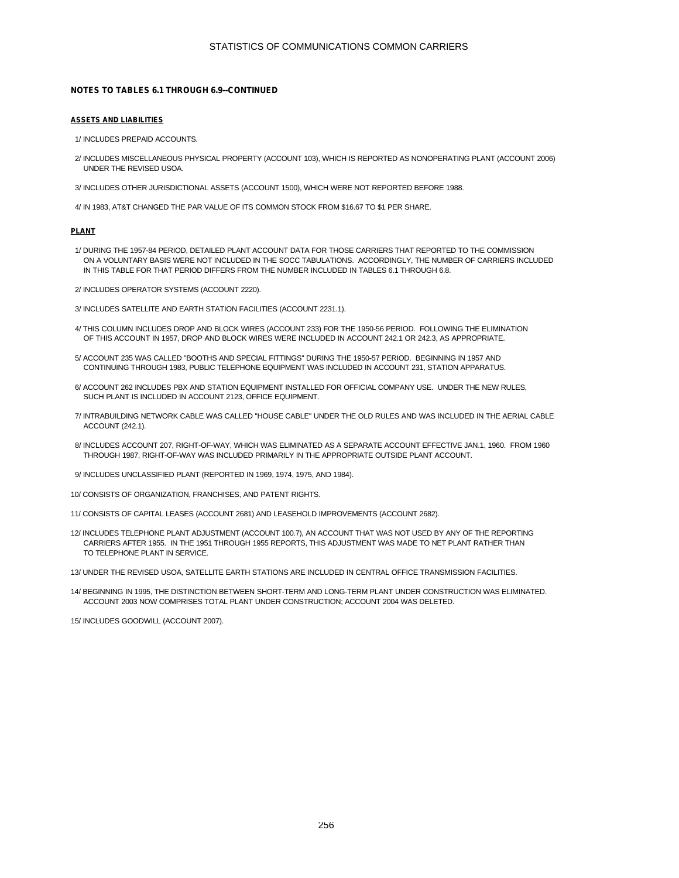**NOTES TO TABLES 6.1 THROUGH 6.9--CONTINUED**

**ASSETS AND LIABILITIES**

1/ INCLUDES PREPAID ACCOUNTS.

2/ INCLUDES MISCELLANEOUS PHYSICAL PROPERTY (ACCOUNT 103), WHICH IS REPORTED AS NONOPERATING PLANT (ACCOUNT 2006) UNDER THE REVISED USOA.

3/ INCLUDES OTHER JURISDICTIONAL ASSETS (ACCOUNT 1500), WHICH WERE NOT REPORTED BEFORE 1988.

4/ IN 1983, AT&T CHANGED THE PAR VALUE OF ITS COMMON STOCK FROM $16.67 TO $1 PER SHARE.

**PLANT**

1/ DURING THE 1957-84 PERIOD, DETAILED PLANT ACCOUNT DATA FOR THOSE CARRIERS THAT REPORTED TO THE COMMISSION ON A VOLUNTARY BASIS WERE NOT INCLUDED IN THE SOCC TABULATIONS. ACCORDINGLY, THE NUMBER OF CARRIERS INCLUDED IN THIS TABLE FOR THAT PERIOD DIFFERS FROM THE NUMBER INCLUDED IN TABLES 6.1 THROUGH 6.8.

2/ INCLUDES OPERATOR SYSTEMS (ACCOUNT 2220).

3/ INCLUDES SATELLITE AND EARTH STATION FACILITIES (ACCOUNT 2231.1).

4/ THIS COLUMN INCLUDES DROP AND BLOCK WIRES (ACCOUNT 233) FOR THE 1950-56 PERIOD. FOLLOWING THE ELIMINATION OF THIS ACCOUNT IN 1957, DROP AND BLOCK WIRES WERE INCLUDED IN ACCOUNT 242.1 OR 242.3, AS APPROPRIATE.

5/ ACCOUNT 235 WAS CALLED "BOOTHS AND SPECIAL FITTINGS" DURING THE 1950-57 PERIOD. BEGINNING IN 1957 AND CONTINUING THROUGH 1983, PUBLIC TELEPHONE EQUIPMENT WAS INCLUDED IN ACCOUNT 231, STATION APPARATUS.

6/ ACCOUNT 262 INCLUDES PBX AND STATION EQUIPMENT INSTALLED FOR OFFICIAL COMPANY USE. UNDER THE NEW RULES, SUCH PLANT IS INCLUDED IN ACCOUNT 2123, OFFICE EQUIPMENT.

7/ INTRABUILDING NETWORK CABLE WAS CALLED "HOUSE CABLE" UNDER THE OLD RULES AND WAS INCLUDED IN THE AERIAL CABLE ACCOUNT (242.1).

8/ INCLUDES ACCOUNT 207, RIGHT-OF-WAY, WHICH WAS ELIMINATED AS A SEPARATE ACCOUNT EFFECTIVE JAN.1, 1960. FROM 1960 THROUGH 1987, RIGHT-OF-WAY WAS INCLUDED PRIMARILY IN THE APPROPRIATE OUTSIDE PLANT ACCOUNT.

9/ INCLUDES UNCLASSIFIED PLANT (REPORTED IN 1969, 1974, 1975, AND 1984).

10/ CONSISTS OF ORGANIZATION, FRANCHISES, AND PATENT RIGHTS.

11/ CONSISTS OF CAPITAL LEASES (ACCOUNT 2681) AND LEASEHOLD IMPROVEMENTS (ACCOUNT 2682).

12/ INCLUDES TELEPHONE PLANT ADJUSTMENT (ACCOUNT 100.7), AN ACCOUNT THAT WAS NOT USED BY ANY OF THE REPORTING CARRIERS AFTER 1955. IN THE 1951 THROUGH 1955 REPORTS, THIS ADJUSTMENT WAS MADE TO NET PLANT RATHER THAN TO TELEPHONE PLANT IN SERVICE.

13/ UNDER THE REVISED USOA, SATELLITE EARTH STATIONS ARE INCLUDED IN CENTRAL OFFICE TRANSMISSION FACILITIES.

14/ BEGINNING IN 1995, THE DISTINCTION BETWEEN SHORT-TERM AND LONG-TERM PLANT UNDER CONSTRUCTION WAS ELIMINATED. ACCOUNT 2003 NOW COMPRISES TOTAL PLANT UNDER CONSTRUCTION; ACCOUNT 2004 WAS DELETED.

15/ INCLUDES GOODWILL (ACCOUNT 2007).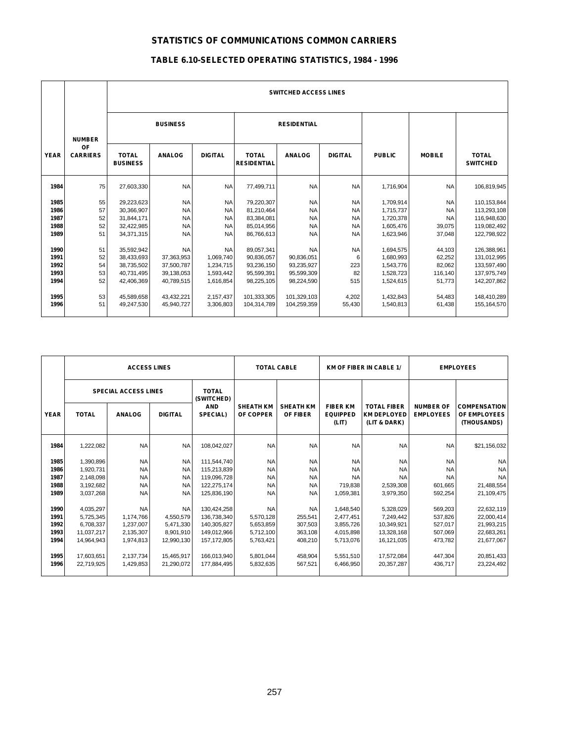## STATISTICS OF COMMUNICATIONS COMMON CARRIERS

### TABLE 6.10-SELECTED OPERATING STATISTICS, 1984 - 1996

| YEAR | NUMBER OF CARRIERS | SWITCHED ACCESS LINES | | | | | | | | |
|---|---|---|---|---|---|---|---|---|---|---|
| | | BUSINESS | | | RESIDENTIAL | | | PUBLIC | MOBILE | TOTAL SWITCHED |
| | | TOTAL BUSINESS | ANALOG | DIGITAL | TOTAL RESIDENTIAL | ANALOG | DIGITAL | | | |
| 1984 | 75 | 27,603,330 | NA | NA | 77,499,711 | NA | NA | 1,716,904 | NA | 106,819,945 |
| 1985 | 55 | 29,223,623 | NA | NA | 79,220,307 | NA | NA | 1,709,914 | NA | 110,153,844 |
| 1986 | 57 | 30,366,907 | NA | NA | 81,210,464 | NA | NA | 1,715,737 | NA | 113,293,108 |
| 1987 | 52 | 31,844,171 | NA | NA | 83,384,081 | NA | NA | 1,720,378 | NA | 116,948,630 |
| 1988 | 52 | 32,422,985 | NA | NA | 85,014,956 | NA | NA | 1,605,476 | 39,075 | 119,082,492 |
| 1989 | 51 | 34,371,315 | NA | NA | 86,766,613 | NA | NA | 1,623,946 | 37,048 | 122,798,922 |
| 1990 | 51 | 35,592,942 | NA | NA | 89,057,341 | NA | NA | 1,694,575 | 44,103 | 126,388,961 |
| 1991 | 52 | 38,433,693 | 37,363,953 | 1,069,740 | 90,836,057 | 90,836,051 | 6 | 1,680,993 | 62,252 | 131,012,995 |
| 1992 | 54 | 38,735,502 | 37,500,787 | 1,234,715 | 93,236,150 | 93,235,927 | 223 | 1,543,776 | 82,062 | 133,597,490 |
| 1993 | 53 | 40,731,495 | 39,138,053 | 1,593,442 | 95,599,391 | 95,599,309 | 82 | 1,528,723 | 116,140 | 137,975,749 |
| 1994 | 52 | 42,406,369 | 40,789,515 | 1,616,854 | 98,225,105 | 98,224,590 | 515 | 1,524,615 | 51,773 | 142,207,862 |
| 1995 | 53 | 45,589,658 | 43,432,221 | 2,157,437 | 101,333,305 | 101,329,103 | 4,202 | 1,432,843 | 54,483 | 148,410,289 |
| 1996 | 51 | 49,247,530 | 45,940,727 | 3,306,803 | 104,314,789 | 104,259,359 | 55,430 | 1,540,813 | 61,438 | 155,164,570 |

| YEAR | ACCESS LINES | | | | TOTAL CABLE | | KM OF FIBER IN CABLE 1/ | | EMPLOYEES | |
|---|---|---|---|---|---|---|---|---|---|---|
| | SPECIAL ACCESS LINES | | | TOTAL (SWITCHED) AND SPECIAL) | | | | | | |
| | TOTAL | ANALOG | DIGITAL | | SHEATH KM OF COPPER | SHEATH KM OF FIBER | FIBER KM EQUIPPED (LIT) | TOTAL FIBER KM DEPLOYED (LIT & DARK) | NUMBER OF EMPLOYEES | COMPENSATION OF EMPLOYEES (THOUSANDS) |
| 1984 | 1,222,082 | NA | NA | 108,042,027 | NA | NA | NA | NA | NA | $21,156,032 |
| 1985 | 1,390,896 | NA | NA | 111,544,740 | NA | NA | NA | NA | NA | NA |
| 1986 | 1,920,731 | NA | NA | 115,213,839 | NA | NA | NA | NA | NA | NA |
| 1987 | 2,148,098 | NA | NA | 119,096,728 | NA | NA | NA | NA | NA | NA |
| 1988 | 3,192,682 | NA | NA | 122,275,174 | NA | NA | 719,838 | 2,539,308 | 601,665 | 21,488,554 |
| 1989 | 3,037,268 | NA | NA | 125,836,190 | NA | NA | 1,059,381 | 3,979,350 | 592,254 | 21,109,475 |
| 1990 | 4,035,297 | NA | NA | 130,424,258 | NA | NA | 1,648,540 | 5,328,029 | 569,203 | 22,632,119 |
| 1991 | 5,725,345 | 1,174,766 | 4,550,579 | 136,738,340 | 5,570,128 | 255,541 | 2,477,451 | 7,249,442 | 537,826 | 22,000,414 |
| 1992 | 6,708,337 | 1,237,007 | 5,471,330 | 140,305,827 | 5,653,859 | 307,503 | 3,855,726 | 10,349,921 | 527,017 | 21,993,215 |
| 1993 | 11,037,217 | 2,135,307 | 8,901,910 | 149,012,966 | 5,712,100 | 363,108 | 4,015,898 | 13,328,168 | 507,069 | 22,683,261 |
| 1994 | 14,964,943 | 1,974,813 | 12,990,130 | 157,172,805 | 5,763,421 | 408,210 | 5,713,076 | 16,121,035 | 473,782 | 21,677,067 |
| 1995 | 17,603,651 | 2,137,734 | 15,465,917 | 166,013,940 | 5,801,044 | 458,904 | 5,551,510 | 17,572,084 | 447,304 | 20,851,433 |
| 1996 | 22,719,925 | 1,429,853 | 21,290,072 | 177,884,495 | 5,832,635 | 567,521 | 6,466,950 | 20,357,287 | 436,717 | 23,224,492 |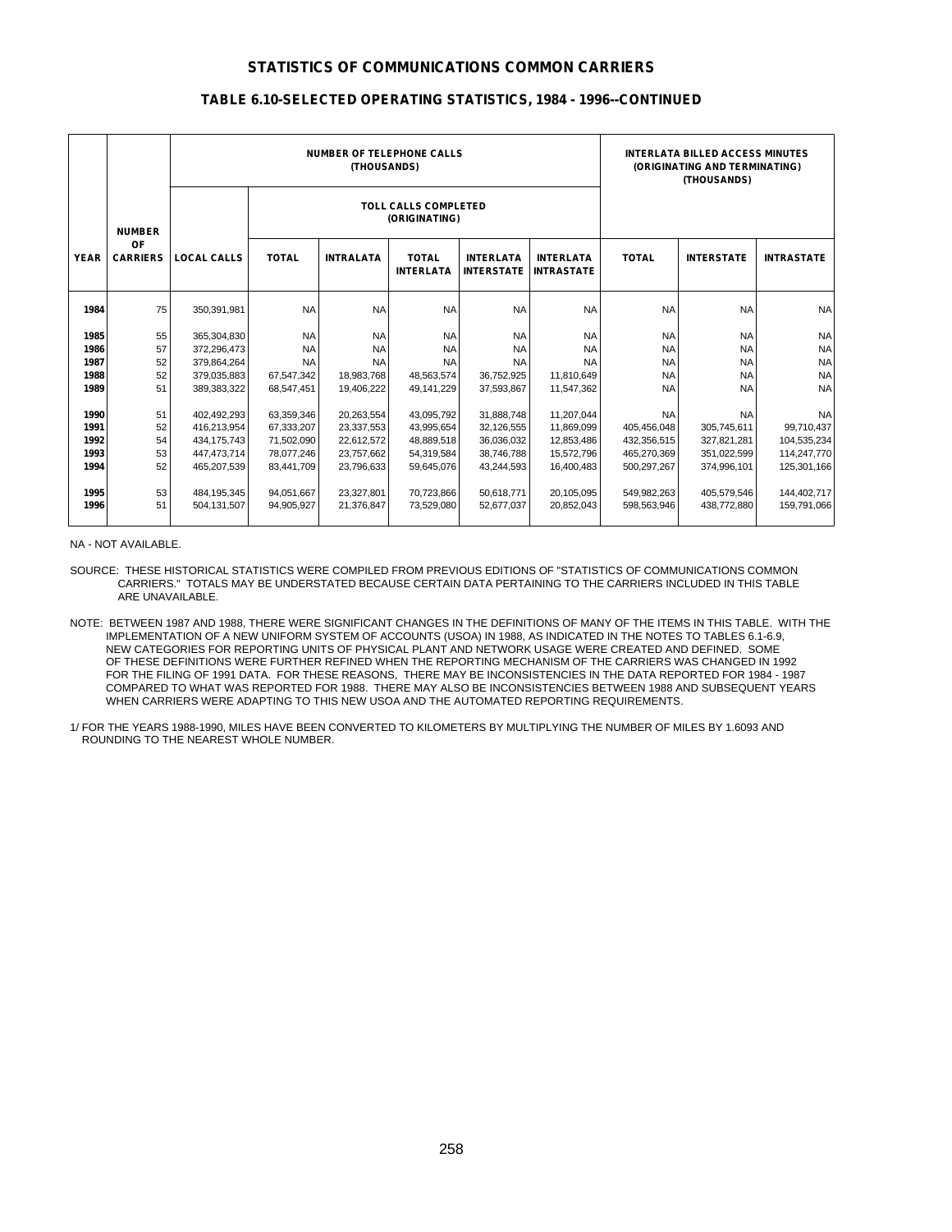## STATISTICS OF COMMUNICATIONS COMMON CARRIERS

### TABLE 6.10-SELECTED OPERATING STATISTICS, 1984 - 1996--CONTINUED

| YEAR | NUMBER OF CARRIERS | NUMBER OF TELEPHONE CALLS (THOUSANDS) | | | | | | INTERLATA BILLED ACCESS MINUTES (ORIGINATING AND TERMINATING) (THOUSANDS) | | |
|---|---|---|---|---|---|---|---|---|---|---|
| | | | TOLL CALLS COMPLETED (ORIGINATING) | | | | | | | |
| | | LOCAL CALLS | TOTAL | INTRALATA | TOTAL INTERLATA | INTERLATA INTERSTATE | INTERLATA INTRASTATE | TOTAL | INTERSTATE | INTRASTATE |
| 1984 | 75 | 350,391,981 | NA | NA | NA | NA | NA | NA | NA | NA |
| 1985 | 55 | 365,304,830 | NA | NA | NA | NA | NA | NA | NA | NA |
| 1986 | 57 | 372,296,473 | NA | NA | NA | NA | NA | NA | NA | NA |
| 1987 | 52 | 379,864,264 | NA | NA | NA | NA | NA | NA | NA | NA |
| 1988 | 52 | 379,035,883 | 67,547,342 | 18,983,768 | 48,563,574 | 36,752,925 | 11,810,649 | NA | NA | NA |
| 1989 | 51 | 389,383,322 | 68,547,451 | 19,406,222 | 49,141,229 | 37,593,867 | 11,547,362 | NA | NA | NA |
| 1990 | 51 | 402,492,293 | 63,359,346 | 20,263,554 | 43,095,792 | 31,888,748 | 11,207,044 | NA | NA | NA |
| 1991 | 52 | 416,213,954 | 67,333,207 | 23,337,553 | 43,995,654 | 32,126,555 | 11,869,099 | 405,456,048 | 305,745,611 | 99,710,437 |
| 1992 | 54 | 434,175,743 | 71,502,090 | 22,612,572 | 48,889,518 | 36,036,032 | 12,853,486 | 432,356,515 | 327,821,281 | 104,535,234 |
| 1993 | 53 | 447,473,714 | 78,077,246 | 23,757,662 | 54,319,584 | 38,746,788 | 15,572,796 | 465,270,369 | 351,022,599 | 114,247,770 |
| 1994 | 52 | 465,207,539 | 83,441,709 | 23,796,633 | 59,645,076 | 43,244,593 | 16,400,483 | 500,297,267 | 374,996,101 | 125,301,166 |
| 1995 | 53 | 484,195,345 | 94,051,667 | 23,327,801 | 70,723,866 | 50,618,771 | 20,105,095 | 549,982,263 | 405,579,546 | 144,402,717 |
| 1996 | 51 | 504,131,507 | 94,905,927 | 21,376,847 | 73,529,080 | 52,677,037 | 20,852,043 | 598,563,946 | 438,772,880 | 159,791,066 |

NA - NOT AVAILABLE.

SOURCE: THESE HISTORICAL STATISTICS WERE COMPILED FROM PREVIOUS EDITIONS OF "STATISTICS OF COMMUNICATIONS COMMON CARRIERS." TOTALS MAY BE UNDERSTATED BECAUSE CERTAIN DATA PERTAINING TO THE CARRIERS INCLUDED IN THIS TABLE ARE UNAVAILABLE.

NOTE: BETWEEN 1987 AND 1988, THERE WERE SIGNIFICANT CHANGES IN THE DEFINITIONS OF MANY OF THE ITEMS IN THIS TABLE. WITH THE IMPLEMENTATION OF A NEW UNIFORM SYSTEM OF ACCOUNTS (USOA) IN 1988, AS INDICATED IN THE NOTES TO TABLES 6.1-6.9, NEW CATEGORIES FOR REPORTING UNITS OF PHYSICAL PLANT AND NETWORK USAGE WERE CREATED AND DEFINED. SOME OF THESE DEFINITIONS WERE FURTHER REFINED WHEN THE REPORTING MECHANISM OF THE CARRIERS WAS CHANGED IN 1992 FOR THE FILING OF 1991 DATA. FOR THESE REASONS, THERE MAY BE INCONSISTENCIES IN THE DATA REPORTED FOR 1984 - 1987 COMPARED TO WHAT WAS REPORTED FOR 1988. THERE MAY ALSO BE INCONSISTENCIES BETWEEN 1988 AND SUBSEQUENT YEARS WHEN CARRIERS WERE ADAPTING TO THIS NEW USOA AND THE AUTOMATED REPORTING REQUIREMENTS.

1/ FOR THE YEARS 1988-1990, MILES HAVE BEEN CONVERTED TO KILOMETERS BY MULTIPLYING THE NUMBER OF MILES BY 1.6093 AND ROUNDING TO THE NEAREST WHOLE NUMBER.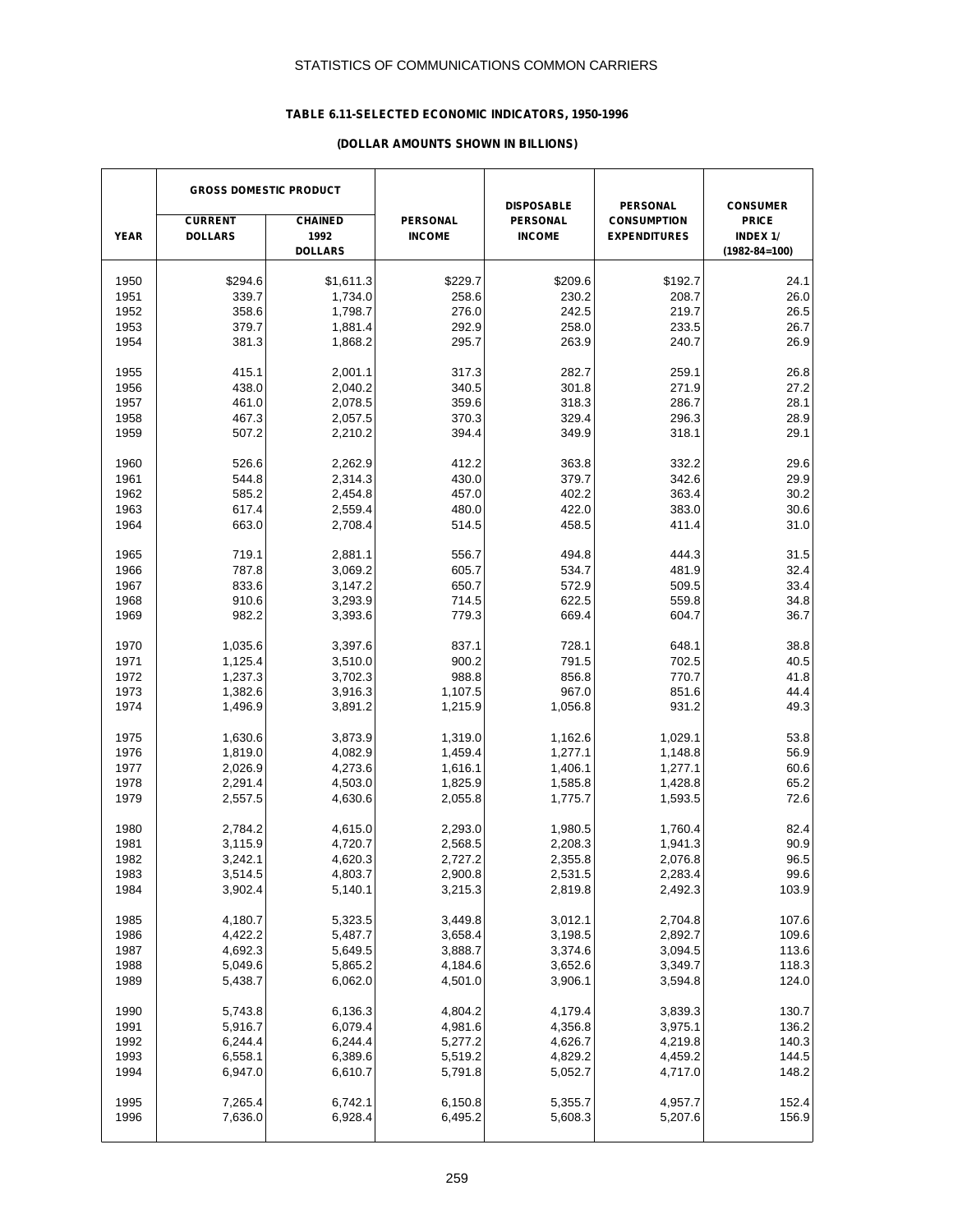### TABLE 6.11-SELECTED ECONOMIC INDICATORS, 1950-1996

#### (DOLLAR AMOUNTS SHOWN IN BILLIONS)

| YEAR | GROSS DOMESTIC PRODUCT CURRENT DOLLARS | GROSS DOMESTIC PRODUCT CHAINED 1992 DOLLARS | PERSONAL INCOME | DISPOSABLE PERSONAL INCOME | PERSONAL CONSUMPTION EXPENDITURES | CONSUMER PRICE INDEX 1/ (1982-84=100) |
|---|---|---|---|---|---|---|
| 1950 | $294.6 | $1,611.3 | $229.7 | $209.6 | $192.7 | 24.1 |
| 1951 | 339.7 | 1,734.0 | 258.6 | 230.2 | 208.7 | 26.0 |
| 1952 | 358.6 | 1,798.7 | 276.0 | 242.5 | 219.7 | 26.5 |
| 1953 | 379.7 | 1,881.4 | 292.9 | 258.0 | 233.5 | 26.7 |
| 1954 | 381.3 | 1,868.2 | 295.7 | 263.9 | 240.7 | 26.9 |
| 1955 | 415.1 | 2,001.1 | 317.3 | 282.7 | 259.1 | 26.8 |
| 1956 | 438.0 | 2,040.2 | 340.5 | 301.8 | 271.9 | 27.2 |
| 1957 | 461.0 | 2,078.5 | 359.6 | 318.3 | 286.7 | 28.1 |
| 1958 | 467.3 | 2,057.5 | 370.3 | 329.4 | 296.3 | 28.9 |
| 1959 | 507.2 | 2,210.2 | 394.4 | 349.9 | 318.1 | 29.1 |
| 1960 | 526.6 | 2,262.9 | 412.2 | 363.8 | 332.2 | 29.6 |
| 1961 | 544.8 | 2,314.3 | 430.0 | 379.7 | 342.6 | 29.9 |
| 1962 | 585.2 | 2,454.8 | 457.0 | 402.2 | 363.4 | 30.2 |
| 1963 | 617.4 | 2,559.4 | 480.0 | 422.0 | 383.0 | 30.6 |
| 1964 | 663.0 | 2,708.4 | 514.5 | 458.5 | 411.4 | 31.0 |
| 1965 | 719.1 | 2,881.1 | 556.7 | 494.8 | 444.3 | 31.5 |
| 1966 | 787.8 | 3,069.2 | 605.7 | 534.7 | 481.9 | 32.4 |
| 1967 | 833.6 | 3,147.2 | 650.7 | 572.9 | 509.5 | 33.4 |
| 1968 | 910.6 | 3,293.9 | 714.5 | 622.5 | 559.8 | 34.8 |
| 1969 | 982.2 | 3,393.6 | 779.3 | 669.4 | 604.7 | 36.7 |
| 1970 | 1,035.6 | 3,397.6 | 837.1 | 728.1 | 648.1 | 38.8 |
| 1971 | 1,125.4 | 3,510.0 | 900.2 | 791.5 | 702.5 | 40.5 |
| 1972 | 1,237.3 | 3,702.3 | 988.8 | 856.8 | 770.7 | 41.8 |
| 1973 | 1,382.6 | 3,916.3 | 1,107.5 | 967.0 | 851.6 | 44.4 |
| 1974 | 1,496.9 | 3,891.2 | 1,215.9 | 1,056.8 | 931.2 | 49.3 |
| 1975 | 1,630.6 | 3,873.9 | 1,319.0 | 1,162.6 | 1,029.1 | 53.8 |
| 1976 | 1,819.0 | 4,082.9 | 1,459.4 | 1,277.1 | 1,148.8 | 56.9 |
| 1977 | 2,026.9 | 4,273.6 | 1,616.1 | 1,406.1 | 1,277.1 | 60.6 |
| 1978 | 2,291.4 | 4,503.0 | 1,825.9 | 1,585.8 | 1,428.8 | 65.2 |
| 1979 | 2,557.5 | 4,630.6 | 2,055.8 | 1,775.7 | 1,593.5 | 72.6 |
| 1980 | 2,784.2 | 4,615.0 | 2,293.0 | 1,980.5 | 1,760.4 | 82.4 |
| 1981 | 3,115.9 | 4,720.7 | 2,568.5 | 2,208.3 | 1,941.3 | 90.9 |
| 1982 | 3,242.1 | 4,620.3 | 2,727.2 | 2,355.8 | 2,076.8 | 96.5 |
| 1983 | 3,514.5 | 4,803.7 | 2,900.8 | 2,531.5 | 2,283.4 | 99.6 |
| 1984 | 3,902.4 | 5,140.1 | 3,215.3 | 2,819.8 | 2,492.3 | 103.9 |
| 1985 | 4,180.7 | 5,323.5 | 3,449.8 | 3,012.1 | 2,704.8 | 107.6 |
| 1986 | 4,422.2 | 5,487.7 | 3,658.4 | 3,198.5 | 2,892.7 | 109.6 |
| 1987 | 4,692.3 | 5,649.5 | 3,888.7 | 3,374.6 | 3,094.5 | 113.6 |
| 1988 | 5,049.6 | 5,865.2 | 4,184.6 | 3,652.6 | 3,349.7 | 118.3 |
| 1989 | 5,438.7 | 6,062.0 | 4,501.0 | 3,906.1 | 3,594.8 | 124.0 |
| 1990 | 5,743.8 | 6,136.3 | 4,804.2 | 4,179.4 | 3,839.3 | 130.7 |
| 1991 | 5,916.7 | 6,079.4 | 4,981.6 | 4,356.8 | 3,975.1 | 136.2 |
| 1992 | 6,244.4 | 6,244.4 | 5,277.2 | 4,626.7 | 4,219.8 | 140.3 |
| 1993 | 6,558.1 | 6,389.6 | 5,519.2 | 4,829.2 | 4,459.2 | 144.5 |
| 1994 | 6,947.0 | 6,610.7 | 5,791.8 | 5,052.7 | 4,717.0 | 148.2 |
| 1995 | 7,265.4 | 6,742.1 | 6,150.8 | 5,355.7 | 4,957.7 | 152.4 |
| 1996 | 7,636.0 | 6,928.4 | 6,495.2 | 5,608.3 | 5,207.6 | 156.9 |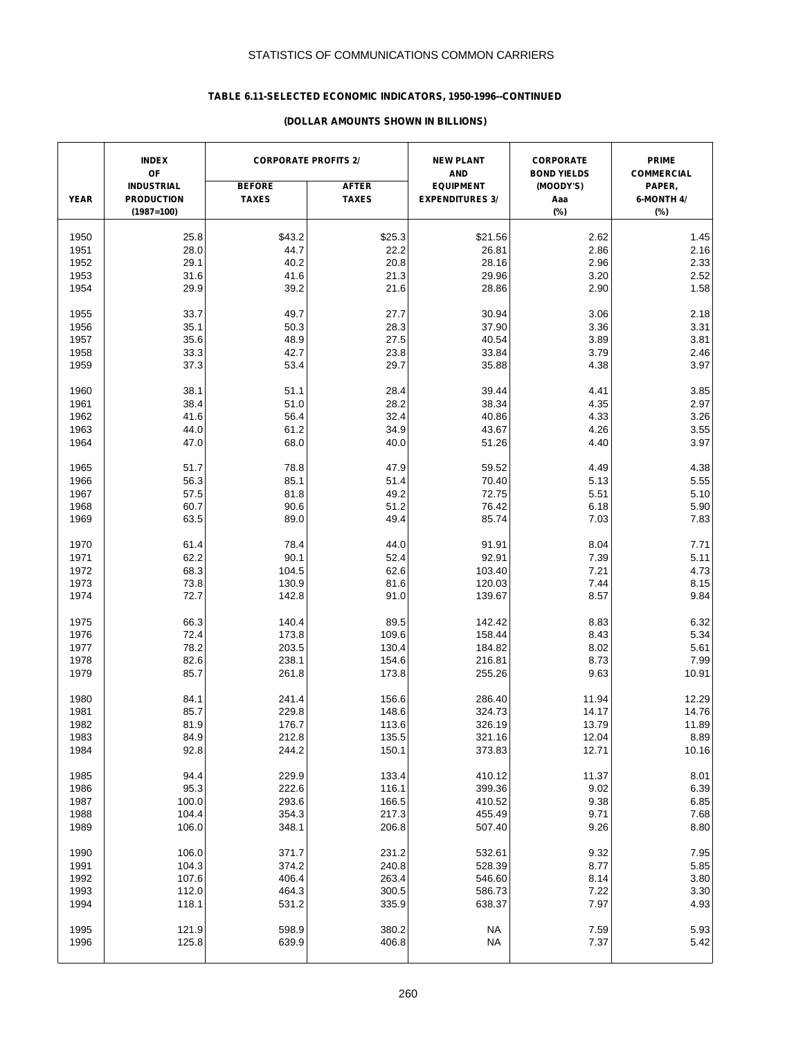STATISTICS OF COMMUNICATIONS COMMON CARRIERS

**TABLE 6.11-SELECTED ECONOMIC INDICATORS, 1950-1996--CONTINUED**

**(DOLLAR AMOUNTS SHOWN IN BILLIONS)**

| YEAR | INDEX OF INDUSTRIAL PRODUCTION (1987=100) | CORPORATE PROFITS 2/ BEFORE TAXES | CORPORATE PROFITS 2/ AFTER TAXES | NEW PLANT AND EQUIPMENT EXPENDITURES 3/ | CORPORATE BOND YIELDS (MOODY'S) Aaa (%) | PRIME COMMERCIAL PAPER, 6-MONTH 4/ (%) |
|---|---|---|---|---|---|---|
| 1950 | 25.8 | $43.2 | $25.3 | $21.56 | 2.62 | 1.45 |
| 1951 | 28.0 | 44.7 | 22.2 | 26.81 | 2.86 | 2.16 |
| 1952 | 29.1 | 40.2 | 20.8 | 28.16 | 2.96 | 2.33 |
| 1953 | 31.6 | 41.6 | 21.3 | 29.96 | 3.20 | 2.52 |
| 1954 | 29.9 | 39.2 | 21.6 | 28.86 | 2.90 | 1.58 |
| 1955 | 33.7 | 49.7 | 27.7 | 30.94 | 3.06 | 2.18 |
| 1956 | 35.1 | 50.3 | 28.3 | 37.90 | 3.36 | 3.31 |
| 1957 | 35.6 | 48.9 | 27.5 | 40.54 | 3.89 | 3.81 |
| 1958 | 33.3 | 42.7 | 23.8 | 33.84 | 3.79 | 2.46 |
| 1959 | 37.3 | 53.4 | 29.7 | 35.88 | 4.38 | 3.97 |
| 1960 | 38.1 | 51.1 | 28.4 | 39.44 | 4.41 | 3.85 |
| 1961 | 38.4 | 51.0 | 28.2 | 38.34 | 4.35 | 2.97 |
| 1962 | 41.6 | 56.4 | 32.4 | 40.86 | 4.33 | 3.26 |
| 1963 | 44.0 | 61.2 | 34.9 | 43.67 | 4.26 | 3.55 |
| 1964 | 47.0 | 68.0 | 40.0 | 51.26 | 4.40 | 3.97 |
| 1965 | 51.7 | 78.8 | 47.9 | 59.52 | 4.49 | 4.38 |
| 1966 | 56.3 | 85.1 | 51.4 | 70.40 | 5.13 | 5.55 |
| 1967 | 57.5 | 81.8 | 49.2 | 72.75 | 5.51 | 5.10 |
| 1968 | 60.7 | 90.6 | 51.2 | 76.42 | 6.18 | 5.90 |
| 1969 | 63.5 | 89.0 | 49.4 | 85.74 | 7.03 | 7.83 |
| 1970 | 61.4 | 78.4 | 44.0 | 91.91 | 8.04 | 7.71 |
| 1971 | 62.2 | 90.1 | 52.4 | 92.91 | 7.39 | 5.11 |
| 1972 | 68.3 | 104.5 | 62.6 | 103.40 | 7.21 | 4.73 |
| 1973 | 73.8 | 130.9 | 81.6 | 120.03 | 7.44 | 8.15 |
| 1974 | 72.7 | 142.8 | 91.0 | 139.67 | 8.57 | 9.84 |
| 1975 | 66.3 | 140.4 | 89.5 | 142.42 | 8.83 | 6.32 |
| 1976 | 72.4 | 173.8 | 109.6 | 158.44 | 8.43 | 5.34 |
| 1977 | 78.2 | 203.5 | 130.4 | 184.82 | 8.02 | 5.61 |
| 1978 | 82.6 | 238.1 | 154.6 | 216.81 | 8.73 | 7.99 |
| 1979 | 85.7 | 261.8 | 173.8 | 255.26 | 9.63 | 10.91 |
| 1980 | 84.1 | 241.4 | 156.6 | 286.40 | 11.94 | 12.29 |
| 1981 | 85.7 | 229.8 | 148.6 | 324.73 | 14.17 | 14.76 |
| 1982 | 81.9 | 176.7 | 113.6 | 326.19 | 13.79 | 11.89 |
| 1983 | 84.9 | 212.8 | 135.5 | 321.16 | 12.04 | 8.89 |
| 1984 | 92.8 | 244.2 | 150.1 | 373.83 | 12.71 | 10.16 |
| 1985 | 94.4 | 229.9 | 133.4 | 410.12 | 11.37 | 8.01 |
| 1986 | 95.3 | 222.6 | 116.1 | 399.36 | 9.02 | 6.39 |
| 1987 | 100.0 | 293.6 | 166.5 | 410.52 | 9.38 | 6.85 |
| 1988 | 104.4 | 354.3 | 217.3 | 455.49 | 9.71 | 7.68 |
| 1989 | 106.0 | 348.1 | 206.8 | 507.40 | 9.26 | 8.80 |
| 1990 | 106.0 | 371.7 | 231.2 | 532.61 | 9.32 | 7.95 |
| 1991 | 104.3 | 374.2 | 240.8 | 528.39 | 8.77 | 5.85 |
| 1992 | 107.6 | 406.4 | 263.4 | 546.60 | 8.14 | 3.80 |
| 1993 | 112.0 | 464.3 | 300.5 | 586.73 | 7.22 | 3.30 |
| 1994 | 118.1 | 531.2 | 335.9 | 638.37 | 7.97 | 4.93 |
| 1995 | 121.9 | 598.9 | 380.2 | NA | 7.59 | 5.93 |
| 1996 | 125.8 | 639.9 | 406.8 | NA | 7.37 | 5.42 |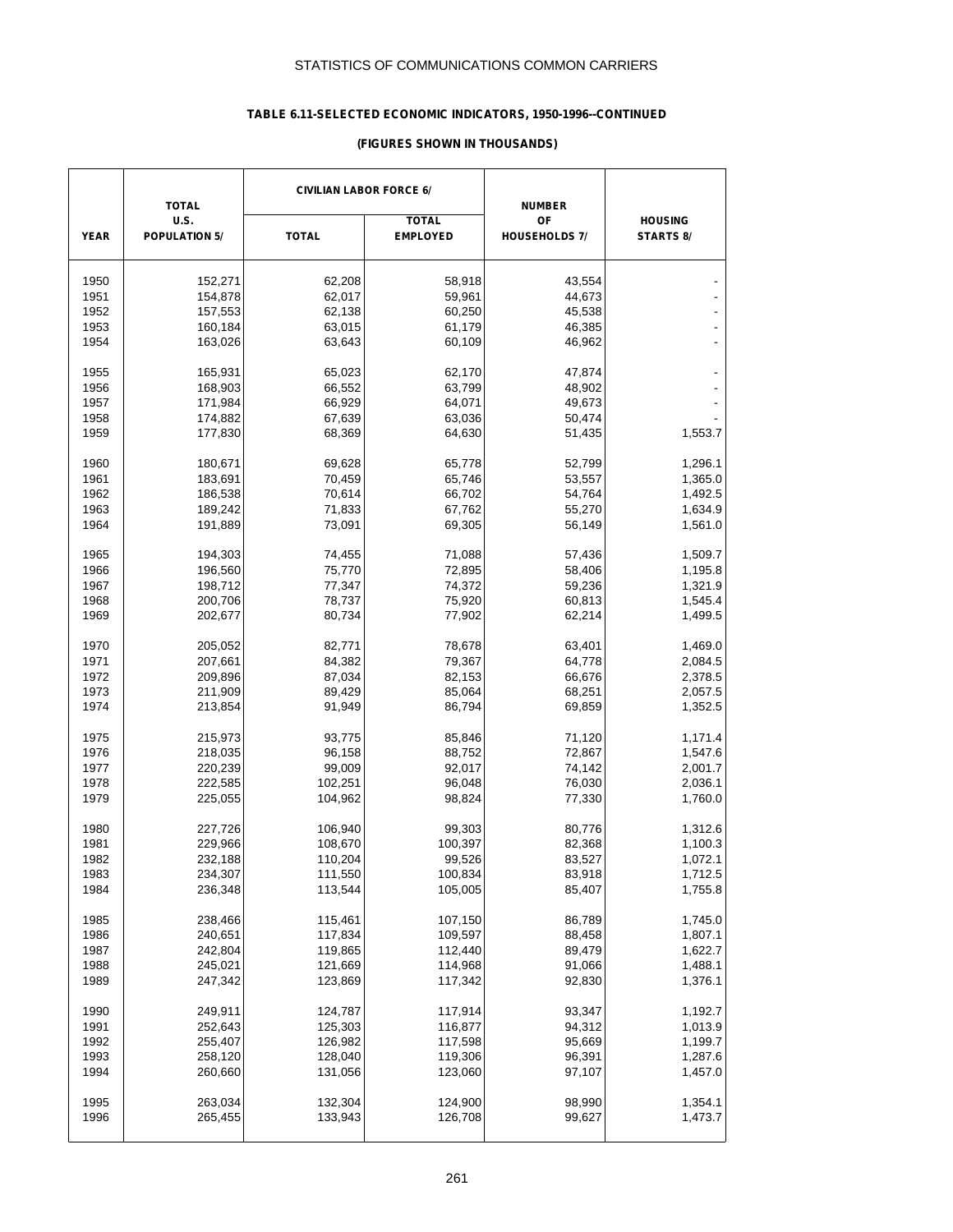STATISTICS OF COMMUNICATIONS COMMON CARRIERS

**TABLE 6.11-SELECTED ECONOMIC INDICATORS, 1950-1996--CONTINUED**

**(FIGURES SHOWN IN THOUSANDS)**

| YEAR | TOTAL U.S. POPULATION 5/ | CIVILIAN LABOR FORCE 6/ | | NUMBER OF HOUSEHOLDS 7/ | HOUSING STARTS 8/ |
|---|---|---|---|---|---|
| | | TOTAL | TOTAL EMPLOYED | | |
| 1950 | 152,271 | 62,208 | 58,918 | 43,554 | - |
| 1951 | 154,878 | 62,017 | 59,961 | 44,673 | - |
| 1952 | 157,553 | 62,138 | 60,250 | 45,538 | - |
| 1953 | 160,184 | 63,015 | 61,179 | 46,385 | - |
| 1954 | 163,026 | 63,643 | 60,109 | 46,962 | - |
| 1955 | 165,931 | 65,023 | 62,170 | 47,874 | - |
| 1956 | 168,903 | 66,552 | 63,799 | 48,902 | - |
| 1957 | 171,984 | 66,929 | 64,071 | 49,673 | - |
| 1958 | 174,882 | 67,639 | 63,036 | 50,474 | - |
| 1959 | 177,830 | 68,369 | 64,630 | 51,435 | 1,553.7 |
| 1960 | 180,671 | 69,628 | 65,778 | 52,799 | 1,296.1 |
| 1961 | 183,691 | 70,459 | 65,746 | 53,557 | 1,365.0 |
| 1962 | 186,538 | 70,614 | 66,702 | 54,764 | 1,492.5 |
| 1963 | 189,242 | 71,833 | 67,762 | 55,270 | 1,634.9 |
| 1964 | 191,889 | 73,091 | 69,305 | 56,149 | 1,561.0 |
| 1965 | 194,303 | 74,455 | 71,088 | 57,436 | 1,509.7 |
| 1966 | 196,560 | 75,770 | 72,895 | 58,406 | 1,195.8 |
| 1967 | 198,712 | 77,347 | 74,372 | 59,236 | 1,321.9 |
| 1968 | 200,706 | 78,737 | 75,920 | 60,813 | 1,545.4 |
| 1969 | 202,677 | 80,734 | 77,902 | 62,214 | 1,499.5 |
| 1970 | 205,052 | 82,771 | 78,678 | 63,401 | 1,469.0 |
| 1971 | 207,661 | 84,382 | 79,367 | 64,778 | 2,084.5 |
| 1972 | 209,896 | 87,034 | 82,153 | 66,676 | 2,378.5 |
| 1973 | 211,909 | 89,429 | 85,064 | 68,251 | 2,057.5 |
| 1974 | 213,854 | 91,949 | 86,794 | 69,859 | 1,352.5 |
| 1975 | 215,973 | 93,775 | 85,846 | 71,120 | 1,171.4 |
| 1976 | 218,035 | 96,158 | 88,752 | 72,867 | 1,547.6 |
| 1977 | 220,239 | 99,009 | 92,017 | 74,142 | 2,001.7 |
| 1978 | 222,585 | 102,251 | 96,048 | 76,030 | 2,036.1 |
| 1979 | 225,055 | 104,962 | 98,824 | 77,330 | 1,760.0 |
| 1980 | 227,726 | 106,940 | 99,303 | 80,776 | 1,312.6 |
| 1981 | 229,966 | 108,670 | 100,397 | 82,368 | 1,100.3 |
| 1982 | 232,188 | 110,204 | 99,526 | 83,527 | 1,072.1 |
| 1983 | 234,307 | 111,550 | 100,834 | 83,918 | 1,712.5 |
| 1984 | 236,348 | 113,544 | 105,005 | 85,407 | 1,755.8 |
| 1985 | 238,466 | 115,461 | 107,150 | 86,789 | 1,745.0 |
| 1986 | 240,651 | 117,834 | 109,597 | 88,458 | 1,807.1 |
| 1987 | 242,804 | 119,865 | 112,440 | 89,479 | 1,622.7 |
| 1988 | 245,021 | 121,669 | 114,968 | 91,066 | 1,488.1 |
| 1989 | 247,342 | 123,869 | 117,342 | 92,830 | 1,376.1 |
| 1990 | 249,911 | 124,787 | 117,914 | 93,347 | 1,192.7 |
| 1991 | 252,643 | 125,303 | 116,877 | 94,312 | 1,013.9 |
| 1992 | 255,407 | 126,982 | 117,598 | 95,669 | 1,199.7 |
| 1993 | 258,120 | 128,040 | 119,306 | 96,391 | 1,287.6 |
| 1994 | 260,660 | 131,056 | 123,060 | 97,107 | 1,457.0 |
| 1995 | 263,034 | 132,304 | 124,900 | 98,990 | 1,354.1 |
| 1996 | 265,455 | 133,943 | 126,708 | 99,627 | 1,473.7 |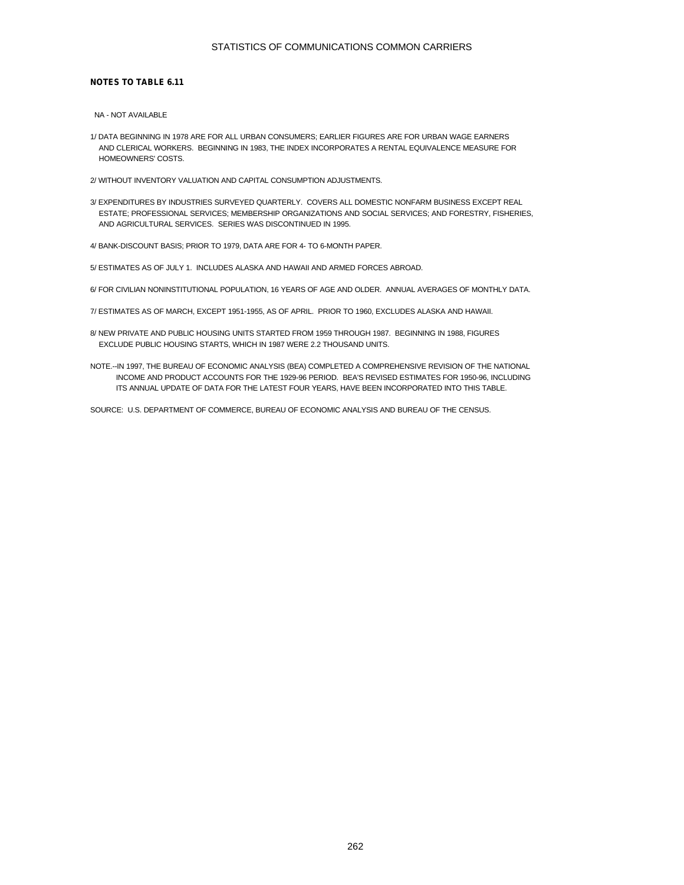**NOTES TO TABLE 6.11**

NA - NOT AVAILABLE

1/ DATA BEGINNING IN 1978 ARE FOR ALL URBAN CONSUMERS; EARLIER FIGURES ARE FOR URBAN WAGE EARNERS AND CLERICAL WORKERS. BEGINNING IN 1983, THE INDEX INCORPORATES A RENTAL EQUIVALENCE MEASURE FOR HOMEOWNERS' COSTS.

2/ WITHOUT INVENTORY VALUATION AND CAPITAL CONSUMPTION ADJUSTMENTS.

3/ EXPENDITURES BY INDUSTRIES SURVEYED QUARTERLY. COVERS ALL DOMESTIC NONFARM BUSINESS EXCEPT REAL ESTATE; PROFESSIONAL SERVICES; MEMBERSHIP ORGANIZATIONS AND SOCIAL SERVICES; AND FORESTRY, FISHERIES, AND AGRICULTURAL SERVICES. SERIES WAS DISCONTINUED IN 1995.

4/ BANK-DISCOUNT BASIS; PRIOR TO 1979, DATA ARE FOR 4- TO 6-MONTH PAPER.

5/ ESTIMATES AS OF JULY 1. INCLUDES ALASKA AND HAWAII AND ARMED FORCES ABROAD.

6/ FOR CIVILIAN NONINSTITUTIONAL POPULATION, 16 YEARS OF AGE AND OLDER. ANNUAL AVERAGES OF MONTHLY DATA.

7/ ESTIMATES AS OF MARCH, EXCEPT 1951-1955, AS OF APRIL. PRIOR TO 1960, EXCLUDES ALASKA AND HAWAII.

8/ NEW PRIVATE AND PUBLIC HOUSING UNITS STARTED FROM 1959 THROUGH 1987. BEGINNING IN 1988, FIGURES EXCLUDE PUBLIC HOUSING STARTS, WHICH IN 1987 WERE 2.2 THOUSAND UNITS.

NOTE.--IN 1997, THE BUREAU OF ECONOMIC ANALYSIS (BEA) COMPLETED A COMPREHENSIVE REVISION OF THE NATIONAL INCOME AND PRODUCT ACCOUNTS FOR THE 1929-96 PERIOD. BEA'S REVISED ESTIMATES FOR 1950-96, INCLUDING ITS ANNUAL UPDATE OF DATA FOR THE LATEST FOUR YEARS, HAVE BEEN INCORPORATED INTO THIS TABLE.

SOURCE: U.S. DEPARTMENT OF COMMERCE, BUREAU OF ECONOMIC ANALYSIS AND BUREAU OF THE CENSUS.